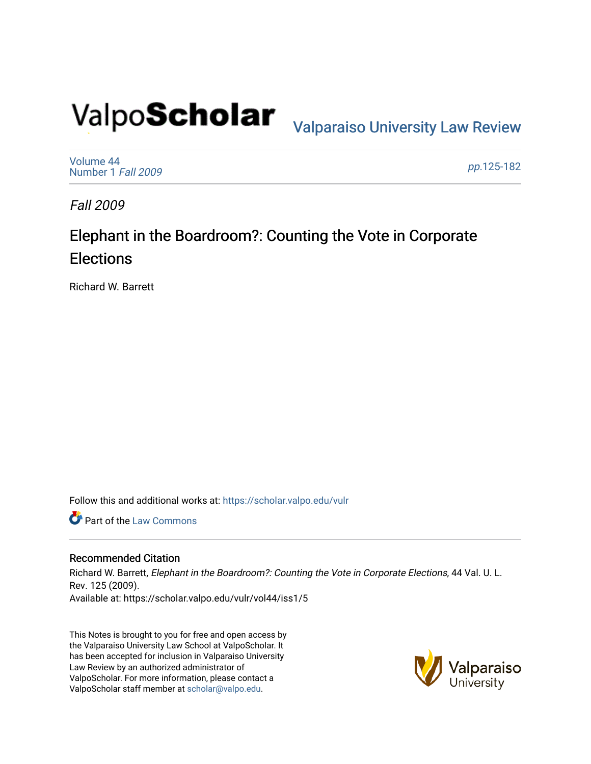ValpoScholar

Valparaiso University Law Review

Volume 44
Number 1 *Fall 2009*

*pp.*125-182

*Fall 2009*

# Elephant in the Boardroom?: Counting the Vote in Corporate Elections

Richard W. Barrett

Follow this and additional works at: https://scholar.valpo.edu/vulr

Part of the Law Commons

## Recommended Citation

Richard W. Barrett, *Elephant in the Boardroom?: Counting the Vote in Corporate Elections*, 44 Val. U. L. Rev. 125 (2009).
Available at: https://scholar.valpo.edu/vulr/vol44/iss1/5

This Notes is brought to you for free and open access by the Valparaiso University Law School at ValpoScholar. It has been accepted for inclusion in Valparaiso University Law Review by an authorized administrator of ValpoScholar. For more information, please contact a ValpoScholar staff member at scholar@valpo.edu.

Valparaiso University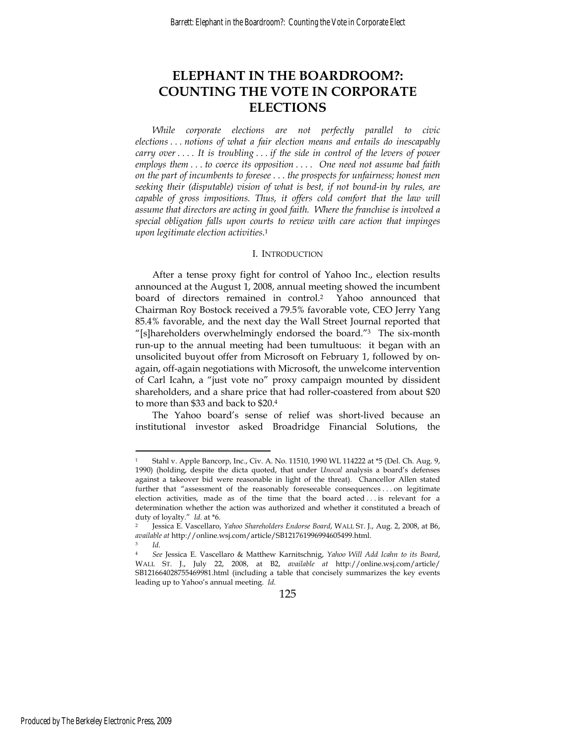# ELEPHANT IN THE BOARDROOM?: COUNTING THE VOTE IN CORPORATE ELECTIONS

*While corporate elections are not perfectly parallel to civic elections . . . notions of what a fair election means and entails do inescapably carry over . . . . It is troubling . . . if the side in control of the levers of power employs them . . . to coerce its opposition . . . . One need not assume bad faith on the part of incumbents to foresee . . . the prospects for unfairness; honest men seeking their (disputable) vision of what is best, if not bound-in by rules, are capable of gross impositions. Thus, it offers cold comfort that the law will assume that directors are acting in good faith. Where the franchise is involved a special obligation falls upon courts to review with care action that impinges upon legitimate election activities.*[1]

## I. INTRODUCTION

After a tense proxy fight for control of Yahoo Inc., election results announced at the August 1, 2008, annual meeting showed the incumbent board of directors remained in control.[2] Yahoo announced that Chairman Roy Bostock received a 79.5% favorable vote, CEO Jerry Yang 85.4% favorable, and the next day the Wall Street Journal reported that "[s]hareholders overwhelmingly endorsed the board."[3] The six-month run-up to the annual meeting had been tumultuous: it began with an unsolicited buyout offer from Microsoft on February 1, followed by on-again, off-again negotiations with Microsoft, the unwelcome intervention of Carl Icahn, a "just vote no" proxy campaign mounted by dissident shareholders, and a share price that had roller-coastered from about $20 to more than $33 and back to $20.[4]

The Yahoo board's sense of relief was short-lived because an institutional investor asked Broadridge Financial Solutions, the

---

[1] Stahl v. Apple Bancorp, Inc., Civ. A. No. 11510, 1990 WL 114222 at *5 (Del. Ch. Aug. 9, 1990) (holding, despite the dicta quoted, that under *Unocal* analysis a board's defenses against a takeover bid were reasonable in light of the threat). Chancellor Allen stated further that "assessment of the reasonably foreseeable consequences . . . on legitimate election activities, made as of the time that the board acted . . . is relevant for a determination whether the action was authorized and whether it constituted a breach of duty of loyalty." *Id.* at *6.

[2] Jessica E. Vascellaro, *Yahoo Shareholders Endorse Board*, WALL ST. J., Aug. 2, 2008, at B6, *available at* http://online.wsj.com/article/SB121761996994605499.html.

[3] *Id.*

[4] *See* Jessica E. Vascellaro & Matthew Karnitschnig, *Yahoo Will Add Icahn to its Board*, WALL ST. J., July 22, 2008, at B2, *available at* http://online.wsj.com/article/SB121664028755469981.html (including a table that concisely summarizes the key events leading up to Yahoo's annual meeting. *Id.*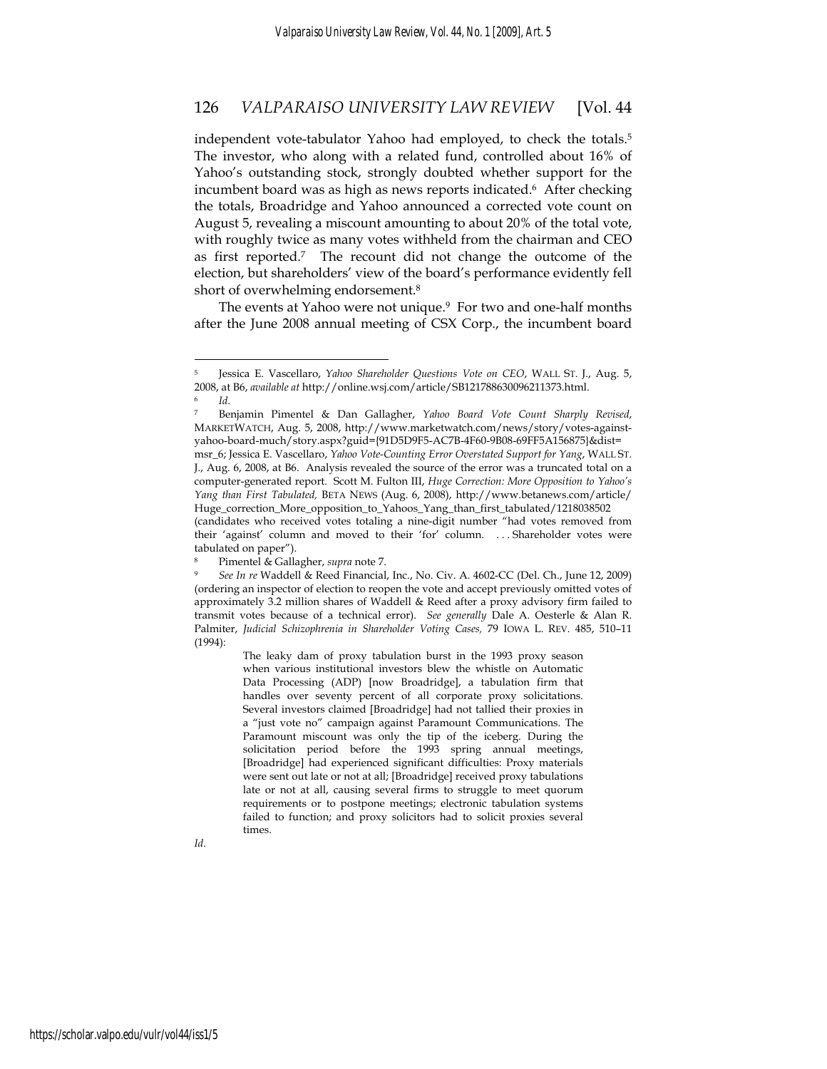independent vote-tabulator Yahoo had employed, to check the totals.[5] The investor, who along with a related fund, controlled about 16% of Yahoo's outstanding stock, strongly doubted whether support for the incumbent board was as high as news reports indicated.[6] After checking the totals, Broadridge and Yahoo announced a corrected vote count on August 5, revealing a miscount amounting to about 20% of the total vote, with roughly twice as many votes withheld from the chairman and CEO as first reported.[7] The recount did not change the outcome of the election, but shareholders' view of the board's performance evidently fell short of overwhelming endorsement.[8]

The events at Yahoo were not unique.[9] For two and one-half months after the June 2008 annual meeting of CSX Corp., the incumbent board

---

[5] Jessica E. Vascellaro, *Yahoo Shareholder Questions Vote on CEO*, WALL ST. J., Aug. 5, 2008, at B6, *available at* http://online.wsj.com/article/SB121788630096211373.html.

[6] *Id.*

[7] Benjamin Pimentel & Dan Gallagher, *Yahoo Board Vote Count Sharply Revised*, MARKETWATCH, Aug. 5, 2008, http://www.marketwatch.com/news/story/votes-against-yahoo-board-much/story.aspx?guid={91D5D9F5-AC7B-4F60-9B08-69FF5A156875}&dist=msr_6; Jessica E. Vascellaro, *Yahoo Vote-Counting Error Overstated Support for Yang*, WALL ST. J., Aug. 6, 2008, at B6. Analysis revealed the source of the error was a truncated total on a computer-generated report. Scott M. Fulton III, *Huge Correction: More Opposition to Yahoo's Yang than First Tabulated,* BETA NEWS (Aug. 6, 2008), http://www.betanews.com/article/Huge_correction_More_opposition_to_Yahoos_Yang_than_first_tabulated/1218038502 (candidates who received votes totaling a nine-digit number "had votes removed from their 'against' column and moved to their 'for' column. . . . Shareholder votes were tabulated on paper").

[8] Pimentel & Gallagher, *supra* note 7.

[9] *See In re* Waddell & Reed Financial, Inc., No. Civ. A. 4602-CC (Del. Ch., June 12, 2009) (ordering an inspector of election to reopen the vote and accept previously omitted votes of approximately 3.2 million shares of Waddell & Reed after a proxy advisory firm failed to transmit votes because of a technical error). *See generally* Dale A. Oesterle & Alan R. Palmiter, *Judicial Schizophrenia in Shareholder Voting Cases,* 79 IOWA L. REV. 485, 510–11 (1994):

> The leaky dam of proxy tabulation burst in the 1993 proxy season when various institutional investors blew the whistle on Automatic Data Processing (ADP) [now Broadridge], a tabulation firm that handles over seventy percent of all corporate proxy solicitations. Several investors claimed [Broadridge] had not tallied their proxies in a "just vote no" campaign against Paramount Communications. The Paramount miscount was only the tip of the iceberg. During the solicitation period before the 1993 spring annual meetings, [Broadridge] had experienced significant difficulties: Proxy materials were sent out late or not at all; [Broadridge] received proxy tabulations late or not at all, causing several firms to struggle to meet quorum requirements or to postpone meetings; electronic tabulation systems failed to function; and proxy solicitors had to solicit proxies several times.

*Id.*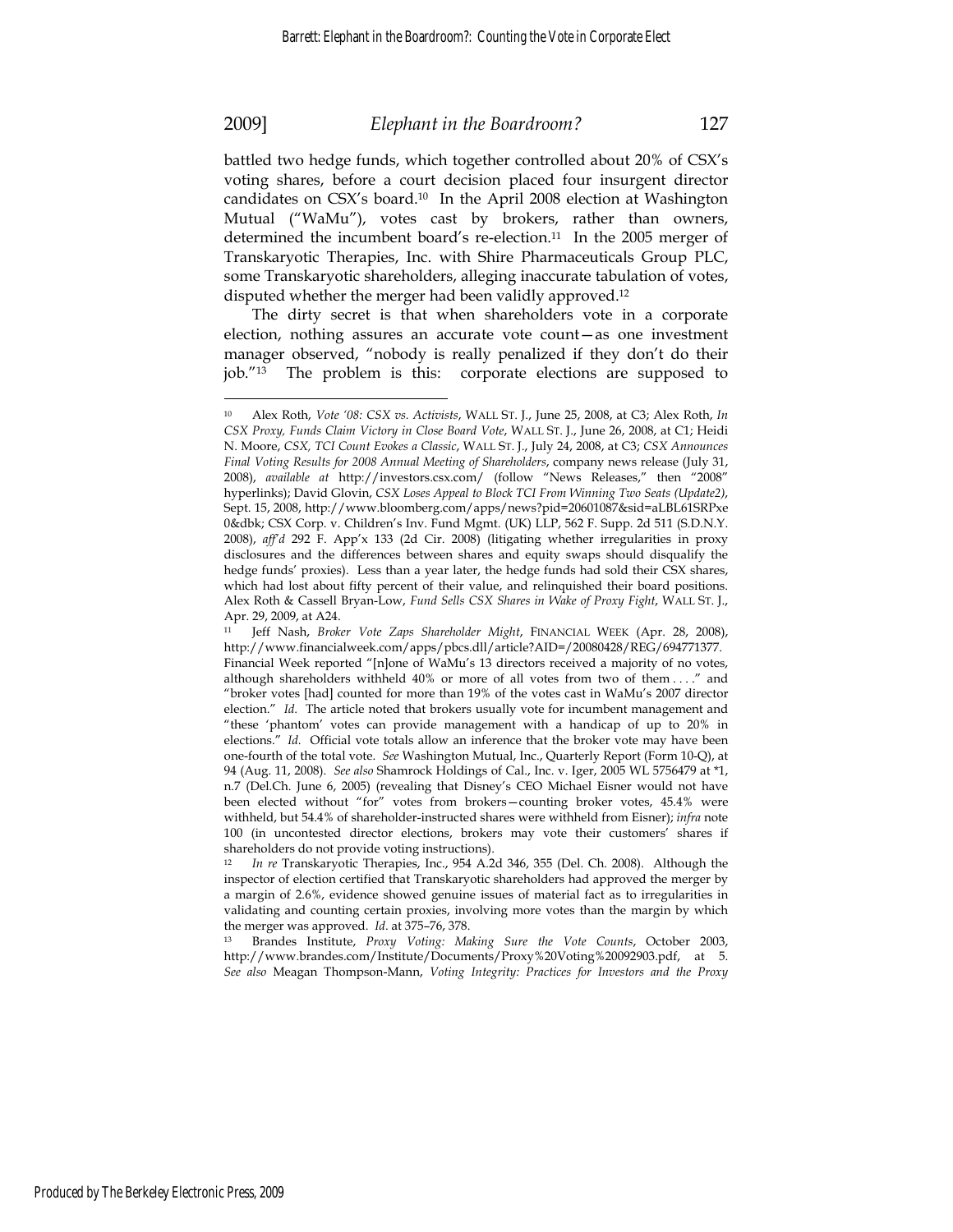battled two hedge funds, which together controlled about 20% of CSX's voting shares, before a court decision placed four insurgent director candidates on CSX's board.[10] In the April 2008 election at Washington Mutual ("WaMu"), votes cast by brokers, rather than owners, determined the incumbent board's re-election.[11] In the 2005 merger of Transkaryotic Therapies, Inc. with Shire Pharmaceuticals Group PLC, some Transkaryotic shareholders, alleging inaccurate tabulation of votes, disputed whether the merger had been validly approved.[12]

The dirty secret is that when shareholders vote in a corporate election, nothing assures an accurate vote count—as one investment manager observed, "nobody is really penalized if they don't do their job."[13] The problem is this: corporate elections are supposed to

---

[10] Alex Roth, *Vote '08: CSX vs. Activists*, WALL ST. J., June 25, 2008, at C3; Alex Roth, *In CSX Proxy, Funds Claim Victory in Close Board Vote*, WALL ST. J., June 26, 2008, at C1; Heidi N. Moore, *CSX, TCI Count Evokes a Classic*, WALL ST. J., July 24, 2008, at C3; *CSX Announces Final Voting Results for 2008 Annual Meeting of Shareholders*, company news release (July 31, 2008), *available at* http://investors.csx.com/ (follow "News Releases," then "2008" hyperlinks); David Glovin, *CSX Loses Appeal to Block TCI From Winning Two Seats (Update2)*, Sept. 15, 2008, http://www.bloomberg.com/apps/news?pid=20601087&sid=aLBL61SRPxe0&dbk; CSX Corp. v. Children's Inv. Fund Mgmt. (UK) LLP, 562 F. Supp. 2d 511 (S.D.N.Y. 2008), *aff'd* 292 F. App'x 133 (2d Cir. 2008) (litigating whether irregularities in proxy disclosures and the differences between shares and equity swaps should disqualify the hedge funds' proxies). Less than a year later, the hedge funds had sold their CSX shares, which had lost about fifty percent of their value, and relinquished their board positions. Alex Roth & Cassell Bryan-Low, *Fund Sells CSX Shares in Wake of Proxy Fight*, WALL ST. J., Apr. 29, 2009, at A24.

[11] Jeff Nash, *Broker Vote Zaps Shareholder Might*, FINANCIAL WEEK (Apr. 28, 2008), http://www.financialweek.com/apps/pbcs.dll/article?AID=/20080428/REG/694771377. Financial Week reported "[n]one of WaMu's 13 directors received a majority of no votes, although shareholders withheld 40% or more of all votes from two of them . . . ." and "broker votes [had] counted for more than 19% of the votes cast in WaMu's 2007 director election." *Id.* The article noted that brokers usually vote for incumbent management and "these 'phantom' votes can provide management with a handicap of up to 20% in elections." *Id.* Official vote totals allow an inference that the broker vote may have been one-fourth of the total vote. *See* Washington Mutual, Inc., Quarterly Report (Form 10-Q), at 94 (Aug. 11, 2008). *See also* Shamrock Holdings of Cal., Inc. v. Iger, 2005 WL 5756479 at *1, n.7 (Del.Ch. June 6, 2005) (revealing that Disney's CEO Michael Eisner would not have been elected without "for" votes from brokers—counting broker votes, 45.4% were withheld, but 54.4% of shareholder-instructed shares were withheld from Eisner); *infra* note 100 (in uncontested director elections, brokers may vote their customers' shares if shareholders do not provide voting instructions).

[12] *In re* Transkaryotic Therapies, Inc., 954 A.2d 346, 355 (Del. Ch. 2008). Although the inspector of election certified that Transkaryotic shareholders had approved the merger by a margin of 2.6%, evidence showed genuine issues of material fact as to irregularities in validating and counting certain proxies, involving more votes than the margin by which the merger was approved. *Id.* at 375–76, 378.

[13] Brandes Institute, *Proxy Voting: Making Sure the Vote Counts*, October 2003, http://www.brandes.com/Institute/Documents/Proxy%20Voting%20092903.pdf, at 5. *See also* Meagan Thompson-Mann, *Voting Integrity: Practices for Investors and the Proxy*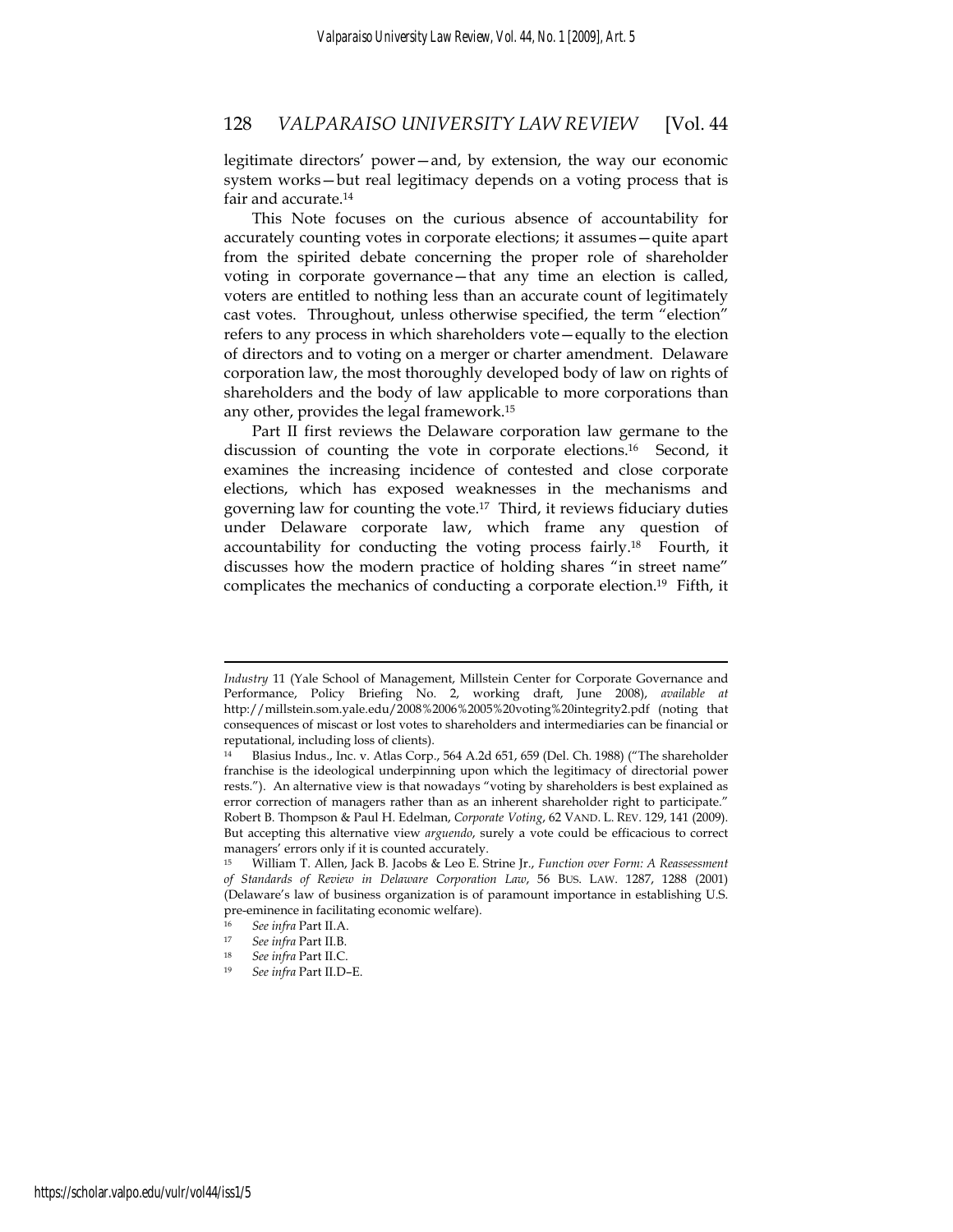legitimate directors' power—and, by extension, the way our economic system works—but real legitimacy depends on a voting process that is fair and accurate.[14]

This Note focuses on the curious absence of accountability for accurately counting votes in corporate elections; it assumes—quite apart from the spirited debate concerning the proper role of shareholder voting in corporate governance—that any time an election is called, voters are entitled to nothing less than an accurate count of legitimately cast votes. Throughout, unless otherwise specified, the term "election" refers to any process in which shareholders vote—equally to the election of directors and to voting on a merger or charter amendment. Delaware corporation law, the most thoroughly developed body of law on rights of shareholders and the body of law applicable to more corporations than any other, provides the legal framework.[15]

Part II first reviews the Delaware corporation law germane to the discussion of counting the vote in corporate elections.[16] Second, it examines the increasing incidence of contested and close corporate elections, which has exposed weaknesses in the mechanisms and governing law for counting the vote.[17] Third, it reviews fiduciary duties under Delaware corporate law, which frame any question of accountability for conducting the voting process fairly.[18] Fourth, it discusses how the modern practice of holding shares "in street name" complicates the mechanics of conducting a corporate election.[19] Fifth, it

---

*Industry* 11 (Yale School of Management, Millstein Center for Corporate Governance and Performance, Policy Briefing No. 2, working draft, June 2008), *available at* http://millstein.som.yale.edu/2008%2006%2005%20voting%20integrity2.pdf (noting that consequences of miscast or lost votes to shareholders and intermediaries can be financial or reputational, including loss of clients).

[14] Blasius Indus., Inc. v. Atlas Corp., 564 A.2d 651, 659 (Del. Ch. 1988) ("The shareholder franchise is the ideological underpinning upon which the legitimacy of directorial power rests."). An alternative view is that nowadays "voting by shareholders is best explained as error correction of managers rather than as an inherent shareholder right to participate." Robert B. Thompson & Paul H. Edelman, *Corporate Voting*, 62 VAND. L. REV. 129, 141 (2009). But accepting this alternative view *arguendo*, surely a vote could be efficacious to correct managers' errors only if it is counted accurately.

[15] William T. Allen, Jack B. Jacobs & Leo E. Strine Jr., *Function over Form: A Reassessment of Standards of Review in Delaware Corporation Law*, 56 BUS. LAW. 1287, 1288 (2001) (Delaware's law of business organization is of paramount importance in establishing U.S. pre-eminence in facilitating economic welfare).

[16] *See infra* Part II.A.

[17] *See infra* Part II.B.

[18] *See infra* Part II.C.

[19] *See infra* Part II.D–E.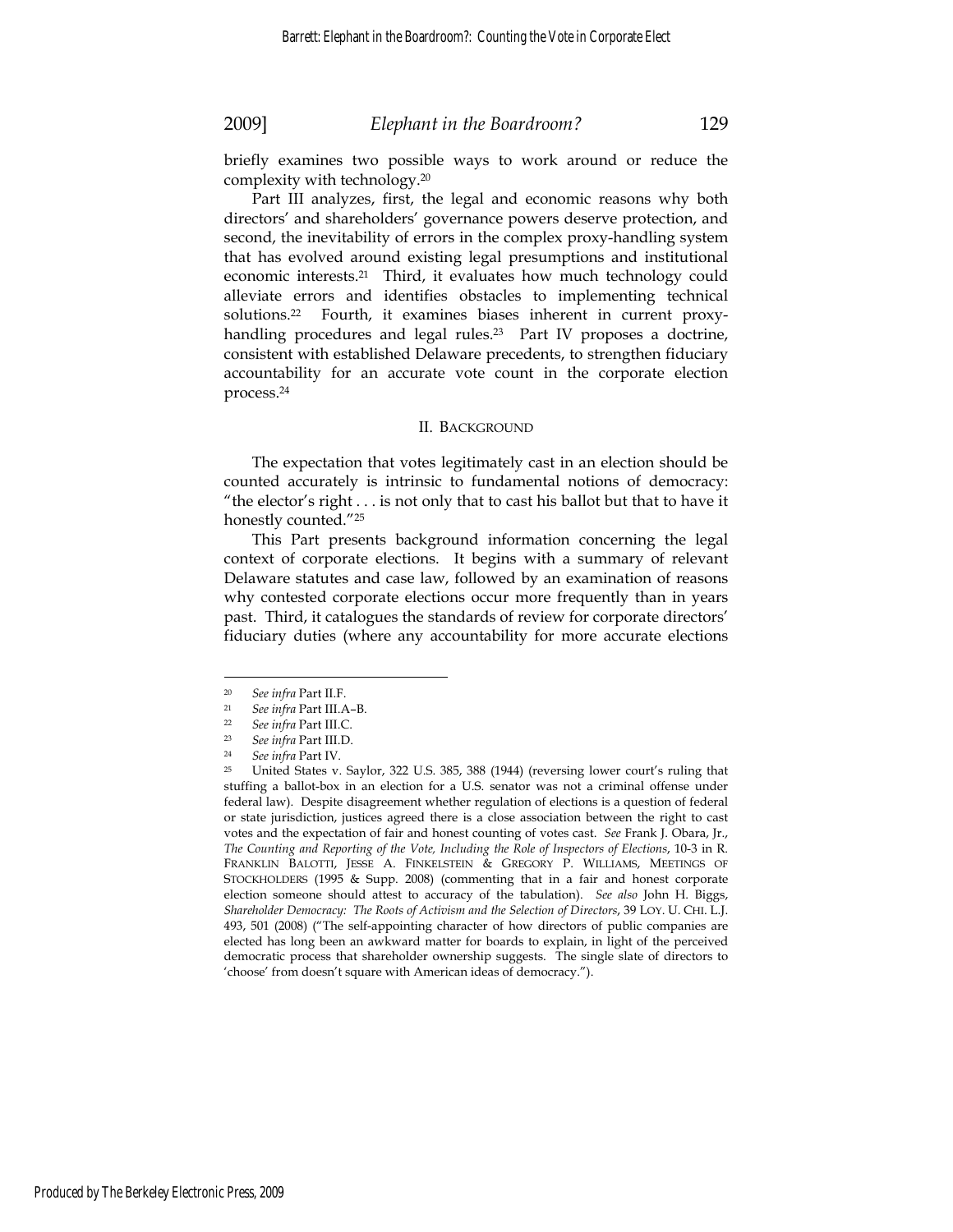briefly examines two possible ways to work around or reduce the complexity with technology.[20]

Part III analyzes, first, the legal and economic reasons why both directors' and shareholders' governance powers deserve protection, and second, the inevitability of errors in the complex proxy-handling system that has evolved around existing legal presumptions and institutional economic interests.[21] Third, it evaluates how much technology could alleviate errors and identifies obstacles to implementing technical solutions.[22] Fourth, it examines biases inherent in current proxy-handling procedures and legal rules.[23] Part IV proposes a doctrine, consistent with established Delaware precedents, to strengthen fiduciary accountability for an accurate vote count in the corporate election process.[24]

## II. BACKGROUND

The expectation that votes legitimately cast in an election should be counted accurately is intrinsic to fundamental notions of democracy: "the elector's right . . . is not only that to cast his ballot but that to have it honestly counted."[25]

This Part presents background information concerning the legal context of corporate elections. It begins with a summary of relevant Delaware statutes and case law, followed by an examination of reasons why contested corporate elections occur more frequently than in years past. Third, it catalogues the standards of review for corporate directors' fiduciary duties (where any accountability for more accurate elections

---

[20] *See infra* Part II.F.

[21] *See infra* Part III.A–B.

[22] *See infra* Part III.C.

[23] *See infra* Part III.D.

[24] *See infra* Part IV.

[25] United States v. Saylor, 322 U.S. 385, 388 (1944) (reversing lower court's ruling that stuffing a ballot-box in an election for a U.S. senator was not a criminal offense under federal law). Despite disagreement whether regulation of elections is a question of federal or state jurisdiction, justices agreed there is a close association between the right to cast votes and the expectation of fair and honest counting of votes cast. *See* Frank J. Obara, Jr., *The Counting and Reporting of the Vote, Including the Role of Inspectors of Elections*, 10-3 in R. FRANKLIN BALOTTI, JESSE A. FINKELSTEIN & GREGORY P. WILLIAMS, MEETINGS OF STOCKHOLDERS (1995 & Supp. 2008) (commenting that in a fair and honest corporate election someone should attest to accuracy of the tabulation). *See also* John H. Biggs, *Shareholder Democracy: The Roots of Activism and the Selection of Directors*, 39 LOY. U. CHI. L.J. 493, 501 (2008) ("The self-appointing character of how directors of public companies are elected has long been an awkward matter for boards to explain, in light of the perceived democratic process that shareholder ownership suggests. The single slate of directors to 'choose' from doesn't square with American ideas of democracy.").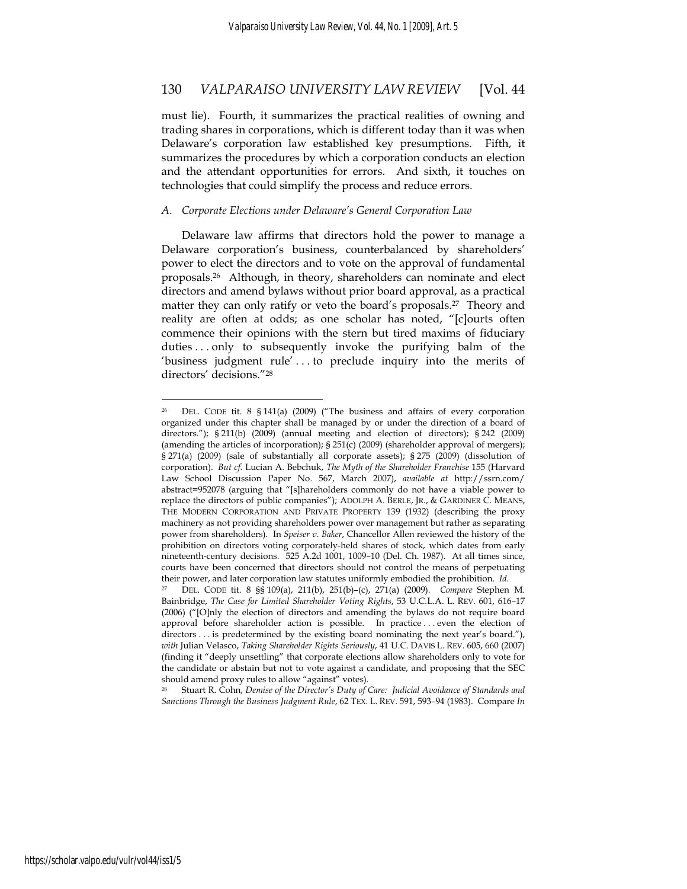must lie). Fourth, it summarizes the practical realities of owning and trading shares in corporations, which is different today than it was when Delaware's corporation law established key presumptions. Fifth, it summarizes the procedures by which a corporation conducts an election and the attendant opportunities for errors. And sixth, it touches on technologies that could simplify the process and reduce errors.

### *A. Corporate Elections under Delaware's General Corporation Law*

Delaware law affirms that directors hold the power to manage a Delaware corporation's business, counterbalanced by shareholders' power to elect the directors and to vote on the approval of fundamental proposals.[26] Although, in theory, shareholders can nominate and elect directors and amend bylaws without prior board approval, as a practical matter they can only ratify or veto the board's proposals.[27] Theory and reality are often at odds; as one scholar has noted, "[c]ourts often commence their opinions with the stern but tired maxims of fiduciary duties . . . only to subsequently invoke the purifying balm of the 'business judgment rule' . . . to preclude inquiry into the merits of directors' decisions."[28]

---

[26] DEL. CODE tit. 8 § 141(a) (2009) ("The business and affairs of every corporation organized under this chapter shall be managed by or under the direction of a board of directors."); § 211(b) (2009) (annual meeting and election of directors); § 242 (2009) (amending the articles of incorporation); § 251(c) (2009) (shareholder approval of mergers); § 271(a) (2009) (sale of substantially all corporate assets); § 275 (2009) (dissolution of corporation). *But cf.* Lucian A. Bebchuk, *The Myth of the Shareholder Franchise* 155 (Harvard Law School Discussion Paper No. 567, March 2007), *available at* http://ssrn.com/abstract=952078 (arguing that "[s]hareholders commonly do not have a viable power to replace the directors of public companies"); ADOLPH A. BERLE, JR., & GARDINER C. MEANS, THE MODERN CORPORATION AND PRIVATE PROPERTY 139 (1932) (describing the proxy machinery as not providing shareholders power over management but rather as separating power from shareholders). In *Speiser v. Baker*, Chancellor Allen reviewed the history of the prohibition on directors voting corporately-held shares of stock, which dates from early nineteenth-century decisions. 525 A.2d 1001, 1009–10 (Del. Ch. 1987). At all times since, courts have been concerned that directors should not control the means of perpetuating their power, and later corporation law statutes uniformly embodied the prohibition. *Id.*

[27] DEL. CODE tit. 8 §§ 109(a), 211(b), 251(b)–(c), 271(a) (2009). *Compare* Stephen M. Bainbridge, *The Case for Limited Shareholder Voting Rights*, 53 U.C.L.A. L. REV. 601, 616–17 (2006) ("[O]nly the election of directors and amending the bylaws do not require board approval before shareholder action is possible. In practice . . . even the election of directors . . . is predetermined by the existing board nominating the next year's board."), *with* Julian Velasco, *Taking Shareholder Rights Seriously*, 41 U.C. DAVIS L. REV. 605, 660 (2007) (finding it "deeply unsettling" that corporate elections allow shareholders only to vote for the candidate or abstain but not to vote against a candidate, and proposing that the SEC should amend proxy rules to allow "against" votes).

[28] Stuart R. Cohn, *Demise of the Director's Duty of Care: Judicial Avoidance of Standards and Sanctions Through the Business Judgment Rule*, 62 TEX. L. REV. 591, 593–94 (1983). Compare *In*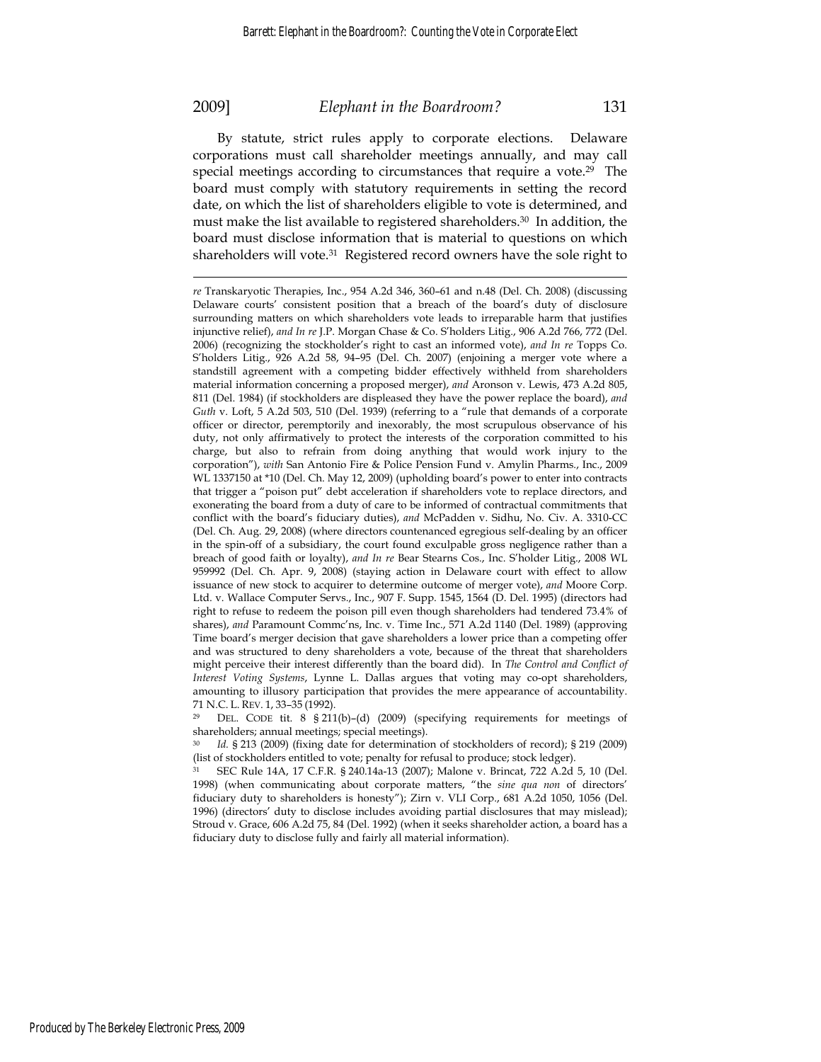By statute, strict rules apply to corporate elections. Delaware corporations must call shareholder meetings annually, and may call special meetings according to circumstances that require a vote.[29] The board must comply with statutory requirements in setting the record date, on which the list of shareholders eligible to vote is determined, and must make the list available to registered shareholders.[30] In addition, the board must disclose information that is material to questions on which shareholders will vote.[31] Registered record owners have the sole right to

---

*re* Transkaryotic Therapies, Inc., 954 A.2d 346, 360–61 and n.48 (Del. Ch. 2008) (discussing Delaware courts' consistent position that a breach of the board's duty of disclosure surrounding matters on which shareholders vote leads to irreparable harm that justifies injunctive relief), *and In re* J.P. Morgan Chase & Co. S'holders Litig., 906 A.2d 766, 772 (Del. 2006) (recognizing the stockholder's right to cast an informed vote), *and In re* Topps Co. S'holders Litig., 926 A.2d 58, 94–95 (Del. Ch. 2007) (enjoining a merger vote where a standstill agreement with a competing bidder effectively withheld from shareholders material information concerning a proposed merger), *and* Aronson v. Lewis, 473 A.2d 805, 811 (Del. 1984) (if stockholders are displeased they have the power replace the board), *and Guth* v. Loft, 5 A.2d 503, 510 (Del. 1939) (referring to a "rule that demands of a corporate officer or director, peremptorily and inexorably, the most scrupulous observance of his duty, not only affirmatively to protect the interests of the corporation committed to his charge, but also to refrain from doing anything that would work injury to the corporation"), *with* San Antonio Fire & Police Pension Fund v. Amylin Pharms., Inc., 2009 WL 1337150 at *10 (Del. Ch. May 12, 2009) (upholding board's power to enter into contracts that trigger a "poison put" debt acceleration if shareholders vote to replace directors, and exonerating the board from a duty of care to be informed of contractual commitments that conflict with the board's fiduciary duties), *and* McPadden v. Sidhu, No. Civ. A. 3310-CC (Del. Ch. Aug. 29, 2008) (where directors countenanced egregious self-dealing by an officer in the spin-off of a subsidiary, the court found exculpable gross negligence rather than a breach of good faith or loyalty), *and In re* Bear Stearns Cos., Inc. S'holder Litig., 2008 WL 959992 (Del. Ch. Apr. 9, 2008) (staying action in Delaware court with effect to allow issuance of new stock to acquirer to determine outcome of merger vote), *and* Moore Corp. Ltd. v. Wallace Computer Servs., Inc., 907 F. Supp. 1545, 1564 (D. Del. 1995) (directors had right to refuse to redeem the poison pill even though shareholders had tendered 73.4% of shares), *and* Paramount Commc'ns, Inc. v. Time Inc., 571 A.2d 1140 (Del. 1989) (approving Time board's merger decision that gave shareholders a lower price than a competing offer and was structured to deny shareholders a vote, because of the threat that shareholders might perceive their interest differently than the board did). In *The Control and Conflict of Interest Voting Systems*, Lynne L. Dallas argues that voting may co-opt shareholders, amounting to illusory participation that provides the mere appearance of accountability. 71 N.C. L. REV. 1, 33–35 (1992).

[29] DEL. CODE tit. 8 § 211(b)–(d) (2009) (specifying requirements for meetings of shareholders; annual meetings; special meetings).

[30] *Id.* § 213 (2009) (fixing date for determination of stockholders of record); § 219 (2009) (list of stockholders entitled to vote; penalty for refusal to produce; stock ledger).

[31] SEC Rule 14A, 17 C.F.R. § 240.14a-13 (2007); Malone v. Brincat, 722 A.2d 5, 10 (Del. 1998) (when communicating about corporate matters, "the *sine qua non* of directors' fiduciary duty to shareholders is honesty"); Zirn v. VLI Corp., 681 A.2d 1050, 1056 (Del. 1996) (directors' duty to disclose includes avoiding partial disclosures that may mislead); Stroud v. Grace, 606 A.2d 75, 84 (Del. 1992) (when it seeks shareholder action, a board has a fiduciary duty to disclose fully and fairly all material information).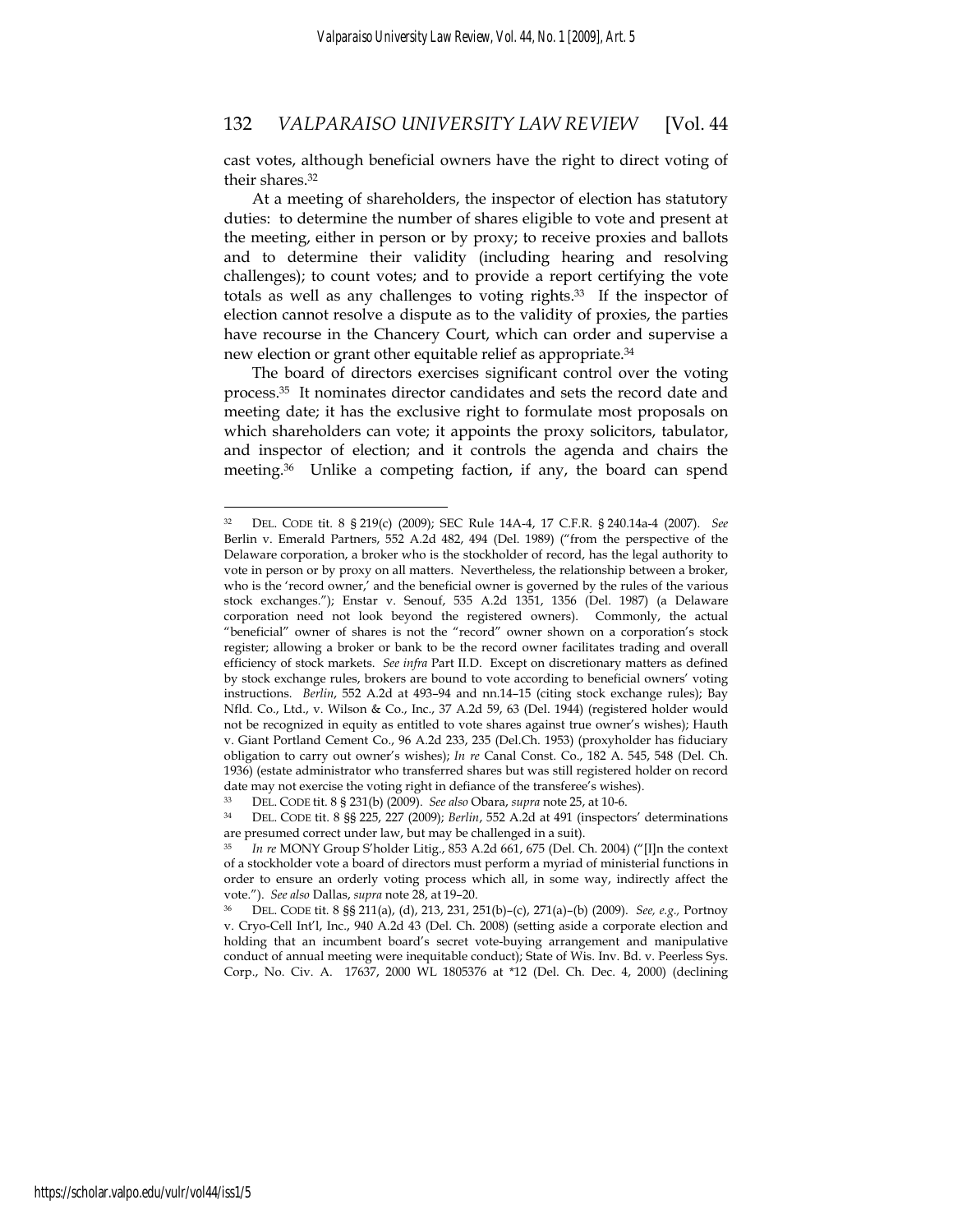cast votes, although beneficial owners have the right to direct voting of their shares.[32]

At a meeting of shareholders, the inspector of election has statutory duties: to determine the number of shares eligible to vote and present at the meeting, either in person or by proxy; to receive proxies and ballots and to determine their validity (including hearing and resolving challenges); to count votes; and to provide a report certifying the vote totals as well as any challenges to voting rights.[33] If the inspector of election cannot resolve a dispute as to the validity of proxies, the parties have recourse in the Chancery Court, which can order and supervise a new election or grant other equitable relief as appropriate.[34]

The board of directors exercises significant control over the voting process.[35] It nominates director candidates and sets the record date and meeting date; it has the exclusive right to formulate most proposals on which shareholders can vote; it appoints the proxy solicitors, tabulator, and inspector of election; and it controls the agenda and chairs the meeting.[36] Unlike a competing faction, if any, the board can spend

---

[32] DEL. CODE tit. 8 § 219(c) (2009); SEC Rule 14A-4, 17 C.F.R. § 240.14a-4 (2007). *See* Berlin v. Emerald Partners, 552 A.2d 482, 494 (Del. 1989) ("from the perspective of the Delaware corporation, a broker who is the stockholder of record, has the legal authority to vote in person or by proxy on all matters. Nevertheless, the relationship between a broker, who is the 'record owner,' and the beneficial owner is governed by the rules of the various stock exchanges."); Enstar v. Senouf, 535 A.2d 1351, 1356 (Del. 1987) (a Delaware corporation need not look beyond the registered owners). Commonly, the actual "beneficial" owner of shares is not the "record" owner shown on a corporation's stock register; allowing a broker or bank to be the record owner facilitates trading and overall efficiency of stock markets. *See infra* Part II.D. Except on discretionary matters as defined by stock exchange rules, brokers are bound to vote according to beneficial owners' voting instructions. *Berlin*, 552 A.2d at 493–94 and nn.14–15 (citing stock exchange rules); Bay Nfld. Co., Ltd., v. Wilson & Co., Inc., 37 A.2d 59, 63 (Del. 1944) (registered holder would not be recognized in equity as entitled to vote shares against true owner's wishes); Hauth v. Giant Portland Cement Co., 96 A.2d 233, 235 (Del.Ch. 1953) (proxyholder has fiduciary obligation to carry out owner's wishes); *In re* Canal Const. Co., 182 A. 545, 548 (Del. Ch. 1936) (estate administrator who transferred shares but was still registered holder on record date may not exercise the voting right in defiance of the transferee's wishes).

[33] DEL. CODE tit. 8 § 231(b) (2009). *See also* Obara, *supra* note 25, at 10-6.

[34] DEL. CODE tit. 8 §§ 225, 227 (2009); *Berlin*, 552 A.2d at 491 (inspectors' determinations are presumed correct under law, but may be challenged in a suit).

[35] *In re* MONY Group S'holder Litig., 853 A.2d 661, 675 (Del. Ch. 2004) ("[I]n the context of a stockholder vote a board of directors must perform a myriad of ministerial functions in order to ensure an orderly voting process which all, in some way, indirectly affect the vote."). *See also* Dallas, *supra* note 28, at 19–20.

[36] DEL. CODE tit. 8 §§ 211(a), (d), 213, 231, 251(b)–(c), 271(a)–(b) (2009). *See, e.g.*, Portnoy v. Cryo-Cell Int'l, Inc., 940 A.2d 43 (Del. Ch. 2008) (setting aside a corporate election and holding that an incumbent board's secret vote-buying arrangement and manipulative conduct of annual meeting were inequitable conduct); State of Wis. Inv. Bd. v. Peerless Sys. Corp., No. Civ. A. 17637, 2000 WL 1805376 at *12 (Del. Ch. Dec. 4, 2000) (declining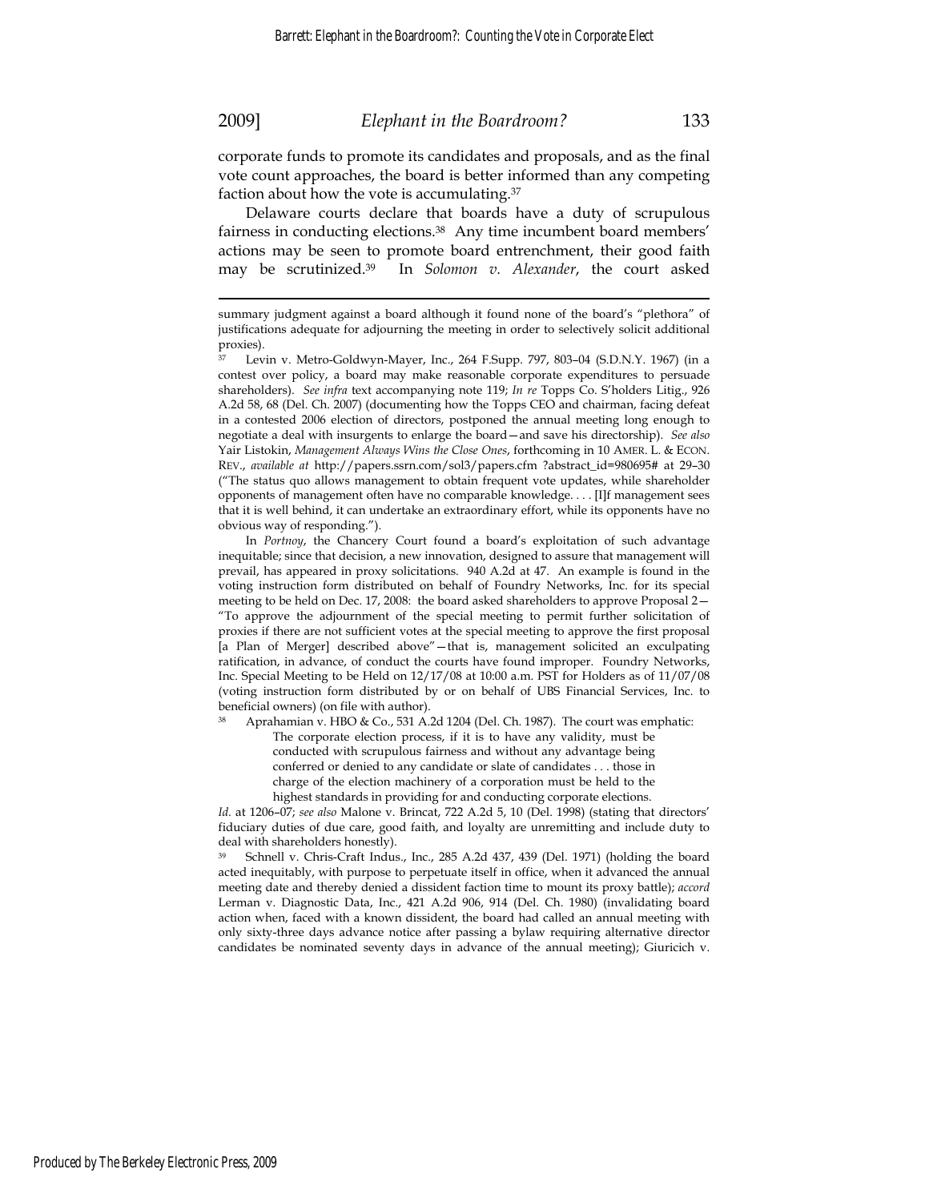corporate funds to promote its candidates and proposals, and as the final vote count approaches, the board is better informed than any competing faction about how the vote is accumulating.[37]

Delaware courts declare that boards have a duty of scrupulous fairness in conducting elections.[38] Any time incumbent board members' actions may be seen to promote board entrenchment, their good faith may be scrutinized.[39] In *Solomon v. Alexander*, the court asked

---

summary judgment against a board although it found none of the board's "plethora" of justifications adequate for adjourning the meeting in order to selectively solicit additional proxies).

[37] Levin v. Metro-Goldwyn-Mayer, Inc., 264 F.Supp. 797, 803–04 (S.D.N.Y. 1967) (in a contest over policy, a board may make reasonable corporate expenditures to persuade shareholders). *See infra* text accompanying note 119; *In re* Topps Co. S'holders Litig., 926 A.2d 58, 68 (Del. Ch. 2007) (documenting how the Topps CEO and chairman, facing defeat in a contested 2006 election of directors, postponed the annual meeting long enough to negotiate a deal with insurgents to enlarge the board—and save his directorship). *See also* Yair Listokin, *Management Always Wins the Close Ones*, forthcoming in 10 AMER. L. & ECON. REV., *available at* http://papers.ssrn.com/sol3/papers.cfm ?abstract_id=980695# at 29–30 ("The status quo allows management to obtain frequent vote updates, while shareholder opponents of management often have no comparable knowledge. . . . [I]f management sees that it is well behind, it can undertake an extraordinary effort, while its opponents have no obvious way of responding.").

In *Portnoy*, the Chancery Court found a board's exploitation of such advantage inequitable; since that decision, a new innovation, designed to assure that management will prevail, has appeared in proxy solicitations. 940 A.2d at 47. An example is found in the voting instruction form distributed on behalf of Foundry Networks, Inc. for its special meeting to be held on Dec. 17, 2008: the board asked shareholders to approve Proposal 2—"To approve the adjournment of the special meeting to permit further solicitation of proxies if there are not sufficient votes at the special meeting to approve the first proposal [a Plan of Merger] described above"—that is, management solicited an exculpating ratification, in advance, of conduct the courts have found improper. Foundry Networks, Inc. Special Meeting to be Held on 12/17/08 at 10:00 a.m. PST for Holders as of 11/07/08 (voting instruction form distributed by or on behalf of UBS Financial Services, Inc. to beneficial owners) (on file with author).

[38] Aprahamian v. HBO & Co., 531 A.2d 1204 (Del. Ch. 1987). The court was emphatic:

> The corporate election process, if it is to have any validity, must be conducted with scrupulous fairness and without any advantage being conferred or denied to any candidate or slate of candidates . . . those in charge of the election machinery of a corporation must be held to the highest standards in providing for and conducting corporate elections.

*Id.* at 1206–07; *see also* Malone v. Brincat, 722 A.2d 5, 10 (Del. 1998) (stating that directors' fiduciary duties of due care, good faith, and loyalty are unremitting and include duty to deal with shareholders honestly).

[39] Schnell v. Chris-Craft Indus., Inc., 285 A.2d 437, 439 (Del. 1971) (holding the board acted inequitably, with purpose to perpetuate itself in office, when it advanced the annual meeting date and thereby denied a dissident faction time to mount its proxy battle); *accord* Lerman v. Diagnostic Data, Inc., 421 A.2d 906, 914 (Del. Ch. 1980) (invalidating board action when, faced with a known dissident, the board had called an annual meeting with only sixty-three days advance notice after passing a bylaw requiring alternative director candidates be nominated seventy days in advance of the annual meeting); Giuricich v.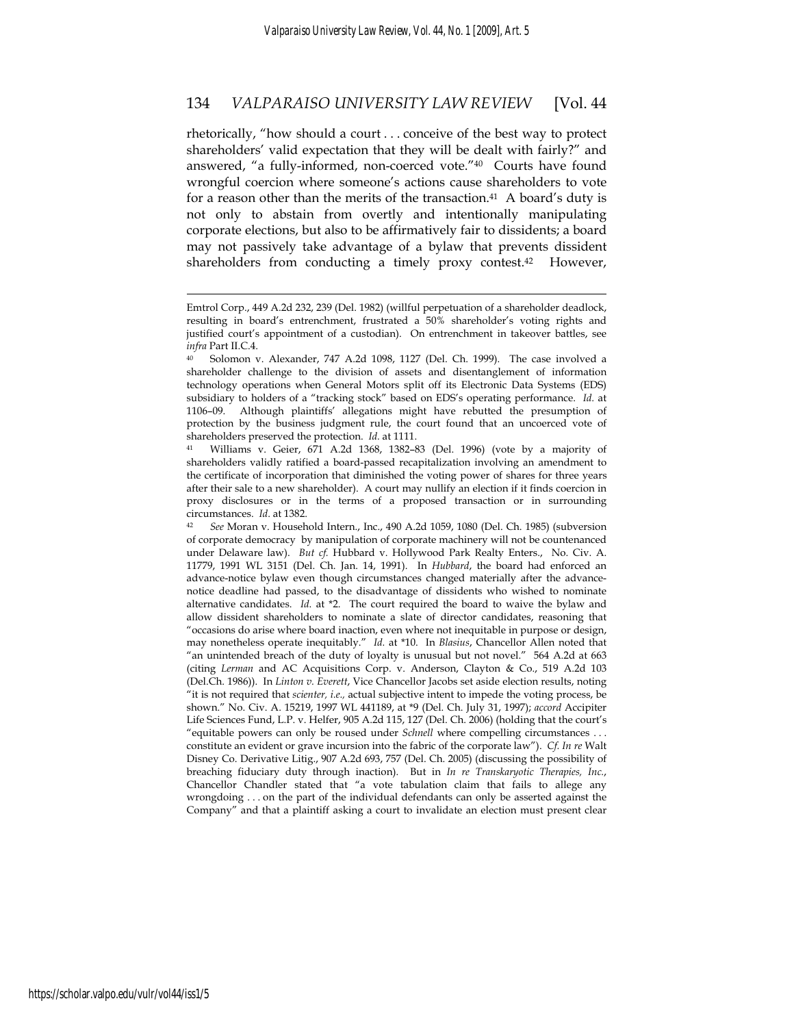rhetorically, "how should a court . . . conceive of the best way to protect shareholders' valid expectation that they will be dealt with fairly?" and answered, "a fully-informed, non-coerced vote."[40] Courts have found wrongful coercion where someone's actions cause shareholders to vote for a reason other than the merits of the transaction.[41] A board's duty is not only to abstain from overtly and intentionally manipulating corporate elections, but also to be affirmatively fair to dissidents; a board may not passively take advantage of a bylaw that prevents dissident shareholders from conducting a timely proxy contest.[42] However,

---

Emtrol Corp., 449 A.2d 232, 239 (Del. 1982) (willful perpetuation of a shareholder deadlock, resulting in board's entrenchment, frustrated a 50% shareholder's voting rights and justified court's appointment of a custodian). On entrenchment in takeover battles, see *infra* Part II.C.4.

[40] Solomon v. Alexander, 747 A.2d 1098, 1127 (Del. Ch. 1999). The case involved a shareholder challenge to the division of assets and disentanglement of information technology operations when General Motors split off its Electronic Data Systems (EDS) subsidiary to holders of a "tracking stock" based on EDS's operating performance. *Id.* at 1106–09. Although plaintiffs' allegations might have rebutted the presumption of protection by the business judgment rule, the court found that an uncoerced vote of shareholders preserved the protection. *Id.* at 1111.

[41] Williams v. Geier, 671 A.2d 1368, 1382–83 (Del. 1996) (vote by a majority of shareholders validly ratified a board-passed recapitalization involving an amendment to the certificate of incorporation that diminished the voting power of shares for three years after their sale to a new shareholder). A court may nullify an election if it finds coercion in proxy disclosures or in the terms of a proposed transaction or in surrounding circumstances. *Id.* at 1382.

[42] *See* Moran v. Household Intern., Inc., 490 A.2d 1059, 1080 (Del. Ch. 1985) (subversion of corporate democracy by manipulation of corporate machinery will not be countenanced under Delaware law). *But cf.* Hubbard v. Hollywood Park Realty Enters., No. Civ. A. 11779, 1991 WL 3151 (Del. Ch. Jan. 14, 1991). In *Hubbard*, the board had enforced an advance-notice bylaw even though circumstances changed materially after the advance-notice deadline had passed, to the disadvantage of dissidents who wished to nominate alternative candidates. *Id.* at *2. The court required the board to waive the bylaw and allow dissident shareholders to nominate a slate of director candidates, reasoning that "occasions do arise where board inaction, even where not inequitable in purpose or design, may nonetheless operate inequitably." *Id.* at *10. In *Blasius*, Chancellor Allen noted that "an unintended breach of the duty of loyalty is unusual but not novel." 564 A.2d at 663 (citing *Lerman* and AC Acquisitions Corp. v. Anderson, Clayton & Co., 519 A.2d 103 (Del.Ch. 1986)). In *Linton v. Everett*, Vice Chancellor Jacobs set aside election results, noting "it is not required that *scienter, i.e.,* actual subjective intent to impede the voting process, be shown." No. Civ. A. 15219, 1997 WL 441189, at *9 (Del. Ch. July 31, 1997); *accord* Accipiter Life Sciences Fund, L.P. v. Helfer, 905 A.2d 115, 127 (Del. Ch. 2006) (holding that the court's "equitable powers can only be roused under *Schnell* where compelling circumstances . . . constitute an evident or grave incursion into the fabric of the corporate law"). *Cf. In re* Walt Disney Co. Derivative Litig., 907 A.2d 693, 757 (Del. Ch. 2005) (discussing the possibility of breaching fiduciary duty through inaction). But in *In re Transkaryotic Therapies, Inc.*, Chancellor Chandler stated that "a vote tabulation claim that fails to allege any wrongdoing . . . on the part of the individual defendants can only be asserted against the Company" and that a plaintiff asking a court to invalidate an election must present clear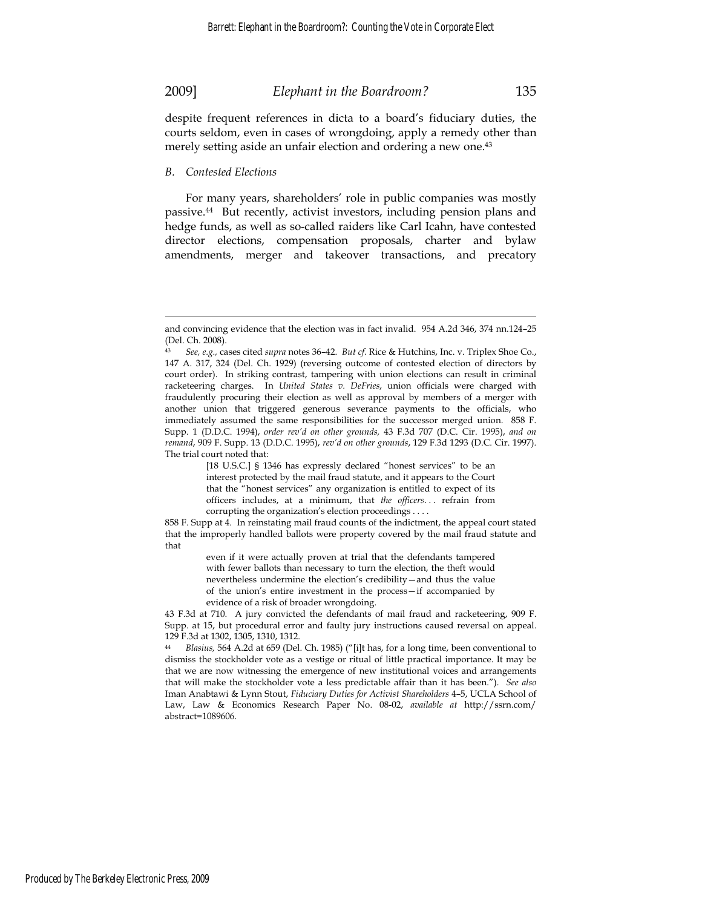despite frequent references in dicta to a board's fiduciary duties, the courts seldom, even in cases of wrongdoing, apply a remedy other than merely setting aside an unfair election and ordering a new one.[43]

### *B. Contested Elections*

For many years, shareholders' role in public companies was mostly passive.[44] But recently, activist investors, including pension plans and hedge funds, as well as so-called raiders like Carl Icahn, have contested director elections, compensation proposals, charter and bylaw amendments, merger and takeover transactions, and precatory

---

and convincing evidence that the election was in fact invalid. 954 A.2d 346, 374 nn.124–25 (Del. Ch. 2008).

[43] *See, e.g.,* cases cited *supra* notes 36–42. *But cf.* Rice & Hutchins, Inc. v. Triplex Shoe Co., 147 A. 317, 324 (Del. Ch. 1929) (reversing outcome of contested election of directors by court order). In striking contrast, tampering with union elections can result in criminal racketeering charges. In *United States v. DeFries*, union officials were charged with fraudulently procuring their election as well as approval by members of a merger with another union that triggered generous severance payments to the officials, who immediately assumed the same responsibilities for the successor merged union. 858 F. Supp. 1 (D.D.C. 1994), *order rev'd on other grounds,* 43 F.3d 707 (D.C. Cir. 1995), *and on remand*, 909 F. Supp. 13 (D.D.C. 1995), *rev'd on other grounds*, 129 F.3d 1293 (D.C. Cir. 1997). The trial court noted that:

> [18 U.S.C.] § 1346 has expressly declared "honest services" to be an interest protected by the mail fraud statute, and it appears to the Court that the "honest services" any organization is entitled to expect of its officers includes, at a minimum, that *the officers*. . . refrain from corrupting the organization's election proceedings . . . .

858 F. Supp at 4. In reinstating mail fraud counts of the indictment, the appeal court stated that the improperly handled ballots were property covered by the mail fraud statute and that

> even if it were actually proven at trial that the defendants tampered with fewer ballots than necessary to turn the election, the theft would nevertheless undermine the election's credibility—and thus the value of the union's entire investment in the process—if accompanied by evidence of a risk of broader wrongdoing.

43 F.3d at 710. A jury convicted the defendants of mail fraud and racketeering, 909 F. Supp. at 15, but procedural error and faulty jury instructions caused reversal on appeal. 129 F.3d at 1302, 1305, 1310, 1312.

[44] *Blasius,* 564 A.2d at 659 (Del. Ch. 1985) ("[i]t has, for a long time, been conventional to dismiss the stockholder vote as a vestige or ritual of little practical importance. It may be that we are now witnessing the emergence of new institutional voices and arrangements that will make the stockholder vote a less predictable affair than it has been."). *See also* Iman Anabtawi & Lynn Stout, *Fiduciary Duties for Activist Shareholders* 4–5, UCLA School of Law, Law & Economics Research Paper No. 08-02, *available at* http://ssrn.com/abstract=1089606.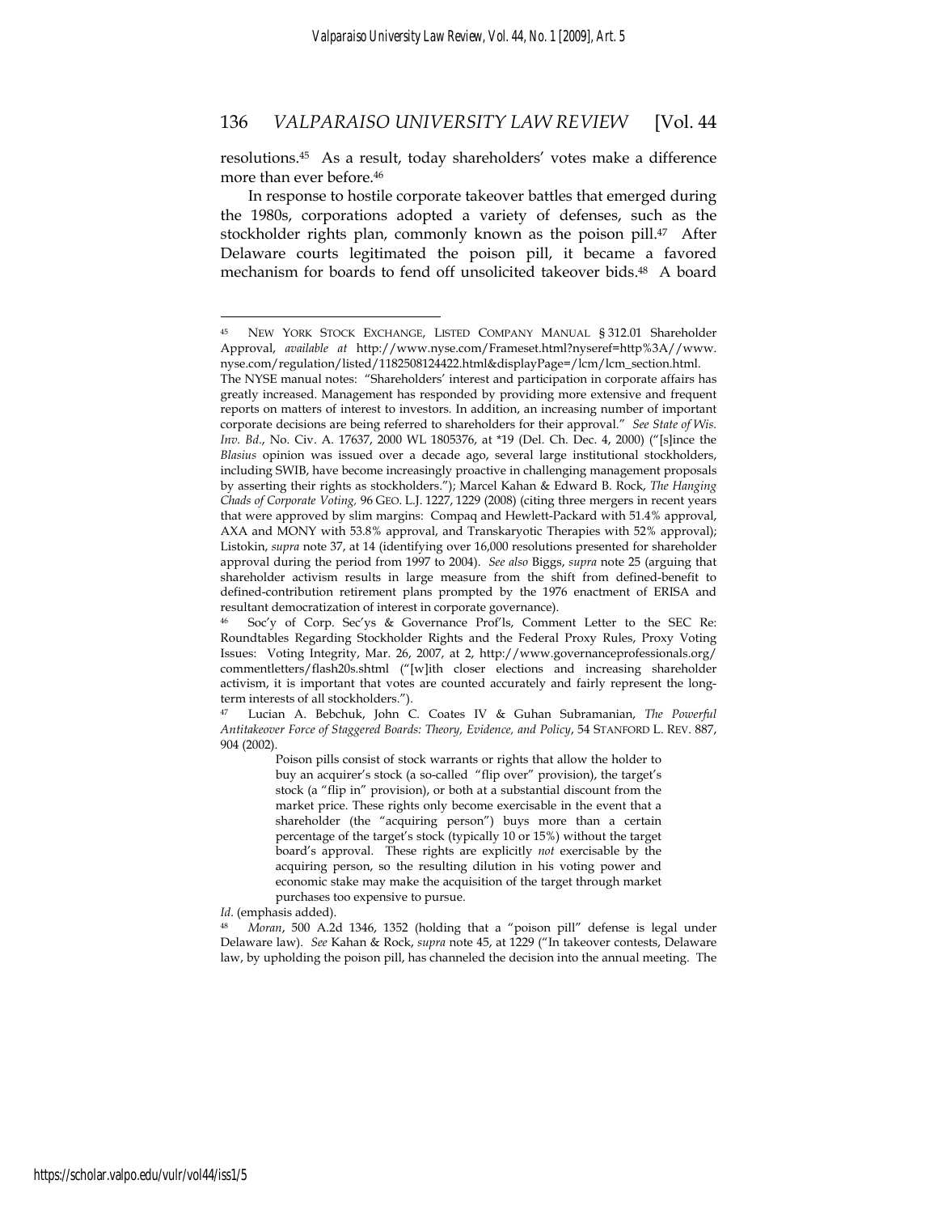resolutions.[45] As a result, today shareholders' votes make a difference more than ever before.[46]

In response to hostile corporate takeover battles that emerged during the 1980s, corporations adopted a variety of defenses, such as the stockholder rights plan, commonly known as the poison pill.[47] After Delaware courts legitimated the poison pill, it became a favored mechanism for boards to fend off unsolicited takeover bids.[48] A board

---

[45] NEW YORK STOCK EXCHANGE, LISTED COMPANY MANUAL § 312.01 Shareholder Approval, *available at* http://www.nyse.com/Frameset.html?nyseref=http%3A//www.nyse.com/regulation/listed/1182508124422.html&displayPage=/lcm/lcm_section.html. The NYSE manual notes: "Shareholders' interest and participation in corporate affairs has greatly increased. Management has responded by providing more extensive and frequent reports on matters of interest to investors. In addition, an increasing number of important corporate decisions are being referred to shareholders for their approval." *See State of Wis. Inv. Bd.*, No. Civ. A. 17637, 2000 WL 1805376, at *19 (Del. Ch. Dec. 4, 2000) ("[s]ince the *Blasius* opinion was issued over a decade ago, several large institutional stockholders, including SWIB, have become increasingly proactive in challenging management proposals by asserting their rights as stockholders."); Marcel Kahan & Edward B. Rock, *The Hanging Chads of Corporate Voting,* 96 GEO. L.J. 1227, 1229 (2008) (citing three mergers in recent years that were approved by slim margins: Compaq and Hewlett-Packard with 51.4% approval, AXA and MONY with 53.8% approval, and Transkaryotic Therapies with 52% approval); Listokin, *supra* note 37, at 14 (identifying over 16,000 resolutions presented for shareholder approval during the period from 1997 to 2004). *See also* Biggs, *supra* note 25 (arguing that shareholder activism results in large measure from the shift from defined-benefit to defined-contribution retirement plans prompted by the 1976 enactment of ERISA and resultant democratization of interest in corporate governance).

[46] Soc'y of Corp. Sec'ys & Governance Prof'ls, Comment Letter to the SEC Re: Roundtables Regarding Stockholder Rights and the Federal Proxy Rules, Proxy Voting Issues: Voting Integrity, Mar. 26, 2007, at 2, http://www.governanceprofessionals.org/commentletters/flash20s.shtml ("[w]ith closer elections and increasing shareholder activism, it is important that votes are counted accurately and fairly represent the long-term interests of all stockholders.").

[47] Lucian A. Bebchuk, John C. Coates IV & Guhan Subramanian, *The Powerful Antitakeover Force of Staggered Boards: Theory, Evidence, and Policy*, 54 STANFORD L. REV. 887, 904 (2002).

> Poison pills consist of stock warrants or rights that allow the holder to buy an acquirer's stock (a so-called "flip over" provision), the target's stock (a "flip in" provision), or both at a substantial discount from the market price. These rights only become exercisable in the event that a shareholder (the "acquiring person") buys more than a certain percentage of the target's stock (typically 10 or 15%) without the target board's approval. These rights are explicitly *not* exercisable by the acquiring person, so the resulting dilution in his voting power and economic stake may make the acquisition of the target through market purchases too expensive to pursue.

*Id*. (emphasis added).

[48] *Moran*, 500 A.2d 1346, 1352 (holding that a "poison pill" defense is legal under Delaware law). *See* Kahan & Rock, *supra* note 45, at 1229 ("In takeover contests, Delaware law, by upholding the poison pill, has channeled the decision into the annual meeting. The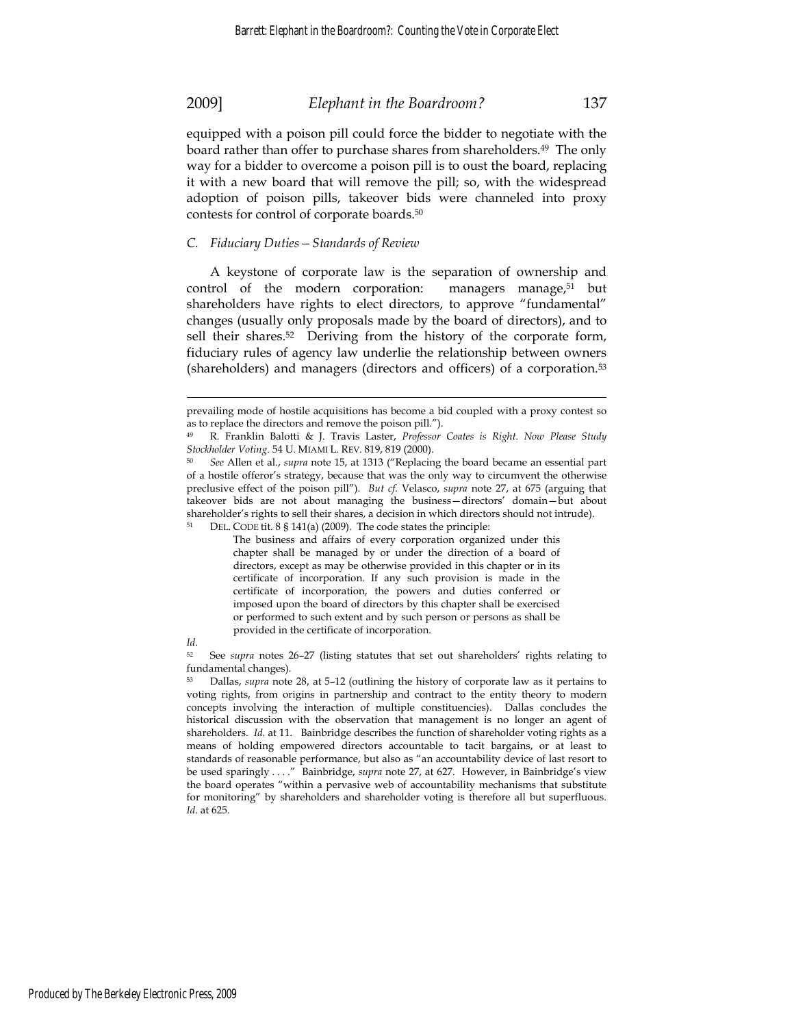equipped with a poison pill could force the bidder to negotiate with the board rather than offer to purchase shares from shareholders.[49] The only way for a bidder to overcome a poison pill is to oust the board, replacing it with a new board that will remove the pill; so, with the widespread adoption of poison pills, takeover bids were channeled into proxy contests for control of corporate boards.[50]

### *C. Fiduciary Duties—Standards of Review*

A keystone of corporate law is the separation of ownership and control of the modern corporation: managers manage,[51] but shareholders have rights to elect directors, to approve "fundamental" changes (usually only proposals made by the board of directors), and to sell their shares.[52] Deriving from the history of the corporate form, fiduciary rules of agency law underlie the relationship between owners (shareholders) and managers (directors and officers) of a corporation.[53]

---

prevailing mode of hostile acquisitions has become a bid coupled with a proxy contest so as to replace the directors and remove the poison pill.").

[49] R. Franklin Balotti & J. Travis Laster, *Professor Coates is Right. Now Please Study Stockholder Voting*. 54 U. MIAMI L. REV. 819, 819 (2000).

[50] *See* Allen et al., *supra* note 15, at 1313 ("Replacing the board became an essential part of a hostile offeror's strategy, because that was the only way to circumvent the otherwise preclusive effect of the poison pill"). *But cf.* Velasco, *supra* note 27, at 675 (arguing that takeover bids are not about managing the business—directors' domain—but about shareholder's rights to sell their shares, a decision in which directors should not intrude).

[51] DEL. CODE tit. 8 § 141(a) (2009). The code states the principle:

> The business and affairs of every corporation organized under this chapter shall be managed by or under the direction of a board of directors, except as may be otherwise provided in this chapter or in its certificate of incorporation. If any such provision is made in the certificate of incorporation, the powers and duties conferred or imposed upon the board of directors by this chapter shall be exercised or performed to such extent and by such person or persons as shall be provided in the certificate of incorporation.

*Id*.

[52] See *supra* notes 26–27 (listing statutes that set out shareholders' rights relating to fundamental changes).

[53] Dallas, *supra* note 28, at 5–12 (outlining the history of corporate law as it pertains to voting rights, from origins in partnership and contract to the entity theory to modern concepts involving the interaction of multiple constituencies). Dallas concludes the historical discussion with the observation that management is no longer an agent of shareholders. *Id.* at 11. Bainbridge describes the function of shareholder voting rights as a means of holding empowered directors accountable to tacit bargains, or at least to standards of reasonable performance, but also as "an accountability device of last resort to be used sparingly . . . ." Bainbridge, *supra* note 27, at 627. However, in Bainbridge's view the board operates "within a pervasive web of accountability mechanisms that substitute for monitoring" by shareholders and shareholder voting is therefore all but superfluous. *Id*. at 625.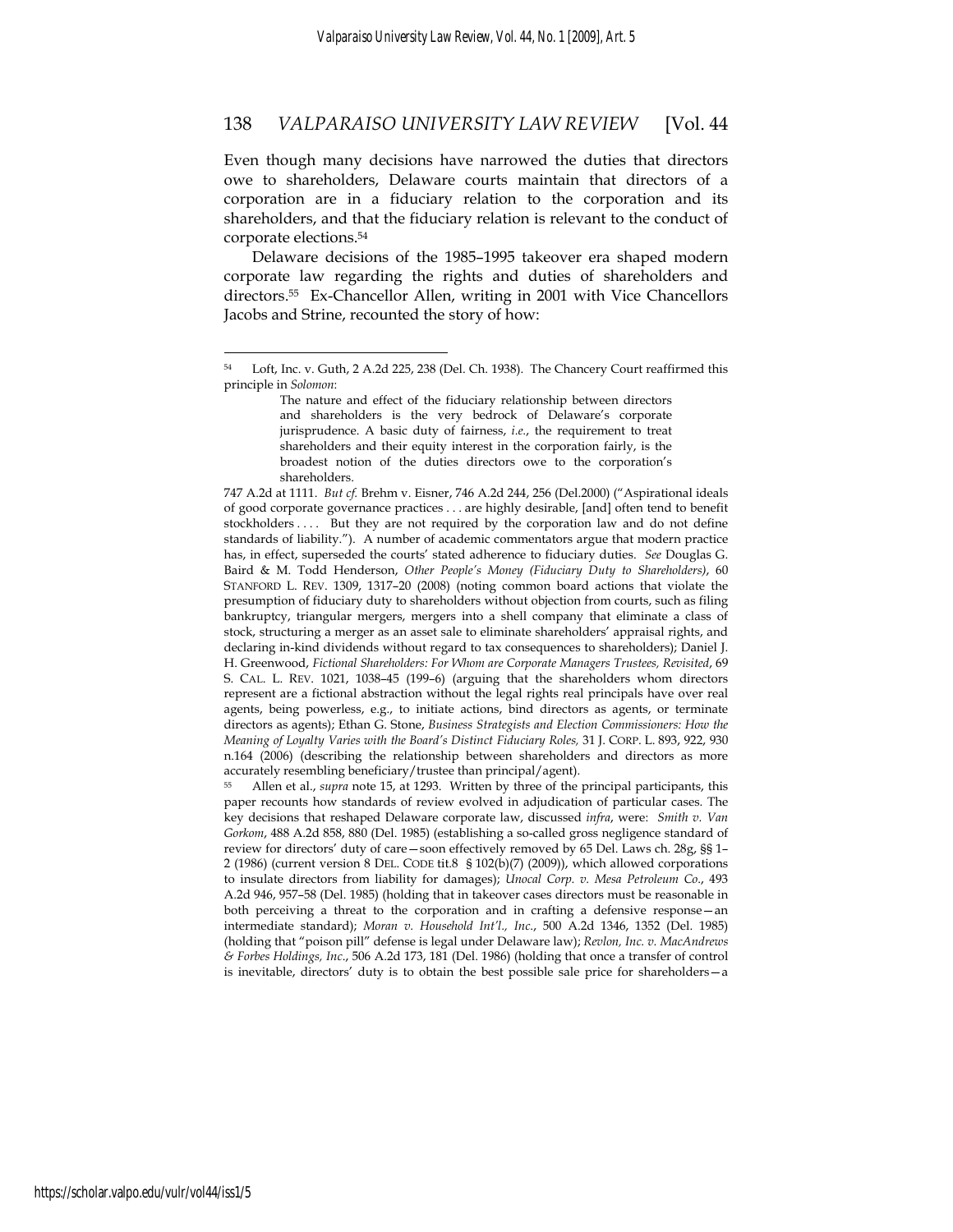Even though many decisions have narrowed the duties that directors owe to shareholders, Delaware courts maintain that directors of a corporation are in a fiduciary relation to the corporation and its shareholders, and that the fiduciary relation is relevant to the conduct of corporate elections.[54]

Delaware decisions of the 1985–1995 takeover era shaped modern corporate law regarding the rights and duties of shareholders and directors.[55] Ex-Chancellor Allen, writing in 2001 with Vice Chancellors Jacobs and Strine, recounted the story of how:

---

[54] Loft, Inc. v. Guth, 2 A.2d 225, 238 (Del. Ch. 1938). The Chancery Court reaffirmed this principle in *Solomon*:

> The nature and effect of the fiduciary relationship between directors and shareholders is the very bedrock of Delaware's corporate jurisprudence. A basic duty of fairness, *i.e.*, the requirement to treat shareholders and their equity interest in the corporation fairly, is the broadest notion of the duties directors owe to the corporation's shareholders.

747 A.2d at 1111. *But cf.* Brehm v. Eisner, 746 A.2d 244, 256 (Del.2000) ("Aspirational ideals of good corporate governance practices . . . are highly desirable, [and] often tend to benefit stockholders . . . . But they are not required by the corporation law and do not define standards of liability."). A number of academic commentators argue that modern practice has, in effect, superseded the courts' stated adherence to fiduciary duties. *See* Douglas G. Baird & M. Todd Henderson, *Other People's Money (Fiduciary Duty to Shareholders)*, 60 STANFORD L. REV. 1309, 1317–20 (2008) (noting common board actions that violate the presumption of fiduciary duty to shareholders without objection from courts, such as filing bankruptcy, triangular mergers, mergers into a shell company that eliminate a class of stock, structuring a merger as an asset sale to eliminate shareholders' appraisal rights, and declaring in-kind dividends without regard to tax consequences to shareholders); Daniel J. H. Greenwood, *Fictional Shareholders: For Whom are Corporate Managers Trustees, Revisited*, 69 S. CAL. L. REV. 1021, 1038–45 (199–6) (arguing that the shareholders whom directors represent are a fictional abstraction without the legal rights real principals have over real agents, being powerless, e.g., to initiate actions, bind directors as agents, or terminate directors as agents); Ethan G. Stone, *Business Strategists and Election Commissioners: How the Meaning of Loyalty Varies with the Board's Distinct Fiduciary Roles,* 31 J. CORP. L. 893, 922, 930 n.164 (2006) (describing the relationship between shareholders and directors as more accurately resembling beneficiary/trustee than principal/agent).

[55] Allen et al., *supra* note 15, at 1293. Written by three of the principal participants, this paper recounts how standards of review evolved in adjudication of particular cases. The key decisions that reshaped Delaware corporate law, discussed *infra*, were: *Smith v. Van Gorkom*, 488 A.2d 858, 880 (Del. 1985) (establishing a so-called gross negligence standard of review for directors' duty of care—soon effectively removed by 65 Del. Laws ch. 28g, §§ 1–2 (1986) (current version 8 DEL. CODE tit.8 § 102(b)(7) (2009)), which allowed corporations to insulate directors from liability for damages); *Unocal Corp. v. Mesa Petroleum Co.*, 493 A.2d 946, 957–58 (Del. 1985) (holding that in takeover cases directors must be reasonable in both perceiving a threat to the corporation and in crafting a defensive response—an intermediate standard); *Moran v. Household Int'l., Inc.*, 500 A.2d 1346, 1352 (Del. 1985) (holding that "poison pill" defense is legal under Delaware law); *Revlon, Inc. v. MacAndrews & Forbes Holdings, Inc.*, 506 A.2d 173, 181 (Del. 1986) (holding that once a transfer of control is inevitable, directors' duty is to obtain the best possible sale price for shareholders—a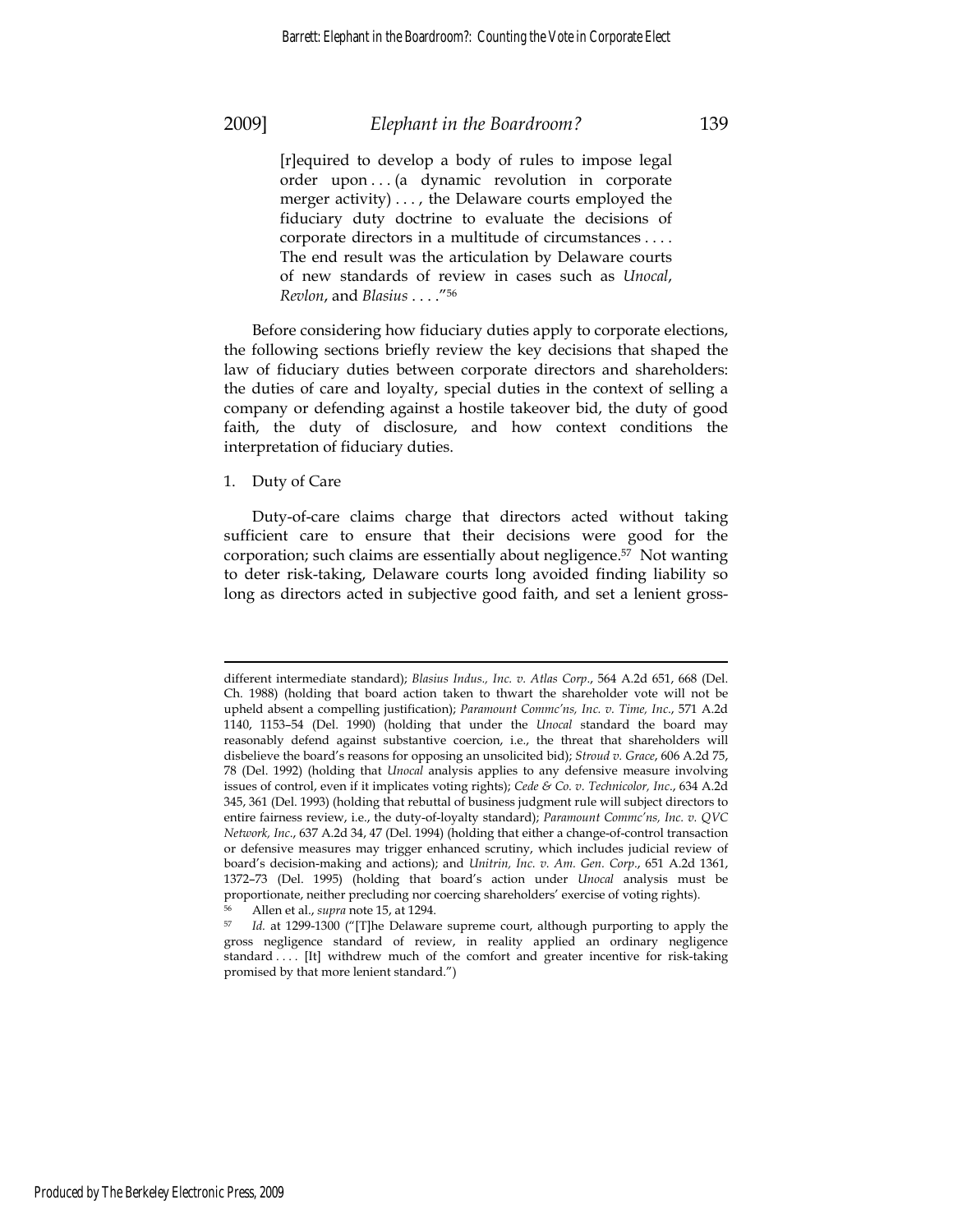[r]equired to develop a body of rules to impose legal order upon . . . (a dynamic revolution in corporate merger activity) . . . , the Delaware courts employed the fiduciary duty doctrine to evaluate the decisions of corporate directors in a multitude of circumstances . . . . The end result was the articulation by Delaware courts of new standards of review in cases such as *Unocal*, *Revlon*, and *Blasius* . . . ."[56]

Before considering how fiduciary duties apply to corporate elections, the following sections briefly review the key decisions that shaped the law of fiduciary duties between corporate directors and shareholders: the duties of care and loyalty, special duties in the context of selling a company or defending against a hostile takeover bid, the duty of good faith, the duty of disclosure, and how context conditions the interpretation of fiduciary duties.

1. Duty of Care

Duty-of-care claims charge that directors acted without taking sufficient care to ensure that their decisions were good for the corporation; such claims are essentially about negligence.[57] Not wanting to deter risk-taking, Delaware courts long avoided finding liability so long as directors acted in subjective good faith, and set a lenient gross-

---

different intermediate standard); *Blasius Indus., Inc. v. Atlas Corp*., 564 A.2d 651, 668 (Del. Ch. 1988) (holding that board action taken to thwart the shareholder vote will not be upheld absent a compelling justification); *Paramount Commc'ns, Inc. v. Time, Inc*., 571 A.2d 1140, 1153–54 (Del. 1990) (holding that under the *Unocal* standard the board may reasonably defend against substantive coercion, i.e., the threat that shareholders will disbelieve the board's reasons for opposing an unsolicited bid); *Stroud v. Grace*, 606 A.2d 75, 78 (Del. 1992) (holding that *Unocal* analysis applies to any defensive measure involving issues of control, even if it implicates voting rights); *Cede & Co. v. Technicolor, Inc*., 634 A.2d 345, 361 (Del. 1993) (holding that rebuttal of business judgment rule will subject directors to entire fairness review, i.e., the duty-of-loyalty standard); *Paramount Commc'ns, Inc. v. QVC Network, Inc*., 637 A.2d 34, 47 (Del. 1994) (holding that either a change-of-control transaction or defensive measures may trigger enhanced scrutiny, which includes judicial review of board's decision-making and actions); and *Unitrin, Inc. v. Am. Gen. Corp*., 651 A.2d 1361, 1372–73 (Del. 1995) (holding that board's action under *Unocal* analysis must be proportionate, neither precluding nor coercing shareholders' exercise of voting rights).

[56] Allen et al., *supra* note 15, at 1294.

[57] *Id.* at 1299-1300 ("[T]he Delaware supreme court, although purporting to apply the gross negligence standard of review, in reality applied an ordinary negligence standard . . . . [It] withdrew much of the comfort and greater incentive for risk-taking promised by that more lenient standard.")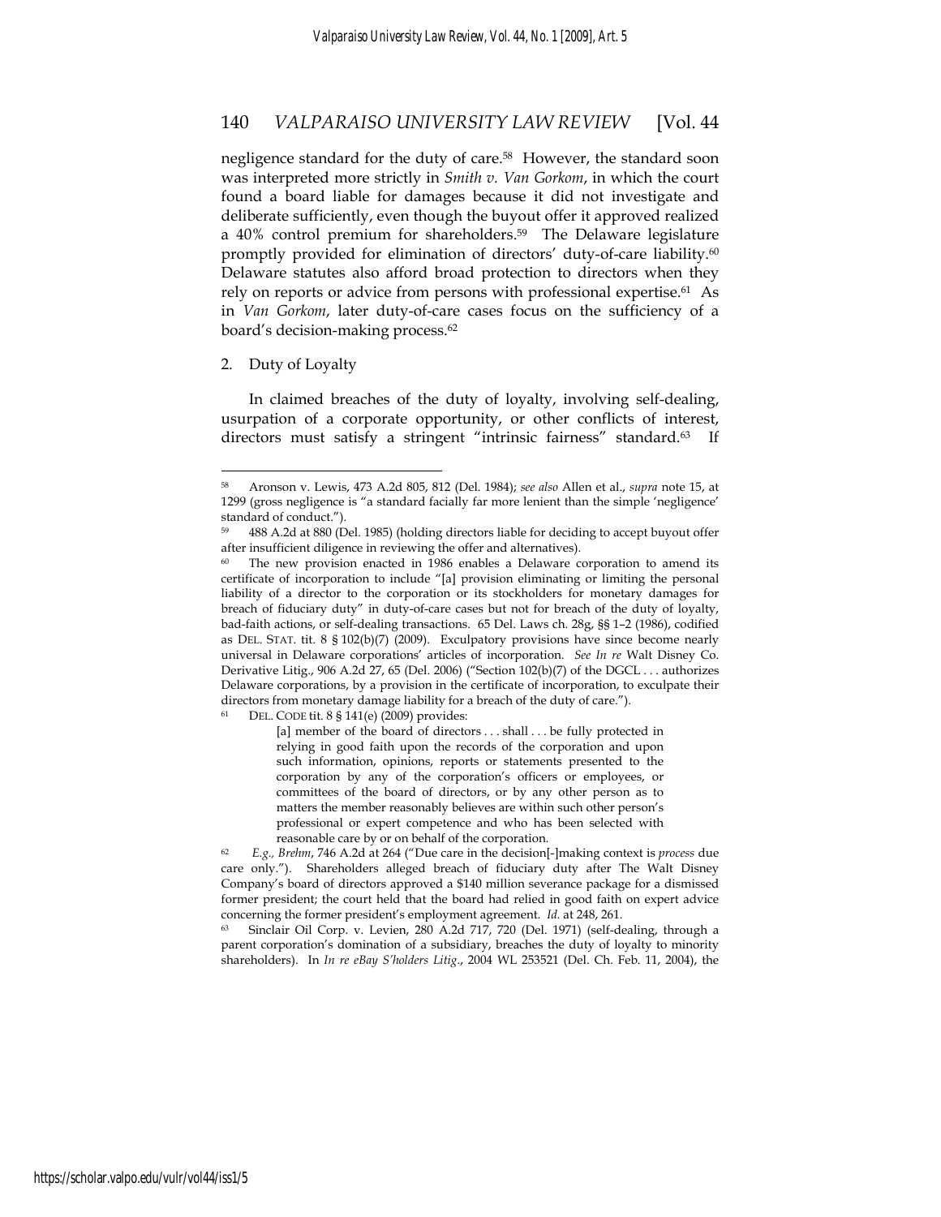negligence standard for the duty of care.[58] However, the standard soon was interpreted more strictly in *Smith v. Van Gorkom*, in which the court found a board liable for damages because it did not investigate and deliberate sufficiently, even though the buyout offer it approved realized a 40% control premium for shareholders.[59] The Delaware legislature promptly provided for elimination of directors' duty-of-care liability.[60] Delaware statutes also afford broad protection to directors when they rely on reports or advice from persons with professional expertise.[61] As in *Van Gorkom*, later duty-of-care cases focus on the sufficiency of a board's decision-making process.[62]

2. Duty of Loyalty

In claimed breaches of the duty of loyalty, involving self-dealing, usurpation of a corporate opportunity, or other conflicts of interest, directors must satisfy a stringent "intrinsic fairness" standard.[63] If

---

[58] Aronson v. Lewis, 473 A.2d 805, 812 (Del. 1984); *see also* Allen et al., *supra* note 15, at 1299 (gross negligence is "a standard facially far more lenient than the simple 'negligence' standard of conduct.").

[59] 488 A.2d at 880 (Del. 1985) (holding directors liable for deciding to accept buyout offer after insufficient diligence in reviewing the offer and alternatives).

[60] The new provision enacted in 1986 enables a Delaware corporation to amend its certificate of incorporation to include "[a] provision eliminating or limiting the personal liability of a director to the corporation or its stockholders for monetary damages for breach of fiduciary duty" in duty-of-care cases but not for breach of the duty of loyalty, bad-faith actions, or self-dealing transactions. 65 Del. Laws ch. 28g, §§ 1–2 (1986), codified as DEL. STAT. tit. 8 § 102(b)(7) (2009). Exculpatory provisions have since become nearly universal in Delaware corporations' articles of incorporation. *See In re* Walt Disney Co. Derivative Litig., 906 A.2d 27, 65 (Del. 2006) ("Section 102(b)(7) of the DGCL . . . authorizes Delaware corporations, by a provision in the certificate of incorporation, to exculpate their directors from monetary damage liability for a breach of the duty of care.").

[61] DEL. CODE tit. 8 § 141(e) (2009) provides:

> [a] member of the board of directors . . . shall . . . be fully protected in relying in good faith upon the records of the corporation and upon such information, opinions, reports or statements presented to the corporation by any of the corporation's officers or employees, or committees of the board of directors, or by any other person as to matters the member reasonably believes are within such other person's professional or expert competence and who has been selected with reasonable care by or on behalf of the corporation.

[62] *E.g., Brehm*, 746 A.2d at 264 ("Due care in the decision[-]making context is *process* due care only."). Shareholders alleged breach of fiduciary duty after The Walt Disney Company's board of directors approved a $140 million severance package for a dismissed former president; the court held that the board had relied in good faith on expert advice concerning the former president's employment agreement. *Id.* at 248, 261.

[63] Sinclair Oil Corp. v. Levien, 280 A.2d 717, 720 (Del. 1971) (self-dealing, through a parent corporation's domination of a subsidiary, breaches the duty of loyalty to minority shareholders). In *In re eBay S'holders Litig.*, 2004 WL 253521 (Del. Ch. Feb. 11, 2004), the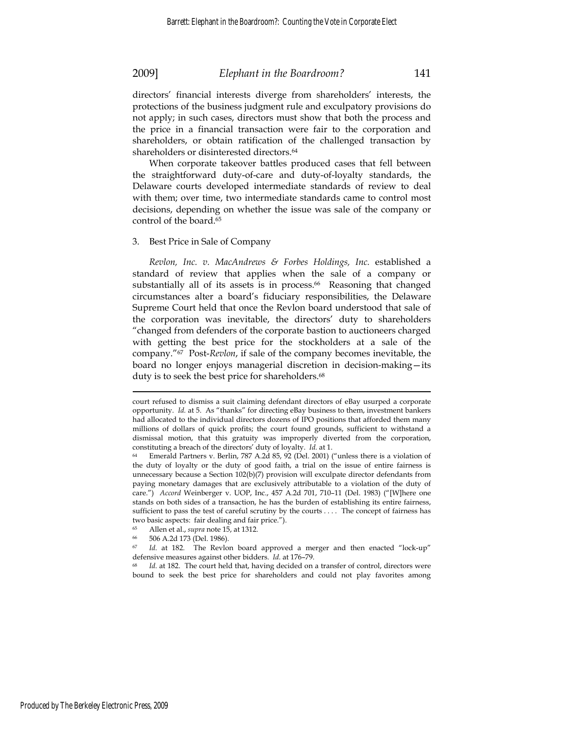directors' financial interests diverge from shareholders' interests, the protections of the business judgment rule and exculpatory provisions do not apply; in such cases, directors must show that both the process and the price in a financial transaction were fair to the corporation and shareholders, or obtain ratification of the challenged transaction by shareholders or disinterested directors.[64]

When corporate takeover battles produced cases that fell between the straightforward duty-of-care and duty-of-loyalty standards, the Delaware courts developed intermediate standards of review to deal with them; over time, two intermediate standards came to control most decisions, depending on whether the issue was sale of the company or control of the board.[65]

3. Best Price in Sale of Company

*Revlon, Inc. v. MacAndrews & Forbes Holdings, Inc.* established a standard of review that applies when the sale of a company or substantially all of its assets is in process.[66] Reasoning that changed circumstances alter a board's fiduciary responsibilities, the Delaware Supreme Court held that once the Revlon board understood that sale of the corporation was inevitable, the directors' duty to shareholders "changed from defenders of the corporate bastion to auctioneers charged with getting the best price for the stockholders at a sale of the company."[67] Post-*Revlon*, if sale of the company becomes inevitable, the board no longer enjoys managerial discretion in decision-making—its duty is to seek the best price for shareholders.[68]

---

court refused to dismiss a suit claiming defendant directors of eBay usurped a corporate opportunity. *Id.* at 5. As "thanks" for directing eBay business to them, investment bankers had allocated to the individual directors dozens of IPO positions that afforded them many millions of dollars of quick profits; the court found grounds, sufficient to withstand a dismissal motion, that this gratuity was improperly diverted from the corporation, constituting a breach of the directors' duty of loyalty. *Id.* at 1.

[64] Emerald Partners v. Berlin, 787 A.2d 85, 92 (Del. 2001) ("unless there is a violation of the duty of loyalty or the duty of good faith, a trial on the issue of entire fairness is unnecessary because a Section 102(b)(7) provision will exculpate director defendants from paying monetary damages that are exclusively attributable to a violation of the duty of care.") *Accord* Weinberger v. UOP, Inc., 457 A.2d 701, 710–11 (Del. 1983) ("[W]here one stands on both sides of a transaction, he has the burden of establishing its entire fairness, sufficient to pass the test of careful scrutiny by the courts . . . . The concept of fairness has two basic aspects: fair dealing and fair price.").

[65] Allen et al., *supra* note 15, at 1312.

[66] 506 A.2d 173 (Del. 1986).

[67] *Id.* at 182. The Revlon board approved a merger and then enacted "lock-up" defensive measures against other bidders. *Id.* at 176–79.

[68] *Id.* at 182. The court held that, having decided on a transfer of control, directors were bound to seek the best price for shareholders and could not play favorites among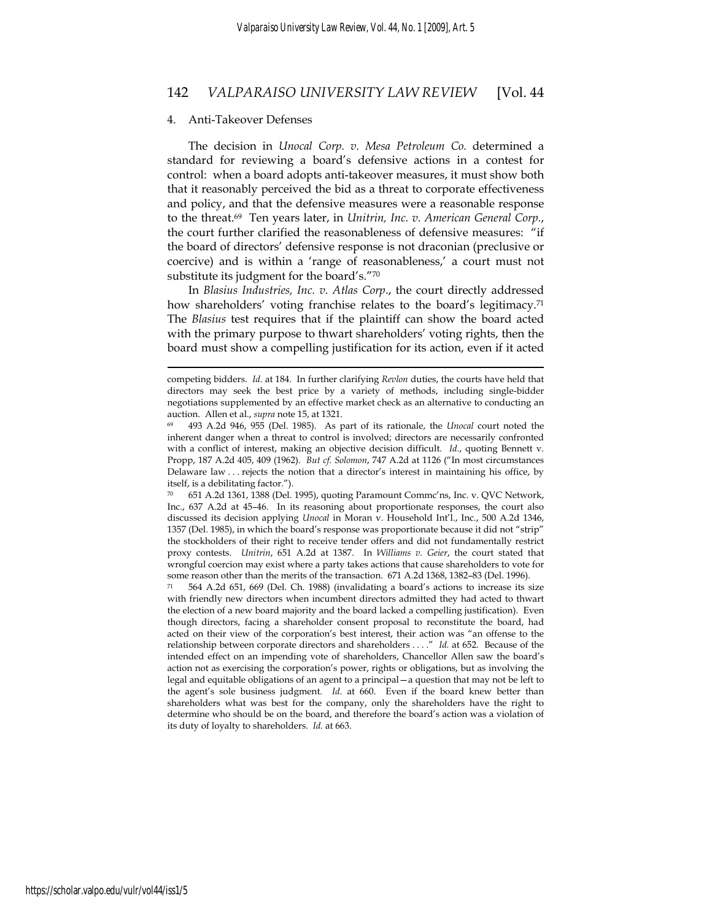#### 4. Anti-Takeover Defenses

The decision in *Unocal Corp. v. Mesa Petroleum Co.* determined a standard for reviewing a board's defensive actions in a contest for control: when a board adopts anti-takeover measures, it must show both that it reasonably perceived the bid as a threat to corporate effectiveness and policy, and that the defensive measures were a reasonable response to the threat.[69] Ten years later, in *Unitrin, Inc. v. American General Corp.*, the court further clarified the reasonableness of defensive measures: "if the board of directors' defensive response is not draconian (preclusive or coercive) and is within a 'range of reasonableness,' a court must not substitute its judgment for the board's."[70]

In *Blasius Industries, Inc. v. Atlas Corp*., the court directly addressed how shareholders' voting franchise relates to the board's legitimacy.[71] The *Blasius* test requires that if the plaintiff can show the board acted with the primary purpose to thwart shareholders' voting rights, then the board must show a compelling justification for its action, even if it acted

---

competing bidders. *Id.* at 184. In further clarifying *Revlon* duties, the courts have held that directors may seek the best price by a variety of methods, including single-bidder negotiations supplemented by an effective market check as an alternative to conducting an auction. Allen et al., *supra* note 15, at 1321.

[69] 493 A.2d 946, 955 (Del. 1985). As part of its rationale, the *Unocal* court noted the inherent danger when a threat to control is involved; directors are necessarily confronted with a conflict of interest, making an objective decision difficult. *Id.*, quoting Bennett v. Propp, 187 A.2d 405, 409 (1962). *But cf. Solomon*, 747 A.2d at 1126 ("In most circumstances Delaware law . . . rejects the notion that a director's interest in maintaining his office, by itself, is a debilitating factor.").

[70] 651 A.2d 1361, 1388 (Del. 1995), quoting Paramount Commc'ns, Inc. v. QVC Network, Inc., 637 A.2d at 45–46. In its reasoning about proportionate responses, the court also discussed its decision applying *Unocal* in Moran v. Household Int'l., Inc., 500 A.2d 1346, 1357 (Del. 1985), in which the board's response was proportionate because it did not "strip" the stockholders of their right to receive tender offers and did not fundamentally restrict proxy contests. *Unitrin*, 651 A.2d at 1387. In *Williams v. Geier*, the court stated that wrongful coercion may exist where a party takes actions that cause shareholders to vote for some reason other than the merits of the transaction. 671 A.2d 1368, 1382–83 (Del. 1996).

[71] 564 A.2d 651, 669 (Del. Ch. 1988) (invalidating a board's actions to increase its size with friendly new directors when incumbent directors admitted they had acted to thwart the election of a new board majority and the board lacked a compelling justification). Even though directors, facing a shareholder consent proposal to reconstitute the board, had acted on their view of the corporation's best interest, their action was "an offense to the relationship between corporate directors and shareholders . . . ." *Id.* at 652. Because of the intended effect on an impending vote of shareholders, Chancellor Allen saw the board's action not as exercising the corporation's power, rights or obligations, but as involving the legal and equitable obligations of an agent to a principal—a question that may not be left to the agent's sole business judgment. *Id.* at 660. Even if the board knew better than shareholders what was best for the company, only the shareholders have the right to determine who should be on the board, and therefore the board's action was a violation of its duty of loyalty to shareholders. *Id.* at 663.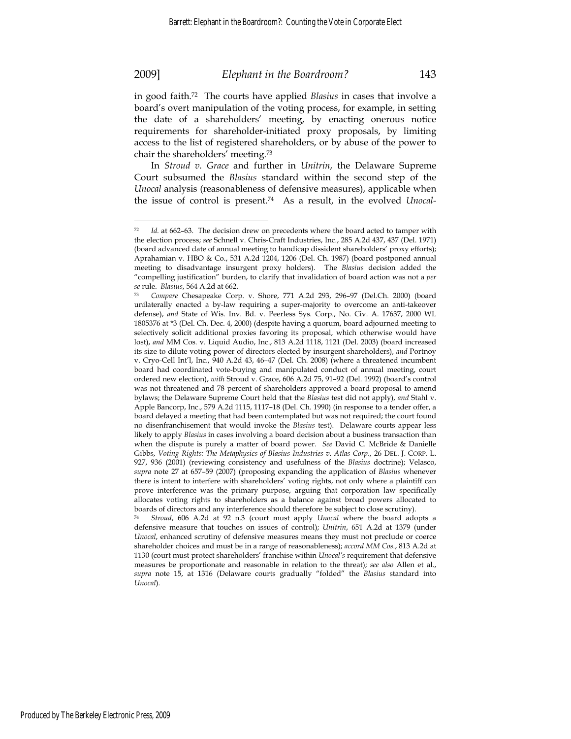in good faith.[72] The courts have applied *Blasius* in cases that involve a board's overt manipulation of the voting process, for example, in setting the date of a shareholders' meeting, by enacting onerous notice requirements for shareholder-initiated proxy proposals, by limiting access to the list of registered shareholders, or by abuse of the power to chair the shareholders' meeting.[73]

In *Stroud v. Grace* and further in *Unitrin*, the Delaware Supreme Court subsumed the *Blasius* standard within the second step of the *Unocal* analysis (reasonableness of defensive measures), applicable when the issue of control is present.[74] As a result, in the evolved *Unocal-*

---

[72] *Id.* at 662–63. The decision drew on precedents where the board acted to tamper with the election process; *see* Schnell v. Chris-Craft Industries, Inc., 285 A.2d 437, 437 (Del. 1971) (board advanced date of annual meeting to handicap dissident shareholders' proxy efforts); Aprahamian v. HBO & Co., 531 A.2d 1204, 1206 (Del. Ch. 1987) (board postponed annual meeting to disadvantage insurgent proxy holders). The *Blasius* decision added the "compelling justification" burden, to clarify that invalidation of board action was not a *per se* rule. *Blasius*, 564 A.2d at 662.

[73] *Compare* Chesapeake Corp. v. Shore, 771 A.2d 293, 296–97 (Del.Ch. 2000) (board unilaterally enacted a by-law requiring a super-majority to overcome an anti-takeover defense), *and* State of Wis. Inv. Bd. v. Peerless Sys. Corp., No. Civ. A. 17637, 2000 WL 1805376 at *3 (Del. Ch. Dec. 4, 2000) (despite having a quorum, board adjourned meeting to selectively solicit additional proxies favoring its proposal, which otherwise would have lost), *and* MM Cos. v. Liquid Audio, Inc., 813 A.2d 1118, 1121 (Del. 2003) (board increased its size to dilute voting power of directors elected by insurgent shareholders), *and* Portnoy v. Cryo-Cell Int'l, Inc., 940 A.2d 43, 46–47 (Del. Ch. 2008) (where a threatened incumbent board had coordinated vote-buying and manipulated conduct of annual meeting, court ordered new election), *with* Stroud v. Grace, 606 A.2d 75, 91–92 (Del. 1992) (board's control was not threatened and 78 percent of shareholders approved a board proposal to amend bylaws; the Delaware Supreme Court held that the *Blasius* test did not apply), *and* Stahl v. Apple Bancorp, Inc., 579 A.2d 1115, 1117–18 (Del. Ch. 1990) (in response to a tender offer, a board delayed a meeting that had been contemplated but was not required; the court found no disenfranchisement that would invoke the *Blasius* test). Delaware courts appear less likely to apply *Blasius* in cases involving a board decision about a business transaction than when the dispute is purely a matter of board power. *See* David C. McBride & Danielle Gibbs, *Voting Rights: The Metaphysics of Blasius Industries v. Atlas Corp.*, 26 DEL. J. CORP. L. 927, 936 (2001) (reviewing consistency and usefulness of the *Blasius* doctrine); Velasco, *supra* note 27 at 657–59 (2007) (proposing expanding the application of *Blasius* whenever there is intent to interfere with shareholders' voting rights, not only where a plaintiff can prove interference was the primary purpose, arguing that corporation law specifically allocates voting rights to shareholders as a balance against broad powers allocated to boards of directors and any interference should therefore be subject to close scrutiny).

[74] *Stroud*, 606 A.2d at 92 n.3 (court must apply *Unocal* where the board adopts a defensive measure that touches on issues of control); *Unitrin*, 651 A.2d at 1379 (under *Unocal*, enhanced scrutiny of defensive measures means they must not preclude or coerce shareholder choices and must be in a range of reasonableness); *accord MM Cos.*, 813 A.2d at 1130 (court must protect shareholders' franchise within *Unocal's* requirement that defensive measures be proportionate and reasonable in relation to the threat); *see also* Allen et al., *supra* note 15, at 1316 (Delaware courts gradually "folded" the *Blasius* standard into *Unocal*).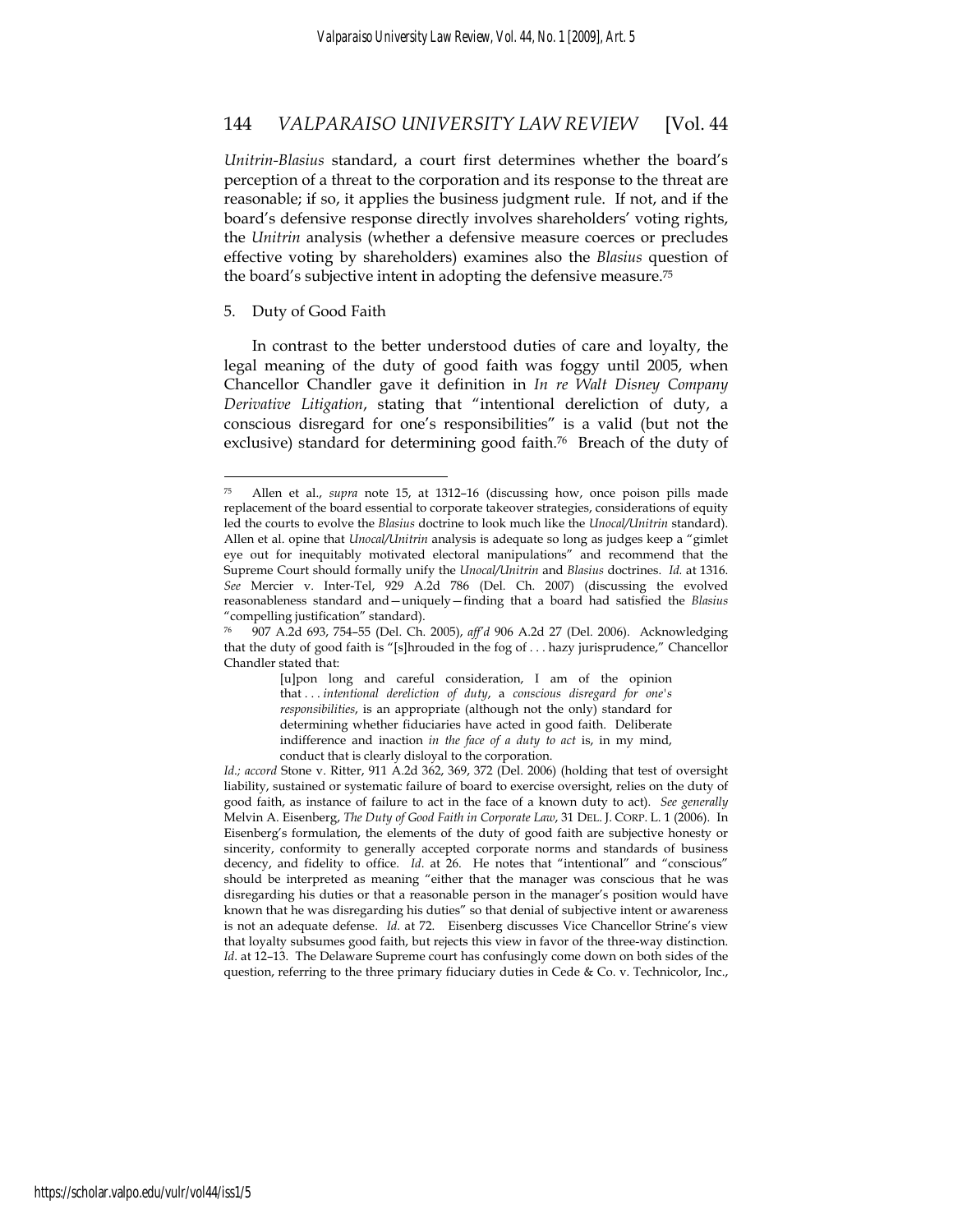*Unitrin-Blasius* standard, a court first determines whether the board's perception of a threat to the corporation and its response to the threat are reasonable; if so, it applies the business judgment rule. If not, and if the board's defensive response directly involves shareholders' voting rights, the *Unitrin* analysis (whether a defensive measure coerces or precludes effective voting by shareholders) examines also the *Blasius* question of the board's subjective intent in adopting the defensive measure.[75]

5. Duty of Good Faith

In contrast to the better understood duties of care and loyalty, the legal meaning of the duty of good faith was foggy until 2005, when Chancellor Chandler gave it definition in *In re Walt Disney Company Derivative Litigation*, stating that "intentional dereliction of duty, a conscious disregard for one's responsibilities" is a valid (but not the exclusive) standard for determining good faith.[76] Breach of the duty of

---

[75] Allen et al., *supra* note 15, at 1312–16 (discussing how, once poison pills made replacement of the board essential to corporate takeover strategies, considerations of equity led the courts to evolve the *Blasius* doctrine to look much like the *Unocal/Unitrin* standard). Allen et al. opine that *Unocal/Unitrin* analysis is adequate so long as judges keep a "gimlet eye out for inequitably motivated electoral manipulations" and recommend that the Supreme Court should formally unify the *Unocal/Unitrin* and *Blasius* doctrines. *Id.* at 1316. *See* Mercier v. Inter-Tel, 929 A.2d 786 (Del. Ch. 2007) (discussing the evolved reasonableness standard and—uniquely—finding that a board had satisfied the *Blasius* "compelling justification" standard).

[76] 907 A.2d 693, 754–55 (Del. Ch. 2005), *aff'd* 906 A.2d 27 (Del. 2006). Acknowledging that the duty of good faith is "[s]hrouded in the fog of . . . hazy jurisprudence," Chancellor Chandler stated that:

> [u]pon long and careful consideration, I am of the opinion that . . . *intentional dereliction of duty*, a *conscious disregard for one's responsibilities*, is an appropriate (although not the only) standard for determining whether fiduciaries have acted in good faith. Deliberate indifference and inaction *in the face of a duty to act* is, in my mind, conduct that is clearly disloyal to the corporation.

*Id.; accord* Stone v. Ritter, 911 A.2d 362, 369, 372 (Del. 2006) (holding that test of oversight liability, sustained or systematic failure of board to exercise oversight, relies on the duty of good faith, as instance of failure to act in the face of a known duty to act). *See generally* Melvin A. Eisenberg, *The Duty of Good Faith in Corporate Law*, 31 DEL. J. CORP. L. 1 (2006). In Eisenberg's formulation, the elements of the duty of good faith are subjective honesty or sincerity, conformity to generally accepted corporate norms and standards of business decency, and fidelity to office. *Id.* at 26. He notes that "intentional" and "conscious" should be interpreted as meaning "either that the manager was conscious that he was disregarding his duties or that a reasonable person in the manager's position would have known that he was disregarding his duties" so that denial of subjective intent or awareness is not an adequate defense. *Id.* at 72. Eisenberg discusses Vice Chancellor Strine's view that loyalty subsumes good faith, but rejects this view in favor of the three-way distinction. *Id.* at 12–13. The Delaware Supreme court has confusingly come down on both sides of the question, referring to the three primary fiduciary duties in Cede & Co. v. Technicolor, Inc.,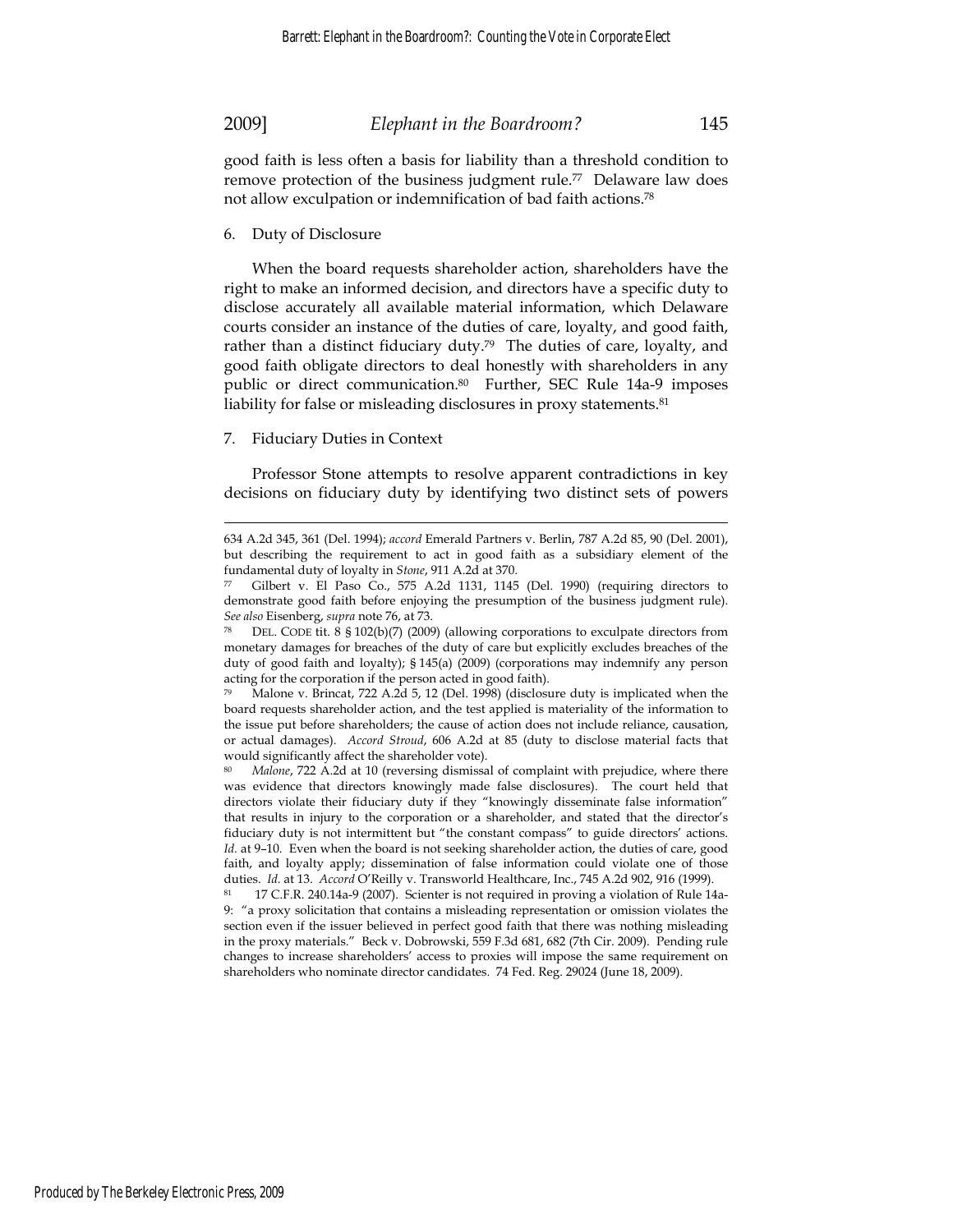good faith is less often a basis for liability than a threshold condition to remove protection of the business judgment rule.[77] Delaware law does not allow exculpation or indemnification of bad faith actions.[78]

### 6. Duty of Disclosure

When the board requests shareholder action, shareholders have the right to make an informed decision, and directors have a specific duty to disclose accurately all available material information, which Delaware courts consider an instance of the duties of care, loyalty, and good faith, rather than a distinct fiduciary duty.[79] The duties of care, loyalty, and good faith obligate directors to deal honestly with shareholders in any public or direct communication.[80] Further, SEC Rule 14a-9 imposes liability for false or misleading disclosures in proxy statements.[81]

### 7. Fiduciary Duties in Context

Professor Stone attempts to resolve apparent contradictions in key decisions on fiduciary duty by identifying two distinct sets of powers

---

634 A.2d 345, 361 (Del. 1994); *accord* Emerald Partners v. Berlin, 787 A.2d 85, 90 (Del. 2001), but describing the requirement to act in good faith as a subsidiary element of the fundamental duty of loyalty in *Stone*, 911 A.2d at 370.

[77] Gilbert v. El Paso Co., 575 A.2d 1131, 1145 (Del. 1990) (requiring directors to demonstrate good faith before enjoying the presumption of the business judgment rule). *See also* Eisenberg, *supra* note 76, at 73.

[78] DEL. CODE tit. 8 § 102(b)(7) (2009) (allowing corporations to exculpate directors from monetary damages for breaches of the duty of care but explicitly excludes breaches of the duty of good faith and loyalty); § 145(a) (2009) (corporations may indemnify any person acting for the corporation if the person acted in good faith).

[79] Malone v. Brincat, 722 A.2d 5, 12 (Del. 1998) (disclosure duty is implicated when the board requests shareholder action, and the test applied is materiality of the information to the issue put before shareholders; the cause of action does not include reliance, causation, or actual damages). *Accord Stroud*, 606 A.2d at 85 (duty to disclose material facts that would significantly affect the shareholder vote).

[80] *Malone*, 722 A.2d at 10 (reversing dismissal of complaint with prejudice, where there was evidence that directors knowingly made false disclosures). The court held that directors violate their fiduciary duty if they "knowingly disseminate false information" that results in injury to the corporation or a shareholder, and stated that the director's fiduciary duty is not intermittent but "the constant compass" to guide directors' actions. *Id.* at 9–10. Even when the board is not seeking shareholder action, the duties of care, good faith, and loyalty apply; dissemination of false information could violate one of those duties. *Id.* at 13. *Accord* O'Reilly v. Transworld Healthcare, Inc., 745 A.2d 902, 916 (1999).

[81] 17 C.F.R. 240.14a-9 (2007). Scienter is not required in proving a violation of Rule 14a-9: "a proxy solicitation that contains a misleading representation or omission violates the section even if the issuer believed in perfect good faith that there was nothing misleading in the proxy materials." Beck v. Dobrowski, 559 F.3d 681, 682 (7th Cir. 2009). Pending rule changes to increase shareholders' access to proxies will impose the same requirement on shareholders who nominate director candidates. 74 Fed. Reg. 29024 (June 18, 2009).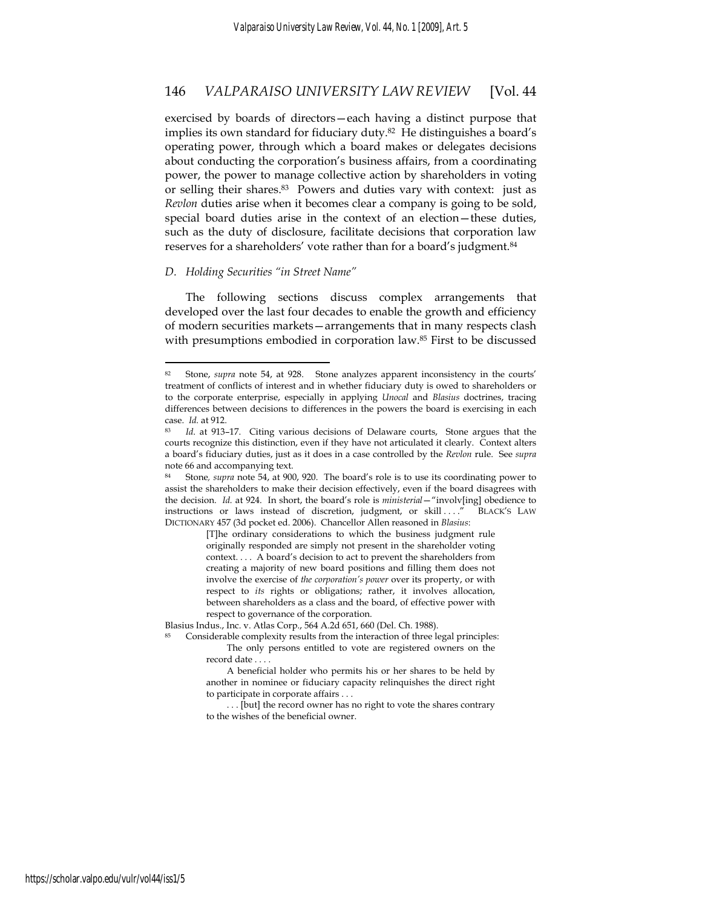exercised by boards of directors—each having a distinct purpose that implies its own standard for fiduciary duty.[82] He distinguishes a board's operating power, through which a board makes or delegates decisions about conducting the corporation's business affairs, from a coordinating power, the power to manage collective action by shareholders in voting or selling their shares.[83] Powers and duties vary with context: just as *Revlon* duties arise when it becomes clear a company is going to be sold, special board duties arise in the context of an election—these duties, such as the duty of disclosure, facilitate decisions that corporation law reserves for a shareholders' vote rather than for a board's judgment.[84]

*D. Holding Securities "in Street Name"*

The following sections discuss complex arrangements that developed over the last four decades to enable the growth and efficiency of modern securities markets—arrangements that in many respects clash with presumptions embodied in corporation law.[85] First to be discussed

---

[82] Stone, *supra* note 54, at 928. Stone analyzes apparent inconsistency in the courts' treatment of conflicts of interest and in whether fiduciary duty is owed to shareholders or to the corporate enterprise, especially in applying *Unocal* and *Blasius* doctrines, tracing differences between decisions to differences in the powers the board is exercising in each case. *Id.* at 912.

[83] *Id.* at 913–17. Citing various decisions of Delaware courts, Stone argues that the courts recognize this distinction, even if they have not articulated it clearly. Context alters a board's fiduciary duties, just as it does in a case controlled by the *Revlon* rule. See *supra* note 66 and accompanying text.

[84] Stone, *supra* note 54, at 900, 920. The board's role is to use its coordinating power to assist the shareholders to make their decision effectively, even if the board disagrees with the decision. *Id.* at 924. In short, the board's role is *ministerial*—"involv[ing] obedience to instructions or laws instead of discretion, judgment, or skill . . . ." BLACK'S LAW DICTIONARY 457 (3d pocket ed. 2006). Chancellor Allen reasoned in *Blasius*:

> [T]he ordinary considerations to which the business judgment rule originally responded are simply not present in the shareholder voting context. . . . A board's decision to act to prevent the shareholders from creating a majority of new board positions and filling them does not involve the exercise of *the corporation's power* over its property, or with respect to *its* rights or obligations; rather, it involves allocation, between shareholders as a class and the board, of effective power with respect to governance of the corporation.

Blasius Indus., Inc. v. Atlas Corp., 564 A.2d 651, 660 (Del. Ch. 1988).

[85] Considerable complexity results from the interaction of three legal principles:

> The only persons entitled to vote are registered owners on the record date . . . .
>
> A beneficial holder who permits his or her shares to be held by another in nominee or fiduciary capacity relinquishes the direct right to participate in corporate affairs . . .
>
> . . . [but] the record owner has no right to vote the shares contrary to the wishes of the beneficial owner.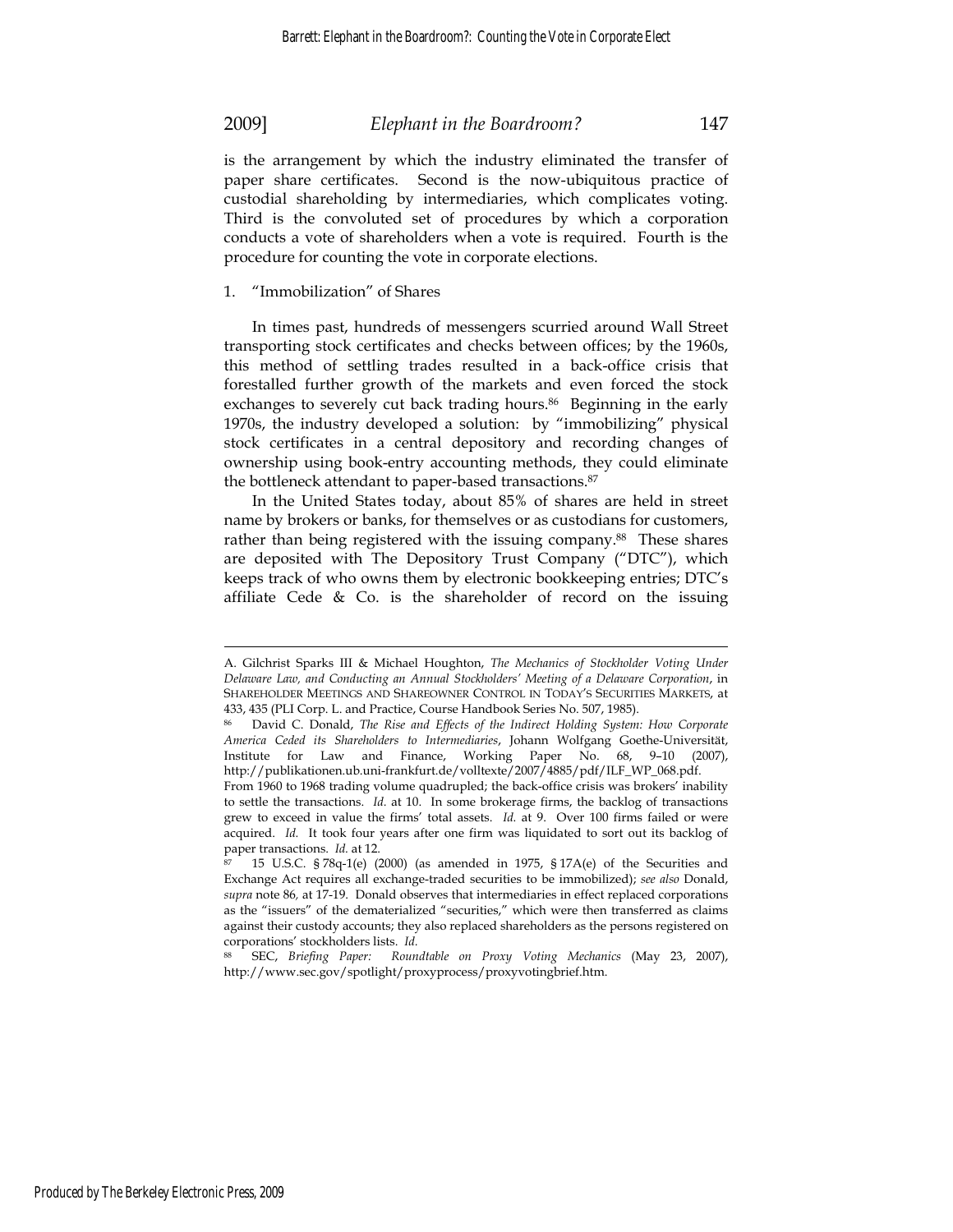is the arrangement by which the industry eliminated the transfer of paper share certificates. Second is the now-ubiquitous practice of custodial shareholding by intermediaries, which complicates voting. Third is the convoluted set of procedures by which a corporation conducts a vote of shareholders when a vote is required. Fourth is the procedure for counting the vote in corporate elections.

### 1. "Immobilization" of Shares

In times past, hundreds of messengers scurried around Wall Street transporting stock certificates and checks between offices; by the 1960s, this method of settling trades resulted in a back-office crisis that forestalled further growth of the markets and even forced the stock exchanges to severely cut back trading hours.[86] Beginning in the early 1970s, the industry developed a solution: by "immobilizing" physical stock certificates in a central depository and recording changes of ownership using book-entry accounting methods, they could eliminate the bottleneck attendant to paper-based transactions.[87]

In the United States today, about 85% of shares are held in street name by brokers or banks, for themselves or as custodians for customers, rather than being registered with the issuing company.[88] These shares are deposited with The Depository Trust Company ("DTC"), which keeps track of who owns them by electronic bookkeeping entries; DTC's affiliate Cede & Co. is the shareholder of record on the issuing

---

A. Gilchrist Sparks III & Michael Houghton, *The Mechanics of Stockholder Voting Under Delaware Law, and Conducting an Annual Stockholders' Meeting of a Delaware Corporation*, in SHAREHOLDER MEETINGS AND SHAREOWNER CONTROL IN TODAY'S SECURITIES MARKETS, at 433, 435 (PLI Corp. L. and Practice, Course Handbook Series No. 507, 1985).

[86] David C. Donald, *The Rise and Effects of the Indirect Holding System: How Corporate America Ceded its Shareholders to Intermediaries*, Johann Wolfgang Goethe-Universität, Institute for Law and Finance, Working Paper No. 68, 9–10 (2007), http://publikationen.ub.uni-frankfurt.de/volltexte/2007/4885/pdf/ILF_WP_068.pdf. From 1960 to 1968 trading volume quadrupled; the back-office crisis was brokers' inability to settle the transactions. *Id.* at 10. In some brokerage firms, the backlog of transactions grew to exceed in value the firms' total assets. *Id.* at 9. Over 100 firms failed or were acquired. *Id.* It took four years after one firm was liquidated to sort out its backlog of paper transactions. *Id.* at 12.

[87] 15 U.S.C. § 78q-1(e) (2000) (as amended in 1975, § 17A(e) of the Securities and Exchange Act requires all exchange-traded securities to be immobilized); *see also* Donald, *supra* note 86, at 17-19. Donald observes that intermediaries in effect replaced corporations as the "issuers" of the dematerialized "securities," which were then transferred as claims against their custody accounts; they also replaced shareholders as the persons registered on corporations' stockholders lists. *Id.*

[88] SEC, *Briefing Paper: Roundtable on Proxy Voting Mechanics* (May 23, 2007), http://www.sec.gov/spotlight/proxyprocess/proxyvotingbrief.htm.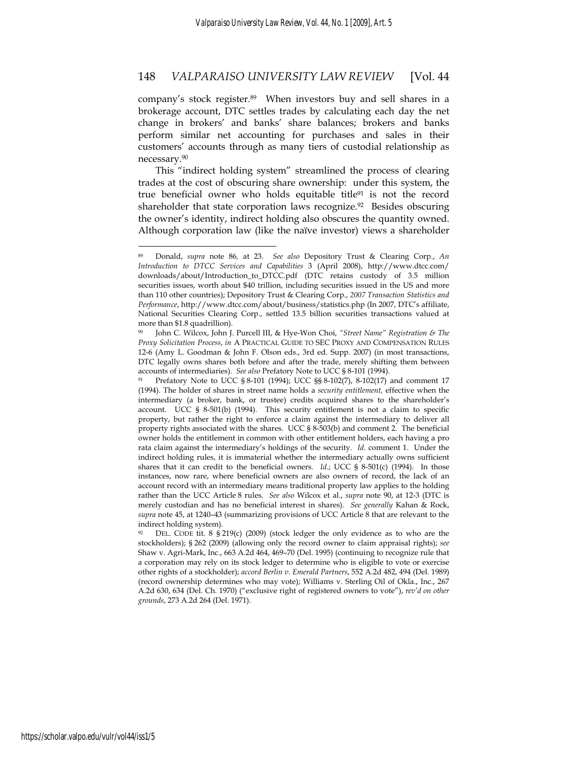company's stock register.[89] When investors buy and sell shares in a brokerage account, DTC settles trades by calculating each day the net change in brokers' and banks' share balances; brokers and banks perform similar net accounting for purchases and sales in their customers' accounts through as many tiers of custodial relationship as necessary.[90]

This "indirect holding system" streamlined the process of clearing trades at the cost of obscuring share ownership: under this system, the true beneficial owner who holds equitable title[91] is not the record shareholder that state corporation laws recognize.[92] Besides obscuring the owner's identity, indirect holding also obscures the quantity owned. Although corporation law (like the naïve investor) views a shareholder

---

[89] Donald, *supra* note 86, at 23. *See also* Depository Trust & Clearing Corp., *An Introduction to DTCC Services and Capabilities* 3 (April 2008), http://www.dtcc.com/downloads/about/Introduction_to_DTCC.pdf (DTC retains custody of 3.5 million securities issues, worth about $40 trillion, including securities issued in the US and more than 110 other countries); Depository Trust & Clearing Corp., *2007 Transaction Statistics and Performance*, http://www.dtcc.com/about/business/statistics.php (In 2007, DTC's affiliate, National Securities Clearing Corp., settled 13.5 billion securities transactions valued at more than $1.8 quadrillion).

[90] John C. Wilcox, John J. Purcell III, & Hye-Won Choi, *"Street Name" Registration & The Proxy Solicitation Process*, *in* A PRACTICAL GUIDE TO SEC PROXY AND COMPENSATION RULES 12-6 (Amy L. Goodman & John F. Olson eds., 3rd ed. Supp. 2007) (in most transactions, DTC legally owns shares both before and after the trade, merely shifting them between accounts of intermediaries). *See also* Prefatory Note to UCC § 8-101 (1994).

[91] Prefatory Note to UCC § 8-101 (1994); UCC §§ 8-102(7), 8-102(17) and comment 17 (1994). The holder of shares in street name holds a *security entitlement,* effective when the intermediary (a broker, bank, or trustee) credits acquired shares to the shareholder's account. UCC § 8-501(b) (1994). This security entitlement is not a claim to specific property, but rather the right to enforce a claim against the intermediary to deliver all property rights associated with the shares. UCC § 8-503(b) and comment 2. The beneficial owner holds the entitlement in common with other entitlement holders, each having a pro rata claim against the intermediary's holdings of the security. *Id.* comment 1. Under the indirect holding rules, it is immaterial whether the intermediary actually owns sufficient shares that it can credit to the beneficial owners. *Id.*; UCC § 8-501(c) (1994). In those instances, now rare, where beneficial owners are also owners of record, the lack of an account record with an intermediary means traditional property law applies to the holding rather than the UCC Article 8 rules. *See also* Wilcox et al., *supra* note 90, at 12-3 (DTC is merely custodian and has no beneficial interest in shares). *See generally* Kahan & Rock, *supra* note 45, at 1240–43 (summarizing provisions of UCC Article 8 that are relevant to the indirect holding system).

[92] DEL. CODE tit. 8 § 219(c) (2009) (stock ledger the only evidence as to who are the stockholders); § 262 (2009) (allowing only the record owner to claim appraisal rights); *see* Shaw v. Agri-Mark, Inc., 663 A.2d 464, 469–70 (Del. 1995) (continuing to recognize rule that a corporation may rely on its stock ledger to determine who is eligible to vote or exercise other rights of a stockholder); *accord Berlin v. Emerald Partners*, 552 A.2d 482, 494 (Del. 1989) (record ownership determines who may vote); Williams v. Sterling Oil of Okla., Inc., 267 A.2d 630, 634 (Del. Ch. 1970) ("exclusive right of registered owners to vote"), *rev'd on other grounds*, 273 A.2d 264 (Del. 1971).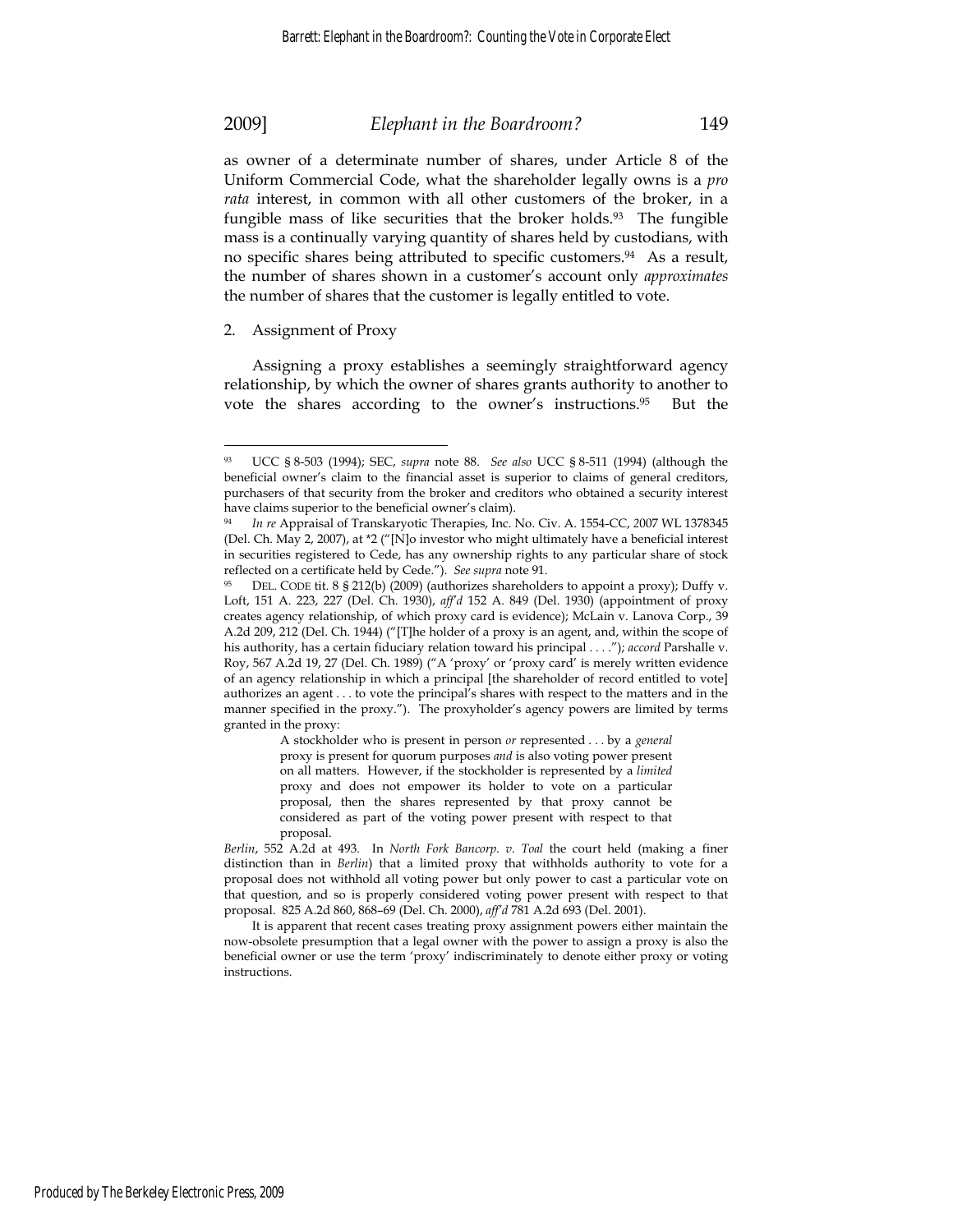as owner of a determinate number of shares, under Article 8 of the Uniform Commercial Code, what the shareholder legally owns is a *pro rata* interest, in common with all other customers of the broker, in a fungible mass of like securities that the broker holds.[93] The fungible mass is a continually varying quantity of shares held by custodians, with no specific shares being attributed to specific customers.[94] As a result, the number of shares shown in a customer's account only *approximates* the number of shares that the customer is legally entitled to vote.

2. Assignment of Proxy

Assigning a proxy establishes a seemingly straightforward agency relationship, by which the owner of shares grants authority to another to vote the shares according to the owner's instructions.[95] But the

---

[93] UCC § 8-503 (1994); SEC, *supra* note 88. *See also* UCC § 8-511 (1994) (although the beneficial owner's claim to the financial asset is superior to claims of general creditors, purchasers of that security from the broker and creditors who obtained a security interest have claims superior to the beneficial owner's claim).

[94] *In re* Appraisal of Transkaryotic Therapies, Inc. No. Civ. A. 1554-CC, 2007 WL 1378345 (Del. Ch. May 2, 2007), at *2 ("[N]o investor who might ultimately have a beneficial interest in securities registered to Cede, has any ownership rights to any particular share of stock reflected on a certificate held by Cede."). *See supra* note 91.

[95] DEL. CODE tit. 8 § 212(b) (2009) (authorizes shareholders to appoint a proxy); Duffy v. Loft, 151 A. 223, 227 (Del. Ch. 1930), *aff'd* 152 A. 849 (Del. 1930) (appointment of proxy creates agency relationship, of which proxy card is evidence); McLain v. Lanova Corp., 39 A.2d 209, 212 (Del. Ch. 1944) ("[T]he holder of a proxy is an agent, and, within the scope of his authority, has a certain fiduciary relation toward his principal . . . ."); *accord* Parshalle v. Roy, 567 A.2d 19, 27 (Del. Ch. 1989) ("A 'proxy' or 'proxy card' is merely written evidence of an agency relationship in which a principal [the shareholder of record entitled to vote] authorizes an agent . . . to vote the principal's shares with respect to the matters and in the manner specified in the proxy."). The proxyholder's agency powers are limited by terms granted in the proxy:

> A stockholder who is present in person *or* represented . . . by a *general* proxy is present for quorum purposes *and* is also voting power present on all matters. However, if the stockholder is represented by a *limited* proxy and does not empower its holder to vote on a particular proposal, then the shares represented by that proxy cannot be considered as part of the voting power present with respect to that proposal.

*Berlin*, 552 A.2d at 493. In *North Fork Bancorp. v. Toal* the court held (making a finer distinction than in *Berlin*) that a limited proxy that withholds authority to vote for a proposal does not withhold all voting power but only power to cast a particular vote on that question, and so is properly considered voting power present with respect to that proposal. 825 A.2d 860, 868–69 (Del. Ch. 2000), *aff'd* 781 A.2d 693 (Del. 2001).

It is apparent that recent cases treating proxy assignment powers either maintain the now-obsolete presumption that a legal owner with the power to assign a proxy is also the beneficial owner or use the term 'proxy' indiscriminately to denote either proxy or voting instructions.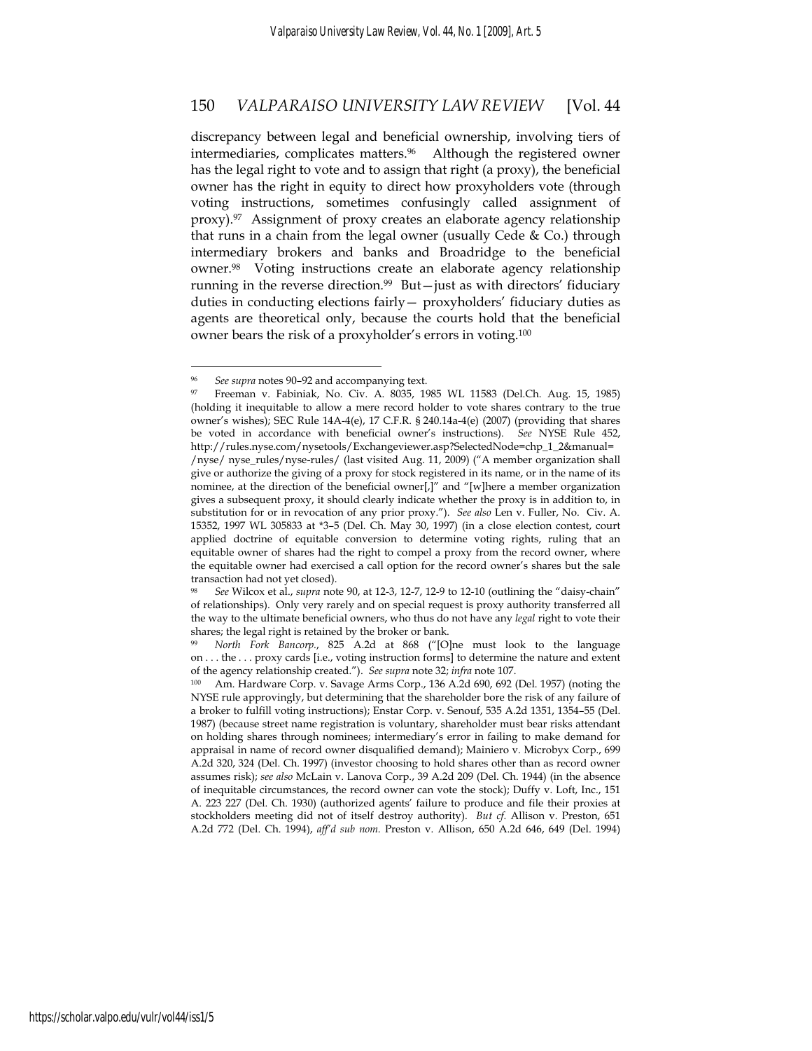discrepancy between legal and beneficial ownership, involving tiers of intermediaries, complicates matters.[96] Although the registered owner has the legal right to vote and to assign that right (a proxy), the beneficial owner has the right in equity to direct how proxyholders vote (through voting instructions, sometimes confusingly called assignment of proxy).[97] Assignment of proxy creates an elaborate agency relationship that runs in a chain from the legal owner (usually Cede & Co.) through intermediary brokers and banks and Broadridge to the beneficial owner.[98] Voting instructions create an elaborate agency relationship running in the reverse direction.[99] But—just as with directors' fiduciary duties in conducting elections fairly— proxyholders' fiduciary duties as agents are theoretical only, because the courts hold that the beneficial owner bears the risk of a proxyholder's errors in voting.[100]

---

[96] *See supra* notes 90–92 and accompanying text.

[97] Freeman v. Fabiniak, No. Civ. A. 8035, 1985 WL 11583 (Del.Ch. Aug. 15, 1985) (holding it inequitable to allow a mere record holder to vote shares contrary to the true owner's wishes); SEC Rule 14A-4(e), 17 C.F.R. § 240.14a-4(e) (2007) (providing that shares be voted in accordance with beneficial owner's instructions). *See* NYSE Rule 452, http://rules.nyse.com/nysetools/Exchangeviewer.asp?SelectedNode=chp_1_2&manual=/nyse/ nyse_rules/nyse-rules/ (last visited Aug. 11, 2009) ("A member organization shall give or authorize the giving of a proxy for stock registered in its name, or in the name of its nominee, at the direction of the beneficial owner[,]" and "[w]here a member organization gives a subsequent proxy, it should clearly indicate whether the proxy is in addition to, in substitution for or in revocation of any prior proxy."). *See also* Len v. Fuller, No. Civ. A. 15352, 1997 WL 305833 at *3–5 (Del. Ch. May 30, 1997) (in a close election contest, court applied doctrine of equitable conversion to determine voting rights, ruling that an equitable owner of shares had the right to compel a proxy from the record owner, where the equitable owner had exercised a call option for the record owner's shares but the sale transaction had not yet closed).

[98] *See* Wilcox et al., *supra* note 90, at 12-3, 12-7, 12-9 to 12-10 (outlining the "daisy-chain" of relationships). Only very rarely and on special request is proxy authority transferred all the way to the ultimate beneficial owners, who thus do not have any *legal* right to vote their shares; the legal right is retained by the broker or bank.

[99] *North Fork Bancorp.*, 825 A.2d at 868 ("[O]ne must look to the language on . . . the . . . proxy cards [i.e., voting instruction forms] to determine the nature and extent of the agency relationship created."). *See supra* note 32; *infra* note 107.

[100] Am. Hardware Corp. v. Savage Arms Corp., 136 A.2d 690, 692 (Del. 1957) (noting the NYSE rule approvingly, but determining that the shareholder bore the risk of any failure of a broker to fulfill voting instructions); Enstar Corp. v. Senouf, 535 A.2d 1351, 1354–55 (Del. 1987) (because street name registration is voluntary, shareholder must bear risks attendant on holding shares through nominees; intermediary's error in failing to make demand for appraisal in name of record owner disqualified demand); Mainiero v. Microbyx Corp., 699 A.2d 320, 324 (Del. Ch. 1997) (investor choosing to hold shares other than as record owner assumes risk); *see also* McLain v. Lanova Corp., 39 A.2d 209 (Del. Ch. 1944) (in the absence of inequitable circumstances, the record owner can vote the stock); Duffy v. Loft, Inc., 151 A. 223 227 (Del. Ch. 1930) (authorized agents' failure to produce and file their proxies at stockholders meeting did not of itself destroy authority). *But cf.* Allison v. Preston, 651 A.2d 772 (Del. Ch. 1994), *aff'd sub nom.* Preston v. Allison, 650 A.2d 646, 649 (Del. 1994)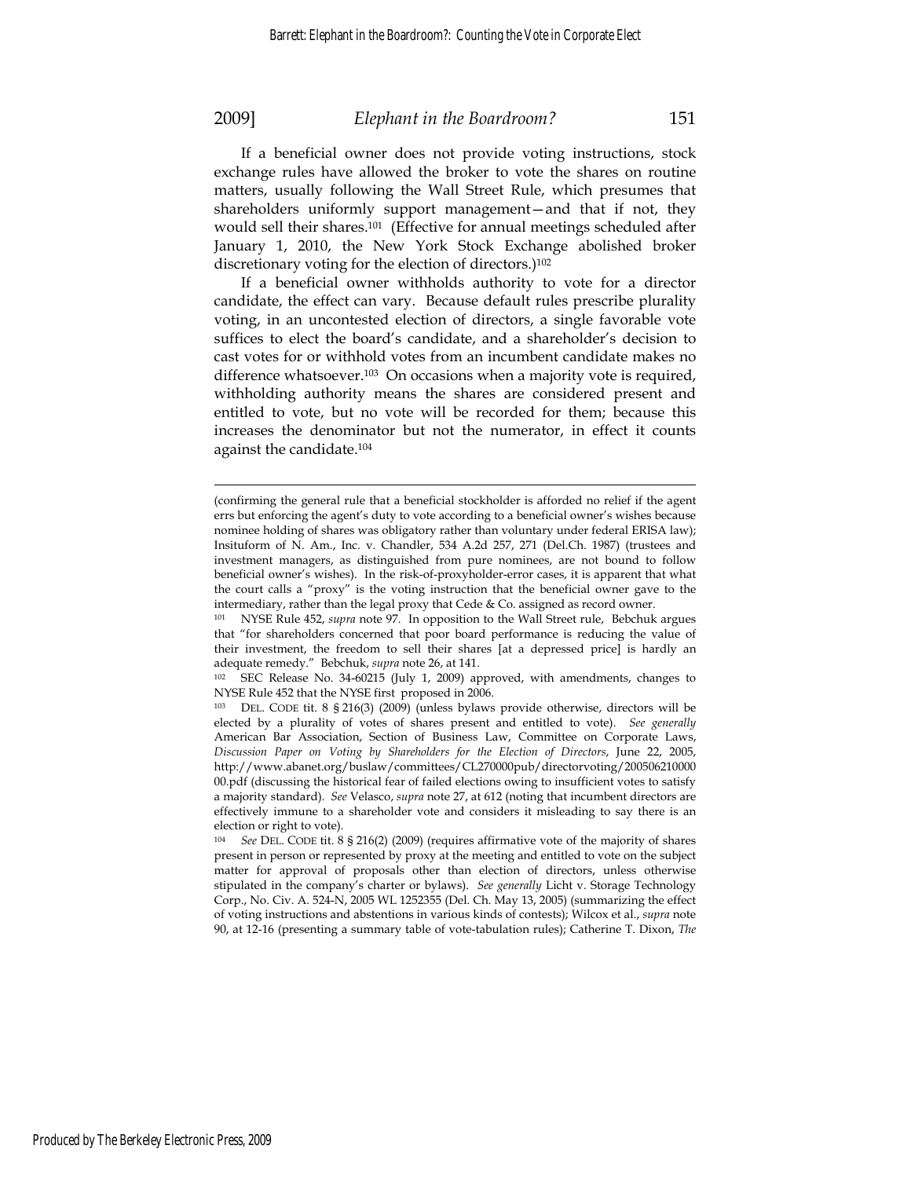If a beneficial owner does not provide voting instructions, stock exchange rules have allowed the broker to vote the shares on routine matters, usually following the Wall Street Rule, which presumes that shareholders uniformly support management—and that if not, they would sell their shares.[101] (Effective for annual meetings scheduled after January 1, 2010, the New York Stock Exchange abolished broker discretionary voting for the election of directors.)[102]

If a beneficial owner withholds authority to vote for a director candidate, the effect can vary. Because default rules prescribe plurality voting, in an uncontested election of directors, a single favorable vote suffices to elect the board's candidate, and a shareholder's decision to cast votes for or withhold votes from an incumbent candidate makes no difference whatsoever.[103] On occasions when a majority vote is required, withholding authority means the shares are considered present and entitled to vote, but no vote will be recorded for them; because this increases the denominator but not the numerator, in effect it counts against the candidate.[104]

---

(confirming the general rule that a beneficial stockholder is afforded no relief if the agent errs but enforcing the agent's duty to vote according to a beneficial owner's wishes because nominee holding of shares was obligatory rather than voluntary under federal ERISA law); Insituform of N. Am., Inc. v. Chandler, 534 A.2d 257, 271 (Del.Ch. 1987) (trustees and investment managers, as distinguished from pure nominees, are not bound to follow beneficial owner's wishes). In the risk-of-proxyholder-error cases, it is apparent that what the court calls a "proxy" is the voting instruction that the beneficial owner gave to the intermediary, rather than the legal proxy that Cede & Co. assigned as record owner.

[101] NYSE Rule 452, *supra* note 97. In opposition to the Wall Street rule, Bebchuk argues that "for shareholders concerned that poor board performance is reducing the value of their investment, the freedom to sell their shares [at a depressed price] is hardly an adequate remedy." Bebchuk, *supra* note 26, at 141.

[102] SEC Release No. 34-60215 (July 1, 2009) approved, with amendments, changes to NYSE Rule 452 that the NYSE first proposed in 2006.

[103] DEL. CODE tit. 8 § 216(3) (2009) (unless bylaws provide otherwise, directors will be elected by a plurality of votes of shares present and entitled to vote). *See generally* American Bar Association, Section of Business Law, Committee on Corporate Laws, *Discussion Paper on Voting by Shareholders for the Election of Directors*, June 22, 2005, http://www.abanet.org/buslaw/committees/CL270000pub/directorvoting/20050621000000.pdf (discussing the historical fear of failed elections owing to insufficient votes to satisfy a majority standard). *See* Velasco, *supra* note 27, at 612 (noting that incumbent directors are effectively immune to a shareholder vote and considers it misleading to say there is an election or right to vote).

[104] *See* DEL. CODE tit. 8 § 216(2) (2009) (requires affirmative vote of the majority of shares present in person or represented by proxy at the meeting and entitled to vote on the subject matter for approval of proposals other than election of directors, unless otherwise stipulated in the company's charter or bylaws). *See generally* Licht v. Storage Technology Corp., No. Civ. A. 524-N, 2005 WL 1252355 (Del. Ch. May 13, 2005) (summarizing the effect of voting instructions and abstentions in various kinds of contests); Wilcox et al., *supra* note 90, at 12-16 (presenting a summary table of vote-tabulation rules); Catherine T. Dixon, *The*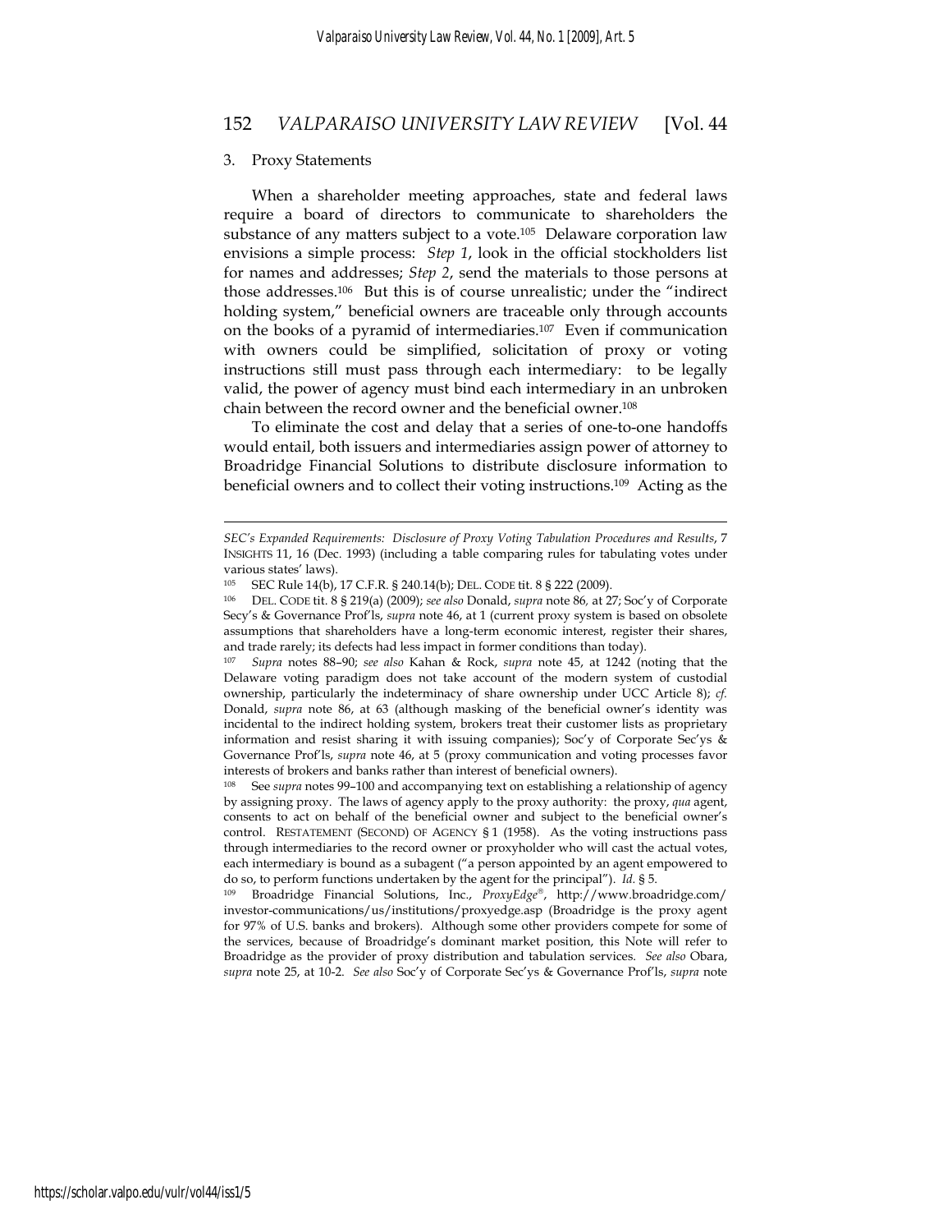### 3. Proxy Statements

When a shareholder meeting approaches, state and federal laws require a board of directors to communicate to shareholders the substance of any matters subject to a vote.[105] Delaware corporation law envisions a simple process: *Step 1*, look in the official stockholders list for names and addresses; *Step 2*, send the materials to those persons at those addresses.[106] But this is of course unrealistic; under the "indirect holding system," beneficial owners are traceable only through accounts on the books of a pyramid of intermediaries.[107] Even if communication with owners could be simplified, solicitation of proxy or voting instructions still must pass through each intermediary: to be legally valid, the power of agency must bind each intermediary in an unbroken chain between the record owner and the beneficial owner.[108]

To eliminate the cost and delay that a series of one-to-one handoffs would entail, both issuers and intermediaries assign power of attorney to Broadridge Financial Solutions to distribute disclosure information to beneficial owners and to collect their voting instructions.[109] Acting as the

---

*SEC's Expanded Requirements: Disclosure of Proxy Voting Tabulation Procedures and Results*, 7 INSIGHTS 11, 16 (Dec. 1993) (including a table comparing rules for tabulating votes under various states' laws).

[105] SEC Rule 14(b), 17 C.F.R. § 240.14(b); DEL. CODE tit. 8 § 222 (2009).

[106] DEL. CODE tit. 8 § 219(a) (2009); *see also* Donald, *supra* note 86, at 27; Soc'y of Corporate Secy's & Governance Prof'ls, *supra* note 46, at 1 (current proxy system is based on obsolete assumptions that shareholders have a long-term economic interest, register their shares, and trade rarely; its defects had less impact in former conditions than today).

[107] *Supra* notes 88–90; *see also* Kahan & Rock, *supra* note 45, at 1242 (noting that the Delaware voting paradigm does not take account of the modern system of custodial ownership, particularly the indeterminacy of share ownership under UCC Article 8); *cf.* Donald, *supra* note 86, at 63 (although masking of the beneficial owner's identity was incidental to the indirect holding system, brokers treat their customer lists as proprietary information and resist sharing it with issuing companies); Soc'y of Corporate Sec'ys & Governance Prof'ls, *supra* note 46, at 5 (proxy communication and voting processes favor interests of brokers and banks rather than interest of beneficial owners).

[108] See *supra* notes 99–100 and accompanying text on establishing a relationship of agency by assigning proxy. The laws of agency apply to the proxy authority: the proxy, *qua* agent, consents to act on behalf of the beneficial owner and subject to the beneficial owner's control. RESTATEMENT (SECOND) OF AGENCY § 1 (1958). As the voting instructions pass through intermediaries to the record owner or proxyholder who will cast the actual votes, each intermediary is bound as a subagent ("a person appointed by an agent empowered to do so, to perform functions undertaken by the agent for the principal"). *Id.* § 5.

[109] Broadridge Financial Solutions, Inc., *ProxyEdge®*, http://www.broadridge.com/investor-communications/us/institutions/proxyedge.asp (Broadridge is the proxy agent for 97% of U.S. banks and brokers). Although some other providers compete for some of the services, because of Broadridge's dominant market position, this Note will refer to Broadridge as the provider of proxy distribution and tabulation services. *See also* Obara, *supra* note 25, at 10-2. *See also* Soc'y of Corporate Sec'ys & Governance Prof'ls, *supra* note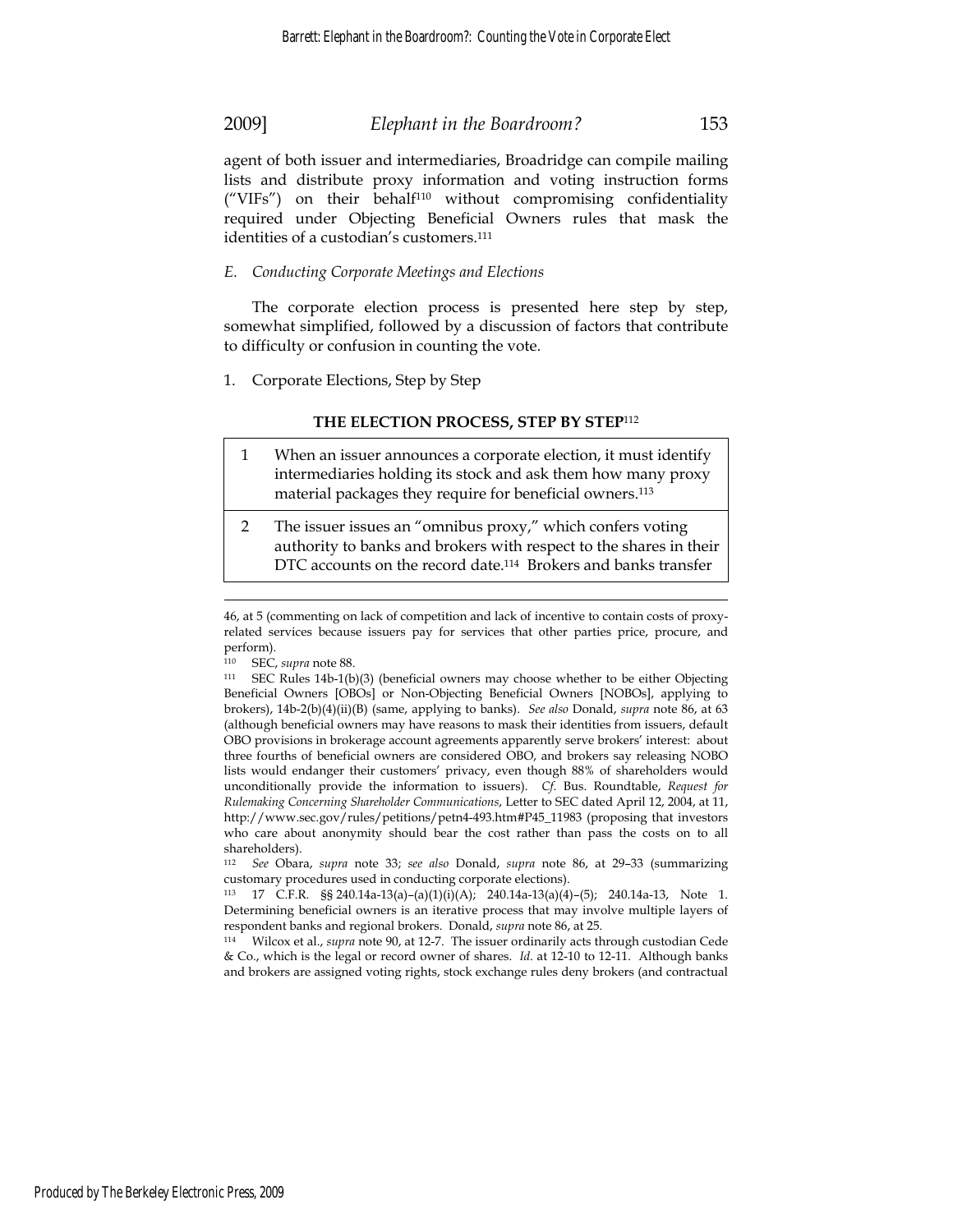agent of both issuer and intermediaries, Broadridge can compile mailing lists and distribute proxy information and voting instruction forms ("VIFs") on their behalf[110] without compromising confidentiality required under Objecting Beneficial Owners rules that mask the identities of a custodian's customers.[111]

*E. Conducting Corporate Meetings and Elections*

The corporate election process is presented here step by step, somewhat simplified, followed by a discussion of factors that contribute to difficulty or confusion in counting the vote.

1. Corporate Elections, Step by Step

**THE ELECTION PROCESS, STEP BY STEP**[112]

| | |
|---|---|
| 1 | When an issuer announces a corporate election, it must identify intermediaries holding its stock and ask them how many proxy material packages they require for beneficial owners.[113] |
| 2 | The issuer issues an "omnibus proxy," which confers voting authority to banks and brokers with respect to the shares in their DTC accounts on the record date.[114] Brokers and banks transfer |

---

46, at 5 (commenting on lack of competition and lack of incentive to contain costs of proxy-related services because issuers pay for services that other parties price, procure, and perform).

[110] SEC, *supra* note 88.

[111] SEC Rules 14b-1(b)(3) (beneficial owners may choose whether to be either Objecting Beneficial Owners [OBOs] or Non-Objecting Beneficial Owners [NOBOs], applying to brokers), 14b-2(b)(4)(ii)(B) (same, applying to banks). *See also* Donald, *supra* note 86, at 63 (although beneficial owners may have reasons to mask their identities from issuers, default OBO provisions in brokerage account agreements apparently serve brokers' interest: about three fourths of beneficial owners are considered OBO, and brokers say releasing NOBO lists would endanger their customers' privacy, even though 88% of shareholders would unconditionally provide the information to issuers). *Cf.* Bus. Roundtable, *Request for Rulemaking Concerning Shareholder Communications*, Letter to SEC dated April 12, 2004, at 11, http://www.sec.gov/rules/petitions/petn4-493.htm#P45_11983 (proposing that investors who care about anonymity should bear the cost rather than pass the costs on to all shareholders).

[112] *See* Obara, *supra* note 33; *see also* Donald, *supra* note 86, at 29–33 (summarizing customary procedures used in conducting corporate elections).

[113] 17 C.F.R. §§ 240.14a-13(a)–(a)(1)(i)(A); 240.14a-13(a)(4)–(5); 240.14a-13, Note 1. Determining beneficial owners is an iterative process that may involve multiple layers of respondent banks and regional brokers. Donald, *supra* note 86, at 25.

[114] Wilcox et al., *supra* note 90, at 12-7. The issuer ordinarily acts through custodian Cede & Co., which is the legal or record owner of shares. *Id.* at 12-10 to 12-11. Although banks and brokers are assigned voting rights, stock exchange rules deny brokers (and contractual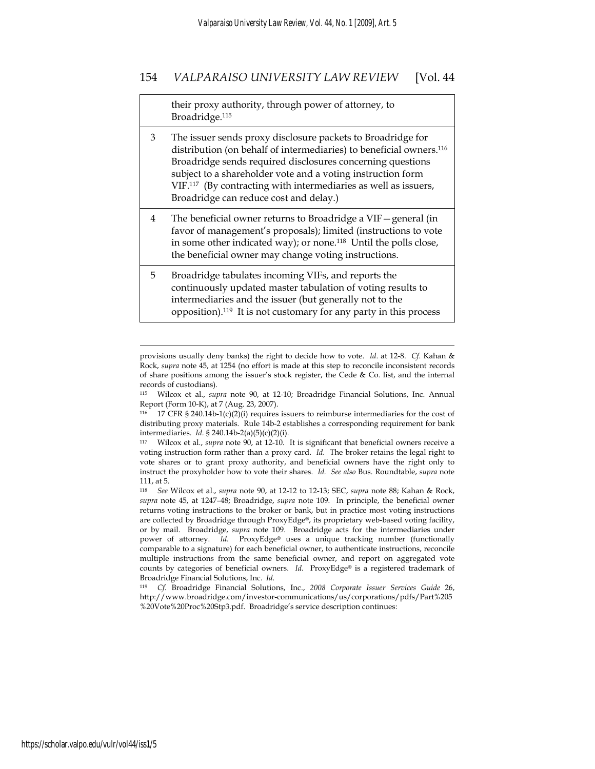| | |
|---|---|
| | their proxy authority, through power of attorney, to Broadridge.[115] |
| 3 | The issuer sends proxy disclosure packets to Broadridge for distribution (on behalf of intermediaries) to beneficial owners.[116] Broadridge sends required disclosures concerning questions subject to a shareholder vote and a voting instruction form VIF.[117] (By contracting with intermediaries as well as issuers, Broadridge can reduce cost and delay.) |
| 4 | The beneficial owner returns to Broadridge a VIF—general (in favor of management's proposals); limited (instructions to vote in some other indicated way); or none.[118] Until the polls close, the beneficial owner may change voting instructions. |
| 5 | Broadridge tabulates incoming VIFs, and reports the continuously updated master tabulation of voting results to intermediaries and the issuer (but generally not to the opposition).[119] It is not customary for any party in this process |

provisions usually deny banks) the right to decide how to vote. *Id.* at 12-8. *Cf.* Kahan & Rock, *supra* note 45, at 1254 (no effort is made at this step to reconcile inconsistent records of share positions among the issuer's stock register, the Cede & Co. list, and the internal records of custodians).

[115] Wilcox et al., *supra* note 90, at 12-10; Broadridge Financial Solutions, Inc. Annual Report (Form 10-K), at 7 (Aug. 23, 2007).

[116] 17 CFR § 240.14b-1(c)(2)(i) requires issuers to reimburse intermediaries for the cost of distributing proxy materials. Rule 14b-2 establishes a corresponding requirement for bank intermediaries. *Id.* § 240.14b-2(a)(5)(c)(2)(i).

[117] Wilcox et al., *supra* note 90, at 12-10. It is significant that beneficial owners receive a voting instruction form rather than a proxy card. *Id.* The broker retains the legal right to vote shares or to grant proxy authority, and beneficial owners have the right only to instruct the proxyholder how to vote their shares. *Id. See also* Bus. Roundtable, *supra* note 111, at 5.

[118] *See* Wilcox et al., *supra* note 90, at 12-12 to 12-13; SEC, *supra* note 88; Kahan & Rock, *supra* note 45, at 1247–48; Broadridge, *supra* note 109. In principle, the beneficial owner returns voting instructions to the broker or bank, but in practice most voting instructions are collected by Broadridge through ProxyEdge®, its proprietary web-based voting facility, or by mail. Broadridge, *supra* note 109. Broadridge acts for the intermediaries under power of attorney. *Id.* ProxyEdge® uses a unique tracking number (functionally comparable to a signature) for each beneficial owner, to authenticate instructions, reconcile multiple instructions from the same beneficial owner, and report on aggregated vote counts by categories of beneficial owners. *Id.* ProxyEdge® is a registered trademark of Broadridge Financial Solutions, Inc. *Id.*

[119] *Cf.* Broadridge Financial Solutions, Inc., *2008 Corporate Issuer Services Guide* 26, http://www.broadridge.com/investor-communications/us/corporations/pdfs/Part%205%20Vote%20Proc%20Stp3.pdf. Broadridge's service description continues: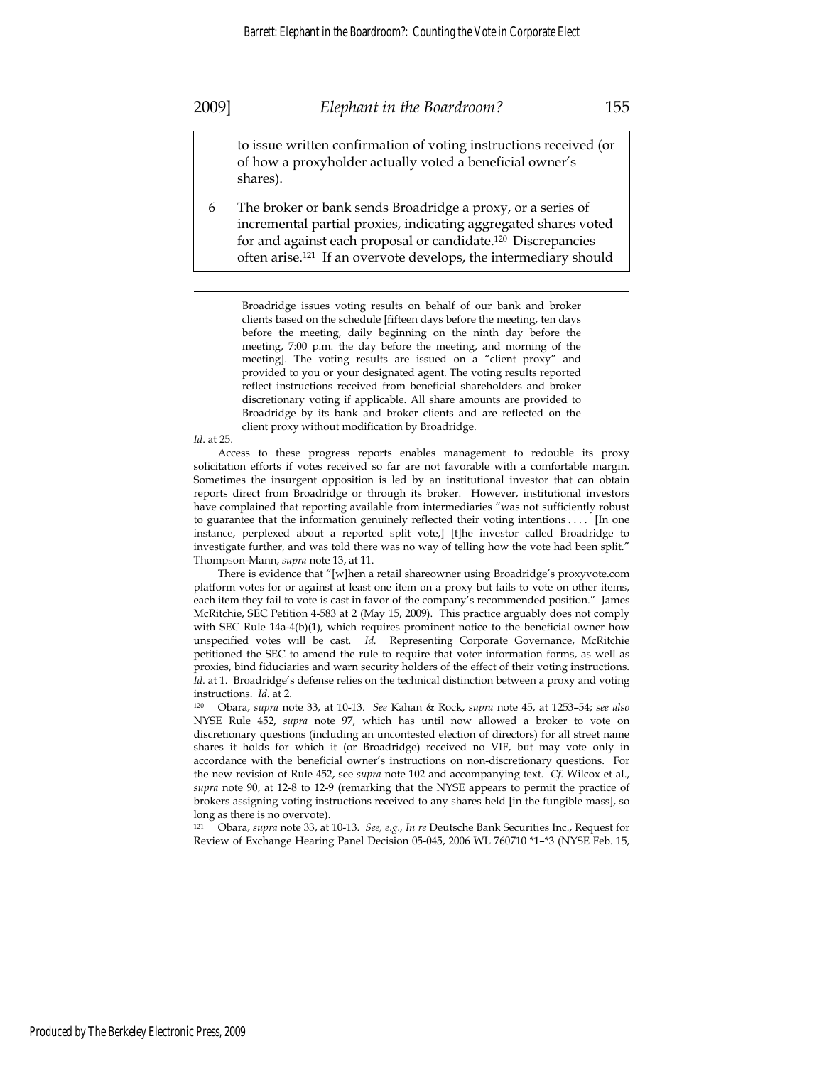|   | to issue written confirmation of voting instructions received (or of how a proxyholder actually voted a beneficial owner's shares). |
|---|---|
| 6 | The broker or bank sends Broadridge a proxy, or a series of incremental partial proxies, indicating aggregated shares voted for and against each proposal or candidate.[120] Discrepancies often arise.[121] If an overvote develops, the intermediary should |

> Broadridge issues voting results on behalf of our bank and broker clients based on the schedule [fifteen days before the meeting, ten days before the meeting, daily beginning on the ninth day before the meeting, 7:00 p.m. the day before the meeting, and morning of the meeting]. The voting results are issued on a "client proxy" and provided to you or your designated agent. The voting results reported reflect instructions received from beneficial shareholders and broker discretionary voting if applicable. All share amounts are provided to Broadridge by its bank and broker clients and are reflected on the client proxy without modification by Broadridge.

*Id*. at 25.

Access to these progress reports enables management to redouble its proxy solicitation efforts if votes received so far are not favorable with a comfortable margin. Sometimes the insurgent opposition is led by an institutional investor that can obtain reports direct from Broadridge or through its broker. However, institutional investors have complained that reporting available from intermediaries "was not sufficiently robust to guarantee that the information genuinely reflected their voting intentions . . . . [In one instance, perplexed about a reported split vote,] [t]he investor called Broadridge to investigate further, and was told there was no way of telling how the vote had been split." Thompson-Mann, *supra* note 13, at 11.

There is evidence that "[w]hen a retail shareowner using Broadridge's proxyvote.com platform votes for or against at least one item on a proxy but fails to vote on other items, each item they fail to vote is cast in favor of the company's recommended position." James McRitchie, SEC Petition 4-583 at 2 (May 15, 2009). This practice arguably does not comply with SEC Rule 14a-4(b)(1), which requires prominent notice to the beneficial owner how unspecified votes will be cast. *Id.* Representing Corporate Governance, McRitchie petitioned the SEC to amend the rule to require that voter information forms, as well as proxies, bind fiduciaries and warn security holders of the effect of their voting instructions. *Id.* at 1. Broadridge's defense relies on the technical distinction between a proxy and voting instructions. *Id.* at 2.

[120] Obara, *supra* note 33, at 10-13. *See* Kahan & Rock, *supra* note 45, at 1253–54; *see also* NYSE Rule 452, *supra* note 97, which has until now allowed a broker to vote on discretionary questions (including an uncontested election of directors) for all street name shares it holds for which it (or Broadridge) received no VIF, but may vote only in accordance with the beneficial owner's instructions on non-discretionary questions. For the new revision of Rule 452, see *supra* note 102 and accompanying text. *Cf.* Wilcox et al., *supra* note 90, at 12-8 to 12-9 (remarking that the NYSE appears to permit the practice of brokers assigning voting instructions received to any shares held [in the fungible mass], so long as there is no overvote).

[121] Obara, *supra* note 33, at 10-13. *See, e.g.*, *In re* Deutsche Bank Securities Inc., Request for Review of Exchange Hearing Panel Decision 05-045, 2006 WL 760710 *1–*3 (NYSE Feb. 15,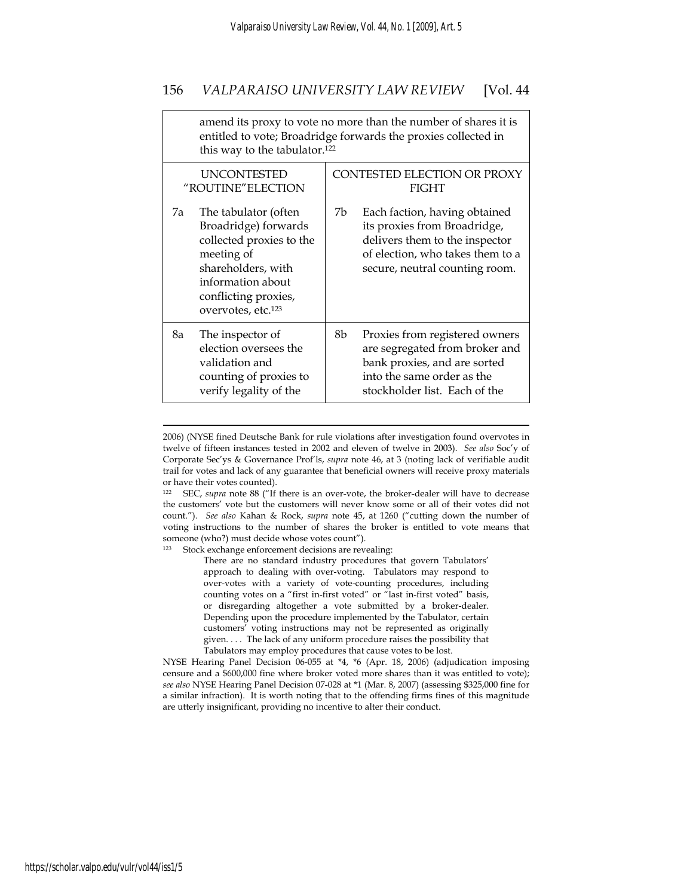| | |
|---|---|
| amend its proxy to vote no more than the number of shares it is entitled to vote; Broadridge forwards the proxies collected in this way to the tabulator.[122] | |
| UNCONTESTED "ROUTINE" ELECTION | CONTESTED ELECTION OR PROXY FIGHT |
| 7a The tabulator (often Broadridge) forwards collected proxies to the meeting of shareholders, with information about conflicting proxies, overvotes, etc.[123] | 7b Each faction, having obtained its proxies from Broadridge, delivers them to the inspector of election, who takes them to a secure, neutral counting room. |
| 8a The inspector of election oversees the validation and counting of proxies to verify legality of the | 8b Proxies from registered owners are segregated from broker and bank proxies, and are sorted into the same order as the stockholder list. Each of the |

2006) (NYSE fined Deutsche Bank for rule violations after investigation found overvotes in twelve of fifteen instances tested in 2002 and eleven of twelve in 2003). *See also* Soc'y of Corporate Sec'ys & Governance Prof'ls, *supra* note 46, at 3 (noting lack of verifiable audit trail for votes and lack of any guarantee that beneficial owners will receive proxy materials or have their votes counted).

[122] SEC, *supra* note 88 ("If there is an over-vote, the broker-dealer will have to decrease the customers' vote but the customers will never know some or all of their votes did not count."). *See also* Kahan & Rock, *supra* note 45, at 1260 ("cutting down the number of voting instructions to the number of shares the broker is entitled to vote means that someone (who?) must decide whose votes count").

[123] Stock exchange enforcement decisions are revealing:

> There are no standard industry procedures that govern Tabulators' approach to dealing with over-voting. Tabulators may respond to over-votes with a variety of vote-counting procedures, including counting votes on a "first in-first voted" or "last in-first voted" basis, or disregarding altogether a vote submitted by a broker-dealer. Depending upon the procedure implemented by the Tabulator, certain customers' voting instructions may not be represented as originally given. . . . The lack of any uniform procedure raises the possibility that Tabulators may employ procedures that cause votes to be lost.

NYSE Hearing Panel Decision 06-055 at *4, *6 (Apr. 18, 2006) (adjudication imposing censure and a $600,000 fine where broker voted more shares than it was entitled to vote); *see also* NYSE Hearing Panel Decision 07-028 at *1 (Mar. 8, 2007) (assessing $325,000 fine for a similar infraction). It is worth noting that to the offending firms fines of this magnitude are utterly insignificant, providing no incentive to alter their conduct.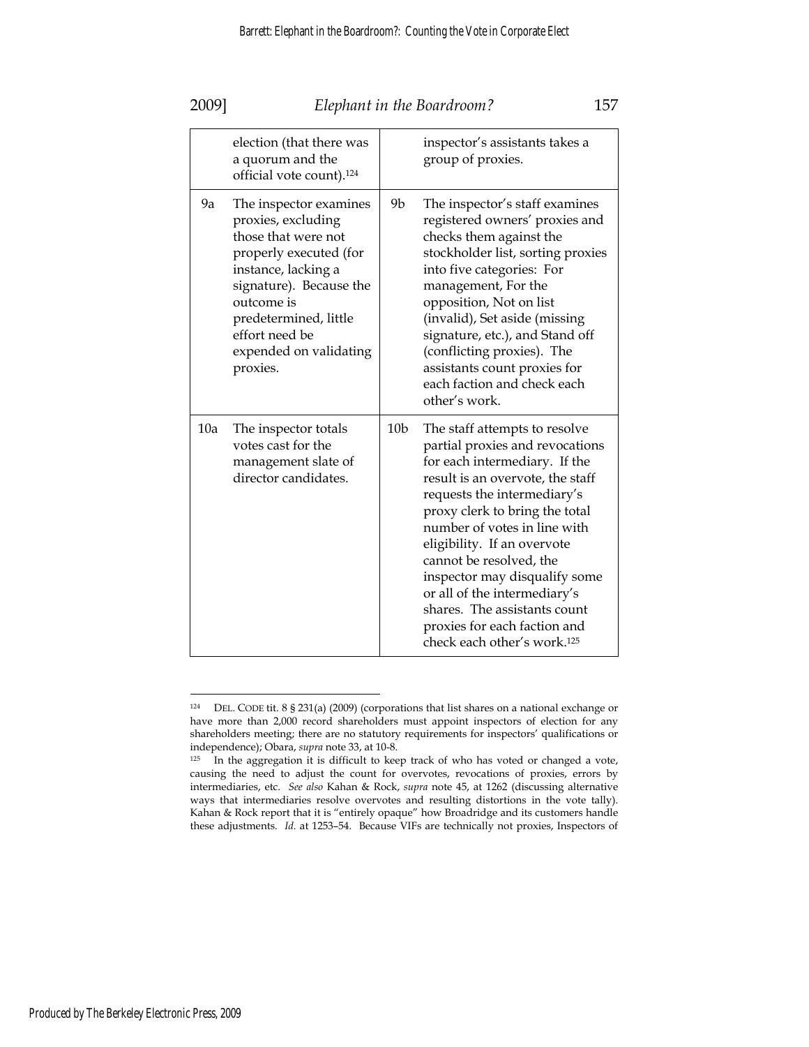| | | | |
|---|---|---|---|
| | election (that there was a quorum and the official vote count).[124] | | inspector's assistants takes a group of proxies. |
| 9a | The inspector examines proxies, excluding those that were not properly executed (for instance, lacking a signature). Because the outcome is predetermined, little effort need be expended on validating proxies. | 9b | The inspector's staff examines registered owners' proxies and checks them against the stockholder list, sorting proxies into five categories: For management, For the opposition, Not on list (invalid), Set aside (missing signature, etc.), and Stand off (conflicting proxies). The assistants count proxies for each faction and check each other's work. |
| 10a | The inspector totals votes cast for the management slate of director candidates. | 10b | The staff attempts to resolve partial proxies and revocations for each intermediary. If the result is an overvote, the staff requests the intermediary's proxy clerk to bring the total number of votes in line with eligibility. If an overvote cannot be resolved, the inspector may disqualify some or all of the intermediary's shares. The assistants count proxies for each faction and check each other's work.[125] |

[124] DEL. CODE tit. 8 § 231(a) (2009) (corporations that list shares on a national exchange or have more than 2,000 record shareholders must appoint inspectors of election for any shareholders meeting; there are no statutory requirements for inspectors' qualifications or independence); Obara, *supra* note 33, at 10-8.

[125] In the aggregation it is difficult to keep track of who has voted or changed a vote, causing the need to adjust the count for overvotes, revocations of proxies, errors by intermediaries, etc. *See also* Kahan & Rock, *supra* note 45, at 1262 (discussing alternative ways that intermediaries resolve overvotes and resulting distortions in the vote tally). Kahan & Rock report that it is "entirely opaque" how Broadridge and its customers handle these adjustments. *Id.* at 1253–54. Because VIFs are technically not proxies, Inspectors of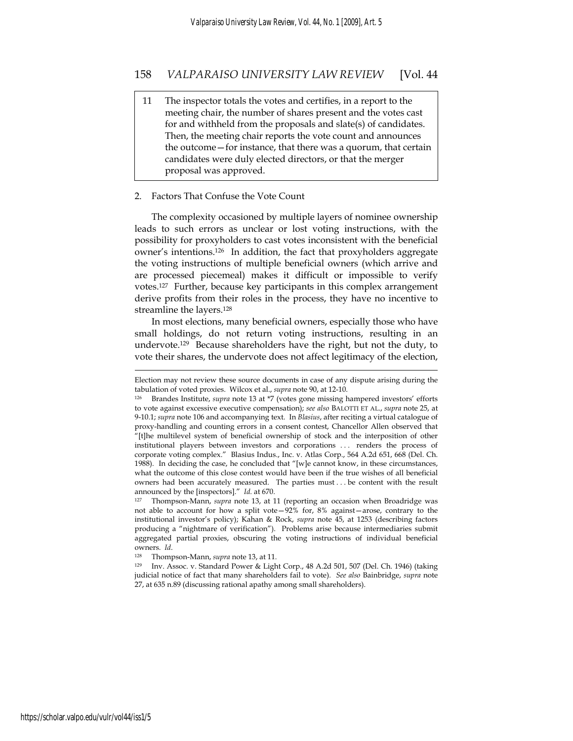| 11 | The inspector totals the votes and certifies, in a report to the meeting chair, the number of shares present and the votes cast for and withheld from the proposals and slate(s) of candidates. Then, the meeting chair reports the vote count and announces the outcome—for instance, that there was a quorum, that certain candidates were duly elected directors, or that the merger proposal was approved. |
|---|---|

2. Factors That Confuse the Vote Count

The complexity occasioned by multiple layers of nominee ownership leads to such errors as unclear or lost voting instructions, with the possibility for proxyholders to cast votes inconsistent with the beneficial owner's intentions.[126] In addition, the fact that proxyholders aggregate the voting instructions of multiple beneficial owners (which arrive and are processed piecemeal) makes it difficult or impossible to verify votes.[127] Further, because key participants in this complex arrangement derive profits from their roles in the process, they have no incentive to streamline the layers.[128]

In most elections, many beneficial owners, especially those who have small holdings, do not return voting instructions, resulting in an undervote.[129] Because shareholders have the right, but not the duty, to vote their shares, the undervote does not affect legitimacy of the election,

---

Election may not review these source documents in case of any dispute arising during the tabulation of voted proxies. Wilcox et al., *supra* note 90, at 12-10.

[126] Brandes Institute, *supra* note 13 at *7 (votes gone missing hampered investors' efforts to vote against excessive executive compensation); *see also* BALOTTI ET AL., *supra* note 25, at 9-10.1; *supra* note 106 and accompanying text. In *Blasius*, after reciting a virtual catalogue of proxy-handling and counting errors in a consent contest, Chancellor Allen observed that "[t]he multilevel system of beneficial ownership of stock and the interposition of other institutional players between investors and corporations . . . renders the process of corporate voting complex." Blasius Indus., Inc. v. Atlas Corp., 564 A.2d 651, 668 (Del. Ch. 1988). In deciding the case, he concluded that "[w]e cannot know, in these circumstances, what the outcome of this close contest would have been if the true wishes of all beneficial owners had been accurately measured. The parties must . . . be content with the result announced by the [inspectors]." *Id.* at 670.

[127] Thompson-Mann, *supra* note 13, at 11 (reporting an occasion when Broadridge was not able to account for how a split vote—92% for, 8% against—arose, contrary to the institutional investor's policy); Kahan & Rock, *supra* note 45, at 1253 (describing factors producing a "nightmare of verification"). Problems arise because intermediaries submit aggregated partial proxies, obscuring the voting instructions of individual beneficial owners. *Id*.

[128] Thompson-Mann, *supra* note 13, at 11.

[129] Inv. Assoc. v. Standard Power & Light Corp., 48 A.2d 501, 507 (Del. Ch. 1946) (taking judicial notice of fact that many shareholders fail to vote). *See also* Bainbridge, *supra* note 27, at 635 n.89 (discussing rational apathy among small shareholders).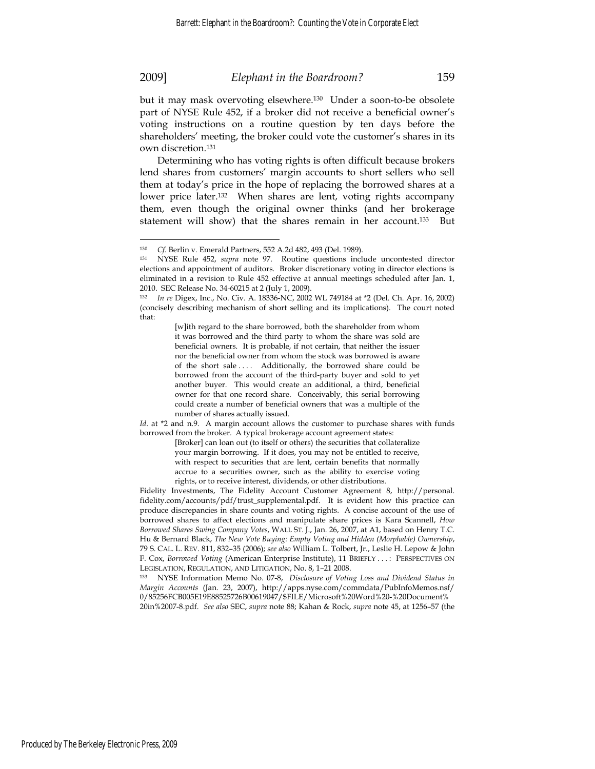but it may mask overvoting elsewhere.[130] Under a soon-to-be obsolete part of NYSE Rule 452, if a broker did not receive a beneficial owner's voting instructions on a routine question by ten days before the shareholders' meeting, the broker could vote the customer's shares in its own discretion.[131]

Determining who has voting rights is often difficult because brokers lend shares from customers' margin accounts to short sellers who sell them at today's price in the hope of replacing the borrowed shares at a lower price later.[132] When shares are lent, voting rights accompany them, even though the original owner thinks (and her brokerage statement will show) that the shares remain in her account.[133] But

---

[130] *Cf*. Berlin v. Emerald Partners, 552 A.2d 482, 493 (Del. 1989).

[131] NYSE Rule 452, *supra* note 97. Routine questions include uncontested director elections and appointment of auditors. Broker discretionary voting in director elections is eliminated in a revision to Rule 452 effective at annual meetings scheduled after Jan. 1, 2010. SEC Release No. 34-60215 at 2 (July 1, 2009).

[132] *In re* Digex, Inc., No. Civ. A. 18336-NC, 2002 WL 749184 at *2 (Del. Ch. Apr. 16, 2002) (concisely describing mechanism of short selling and its implications). The court noted that:

> [w]ith regard to the share borrowed, both the shareholder from whom it was borrowed and the third party to whom the share was sold are beneficial owners. It is probable, if not certain, that neither the issuer nor the beneficial owner from whom the stock was borrowed is aware of the short sale . . . . Additionally, the borrowed share could be borrowed from the account of the third-party buyer and sold to yet another buyer. This would create an additional, a third, beneficial owner for that one record share. Conceivably, this serial borrowing could create a number of beneficial owners that was a multiple of the number of shares actually issued.

*Id*. at *2 and n.9. A margin account allows the customer to purchase shares with funds borrowed from the broker. A typical brokerage account agreement states:

> [Broker] can loan out (to itself or others) the securities that collateralize your margin borrowing. If it does, you may not be entitled to receive, with respect to securities that are lent, certain benefits that normally accrue to a securities owner, such as the ability to exercise voting rights, or to receive interest, dividends, or other distributions.

Fidelity Investments, The Fidelity Account Customer Agreement 8, http://personal.fidelity.com/accounts/pdf/trust_supplemental.pdf. It is evident how this practice can produce discrepancies in share counts and voting rights. A concise account of the use of borrowed shares to affect elections and manipulate share prices is Kara Scannell, *How Borrowed Shares Swing Company Votes*, WALL ST. J., Jan. 26, 2007, at A1, based on Henry T.C. Hu & Bernard Black, *The New Vote Buying: Empty Voting and Hidden (Morphable) Ownership*, 79 S. CAL. L. REV. 811, 832–35 (2006); *see also* William L. Tolbert, Jr., Leslie H. Lepow & John F. Cox, *Borrowed Voting* (American Enterprise Institute), 11 BRIEFLY . . . : PERSPECTIVES ON LEGISLATION, REGULATION, AND LITIGATION, No. 8, 1–21 2008.

[133] NYSE Information Memo No. 07-8, *Disclosure of Voting Loss and Dividend Status in Margin Accounts* (Jan. 23, 2007), http://apps.nyse.com/commdata/PubInfoMemos.nsf/0/85256FCB005E19E88525726B00619047/$FILE/Microsoft%20Word%20-%20Document%20in%2007-8.pdf. *See also* SEC, *supra* note 88; Kahan & Rock, *supra* note 45, at 1256–57 (the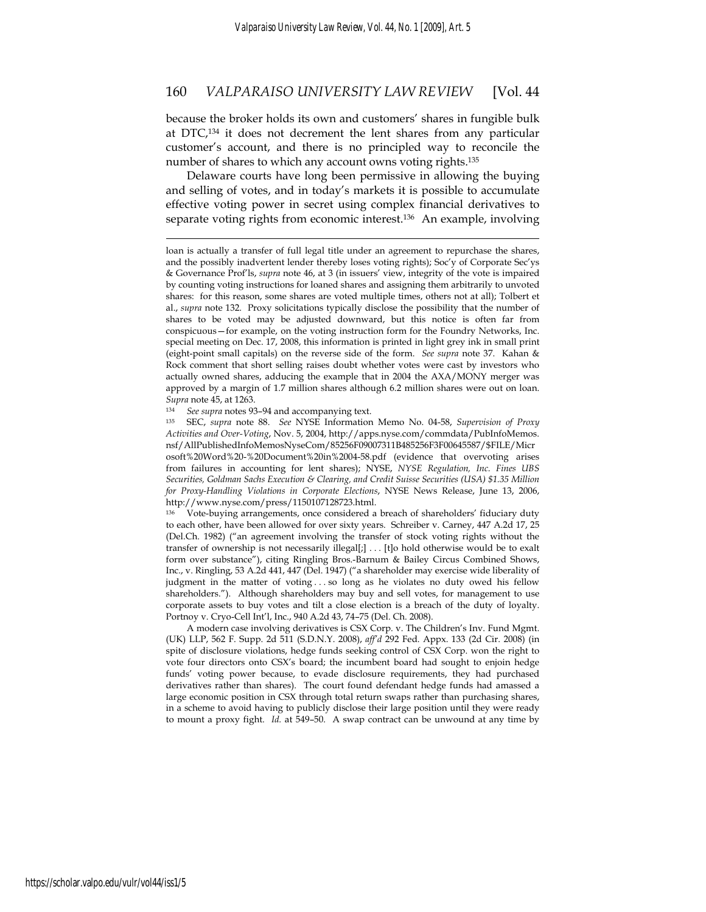because the broker holds its own and customers' shares in fungible bulk at DTC,[134] it does not decrement the lent shares from any particular customer's account, and there is no principled way to reconcile the number of shares to which any account owns voting rights.[135]

Delaware courts have long been permissive in allowing the buying and selling of votes, and in today's markets it is possible to accumulate effective voting power in secret using complex financial derivatives to separate voting rights from economic interest.[136] An example, involving

---

loan is actually a transfer of full legal title under an agreement to repurchase the shares, and the possibly inadvertent lender thereby loses voting rights); Soc'y of Corporate Sec'ys & Governance Prof'ls, *supra* note 46, at 3 (in issuers' view, integrity of the vote is impaired by counting voting instructions for loaned shares and assigning them arbitrarily to unvoted shares: for this reason, some shares are voted multiple times, others not at all); Tolbert et al., *supra* note 132. Proxy solicitations typically disclose the possibility that the number of shares to be voted may be adjusted downward, but this notice is often far from conspicuous—for example, on the voting instruction form for the Foundry Networks, Inc. special meeting on Dec. 17, 2008, this information is printed in light grey ink in small print (eight-point small capitals) on the reverse side of the form. *See supra* note 37. Kahan & Rock comment that short selling raises doubt whether votes were cast by investors who actually owned shares, adducing the example that in 2004 the AXA/MONY merger was approved by a margin of 1.7 million shares although 6.2 million shares were out on loan. *Supra* note 45, at 1263.

[134] *See supra* notes 93–94 and accompanying text.

[135] SEC, *supra* note 88. *See* NYSE Information Memo No. 04-58, *Supervision of Proxy Activities and Over-Voting*, Nov. 5, 2004, http://apps.nyse.com/commdata/PubInfoMemos.nsf/AllPublishedInfoMemosNyseCom/85256FC09007311B485256F3F00645587/$FILE/Microsoft%20Word%20-%20Document%20in%2004-58.pdf (evidence that overvoting arises from failures in accounting for lent shares); NYSE, *NYSE Regulation, Inc. Fines UBS Securities, Goldman Sachs Execution & Clearing, and Credit Suisse Securities (USA) $1.35 Million for Proxy-Handling Violations in Corporate Elections*, NYSE News Release, June 13, 2006, http://www.nyse.com/press/1150107128723.html.

[136] Vote-buying arrangements, once considered a breach of shareholders' fiduciary duty to each other, have been allowed for over sixty years. Schreiber v. Carney, 447 A.2d 17, 25 (Del.Ch. 1982) ("an agreement involving the transfer of stock voting rights without the transfer of ownership is not necessarily illegal[;] . . . [t]o hold otherwise would be to exalt form over substance"), citing Ringling Bros.-Barnum & Bailey Circus Combined Shows, Inc., v. Ringling, 53 A.2d 441, 447 (Del. 1947) ("a shareholder may exercise wide liberality of judgment in the matter of voting . . . so long as he violates no duty owed his fellow shareholders."). Although shareholders may buy and sell votes, for management to use corporate assets to buy votes and tilt a close election is a breach of the duty of loyalty. Portnoy v. Cryo-Cell Int'l, Inc., 940 A.2d 43, 74–75 (Del. Ch. 2008).

A modern case involving derivatives is CSX Corp. v. The Children's Inv. Fund Mgmt. (UK) LLP, 562 F. Supp. 2d 511 (S.D.N.Y. 2008), *aff'd* 292 Fed. Appx. 133 (2d Cir. 2008) (in spite of disclosure violations, hedge funds seeking control of CSX Corp. won the right to vote four directors onto CSX's board; the incumbent board had sought to enjoin hedge funds' voting power because, to evade disclosure requirements, they had purchased derivatives rather than shares). The court found defendant hedge funds had amassed a large economic position in CSX through total return swaps rather than purchasing shares, in a scheme to avoid having to publicly disclose their large position until they were ready to mount a proxy fight. *Id.* at 549–50. A swap contract can be unwound at any time by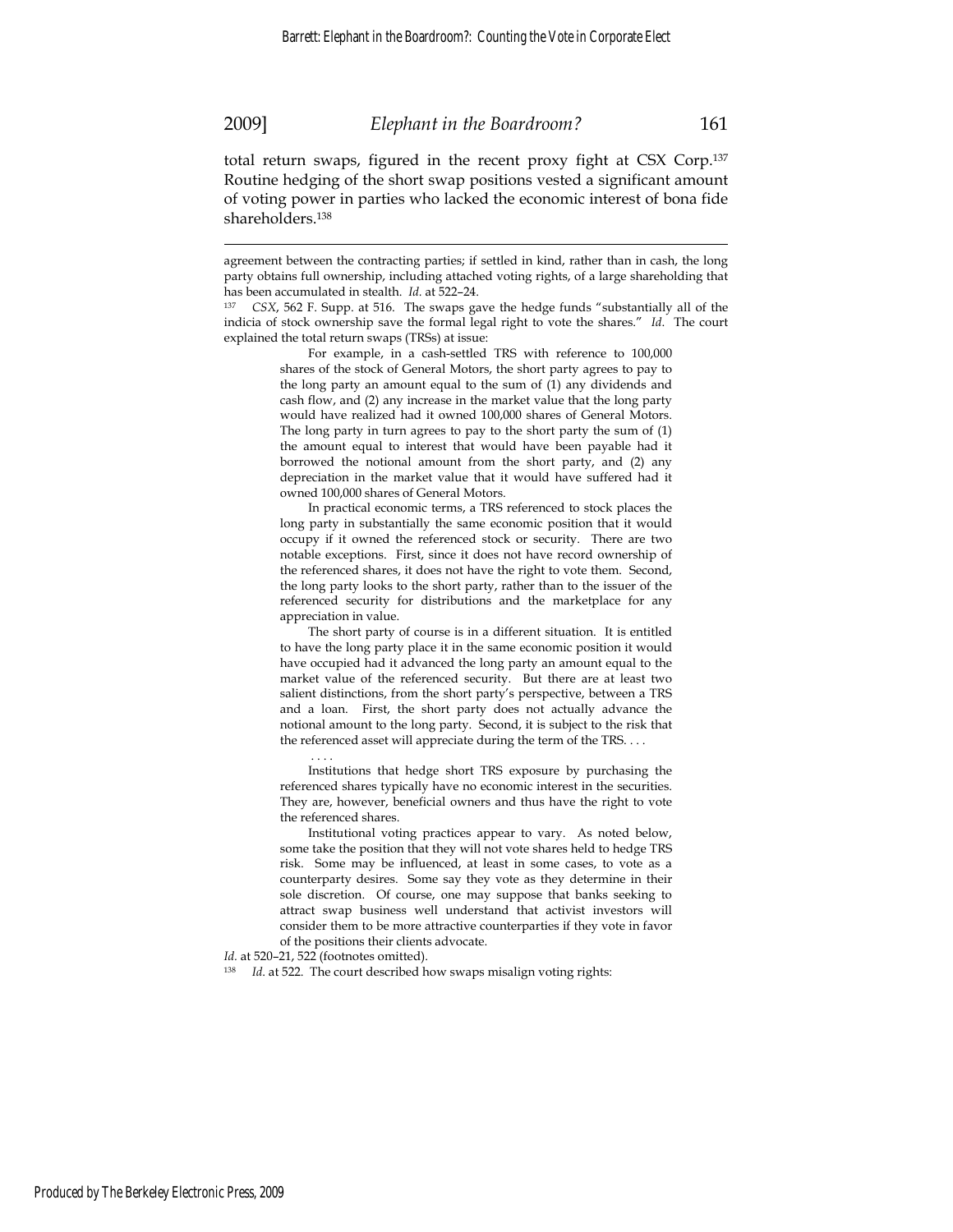total return swaps, figured in the recent proxy fight at CSX Corp.[137] Routine hedging of the short swap positions vested a significant amount of voting power in parties who lacked the economic interest of bona fide shareholders.[138]

---

agreement between the contracting parties; if settled in kind, rather than in cash, the long party obtains full ownership, including attached voting rights, of a large shareholding that has been accumulated in stealth. *Id.* at 522–24.

[137] *CSX*, 562 F. Supp. at 516. The swaps gave the hedge funds "substantially all of the indicia of stock ownership save the formal legal right to vote the shares." *Id.* The court explained the total return swaps (TRSs) at issue:

> For example, in a cash-settled TRS with reference to 100,000 shares of the stock of General Motors, the short party agrees to pay to the long party an amount equal to the sum of (1) any dividends and cash flow, and (2) any increase in the market value that the long party would have realized had it owned 100,000 shares of General Motors. The long party in turn agrees to pay to the short party the sum of (1) the amount equal to interest that would have been payable had it borrowed the notional amount from the short party, and (2) any depreciation in the market value that it would have suffered had it owned 100,000 shares of General Motors.
>
> In practical economic terms, a TRS referenced to stock places the long party in substantially the same economic position that it would occupy if it owned the referenced stock or security. There are two notable exceptions. First, since it does not have record ownership of the referenced shares, it does not have the right to vote them. Second, the long party looks to the short party, rather than to the issuer of the referenced security for distributions and the marketplace for any appreciation in value.
>
> The short party of course is in a different situation. It is entitled to have the long party place it in the same economic position it would have occupied had it advanced the long party an amount equal to the market value of the referenced security. But there are at least two salient distinctions, from the short party's perspective, between a TRS and a loan. First, the short party does not actually advance the notional amount to the long party. Second, it is subject to the risk that the referenced asset will appreciate during the term of the TRS. . . .
>
> . . . .
>
> Institutions that hedge short TRS exposure by purchasing the referenced shares typically have no economic interest in the securities. They are, however, beneficial owners and thus have the right to vote the referenced shares.
>
> Institutional voting practices appear to vary. As noted below, some take the position that they will not vote shares held to hedge TRS risk. Some may be influenced, at least in some cases, to vote as a counterparty desires. Some say they vote as they determine in their sole discretion. Of course, one may suppose that banks seeking to attract swap business well understand that activist investors will consider them to be more attractive counterparties if they vote in favor of the positions their clients advocate.

*Id.* at 520–21, 522 (footnotes omitted).

[138] *Id.* at 522. The court described how swaps misalign voting rights: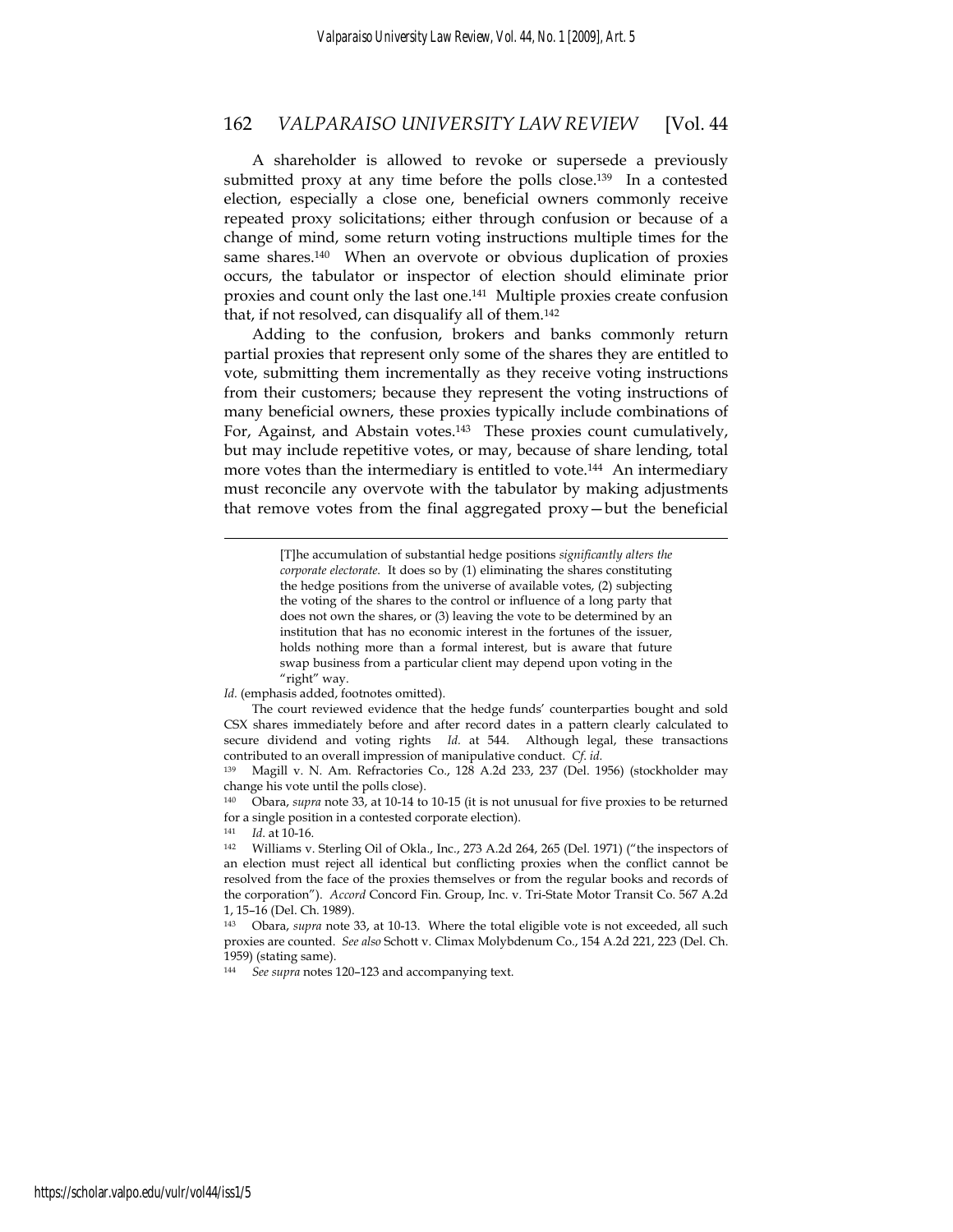A shareholder is allowed to revoke or supersede a previously submitted proxy at any time before the polls close.[139] In a contested election, especially a close one, beneficial owners commonly receive repeated proxy solicitations; either through confusion or because of a change of mind, some return voting instructions multiple times for the same shares.[140] When an overvote or obvious duplication of proxies occurs, the tabulator or inspector of election should eliminate prior proxies and count only the last one.[141] Multiple proxies create confusion that, if not resolved, can disqualify all of them.[142]

Adding to the confusion, brokers and banks commonly return partial proxies that represent only some of the shares they are entitled to vote, submitting them incrementally as they receive voting instructions from their customers; because they represent the voting instructions of many beneficial owners, these proxies typically include combinations of For, Against, and Abstain votes.[143] These proxies count cumulatively, but may include repetitive votes, or may, because of share lending, total more votes than the intermediary is entitled to vote.[144] An intermediary must reconcile any overvote with the tabulator by making adjustments that remove votes from the final aggregated proxy—but the beneficial

---

> [T]he accumulation of substantial hedge positions *significantly alters the corporate electorate*. It does so by (1) eliminating the shares constituting the hedge positions from the universe of available votes, (2) subjecting the voting of the shares to the control or influence of a long party that does not own the shares, or (3) leaving the vote to be determined by an institution that has no economic interest in the fortunes of the issuer, holds nothing more than a formal interest, but is aware that future swap business from a particular client may depend upon voting in the "right" way.

*Id.* (emphasis added, footnotes omitted).

The court reviewed evidence that the hedge funds' counterparties bought and sold CSX shares immediately before and after record dates in a pattern clearly calculated to secure dividend and voting rights *Id.* at 544. Although legal, these transactions contributed to an overall impression of manipulative conduct. *Cf. id.*

[139] Magill v. N. Am. Refractories Co., 128 A.2d 233, 237 (Del. 1956) (stockholder may change his vote until the polls close).

[140] Obara, *supra* note 33, at 10-14 to 10-15 (it is not unusual for five proxies to be returned for a single position in a contested corporate election).

[141] *Id.* at 10-16.

[142] Williams v. Sterling Oil of Okla., Inc., 273 A.2d 264, 265 (Del. 1971) ("the inspectors of an election must reject all identical but conflicting proxies when the conflict cannot be resolved from the face of the proxies themselves or from the regular books and records of the corporation"). *Accord* Concord Fin. Group, Inc. v. Tri-State Motor Transit Co. 567 A.2d 1, 15–16 (Del. Ch. 1989).

[143] Obara, *supra* note 33, at 10-13. Where the total eligible vote is not exceeded, all such proxies are counted. *See also* Schott v. Climax Molybdenum Co., 154 A.2d 221, 223 (Del. Ch. 1959) (stating same).

[144] *See supra* notes 120–123 and accompanying text.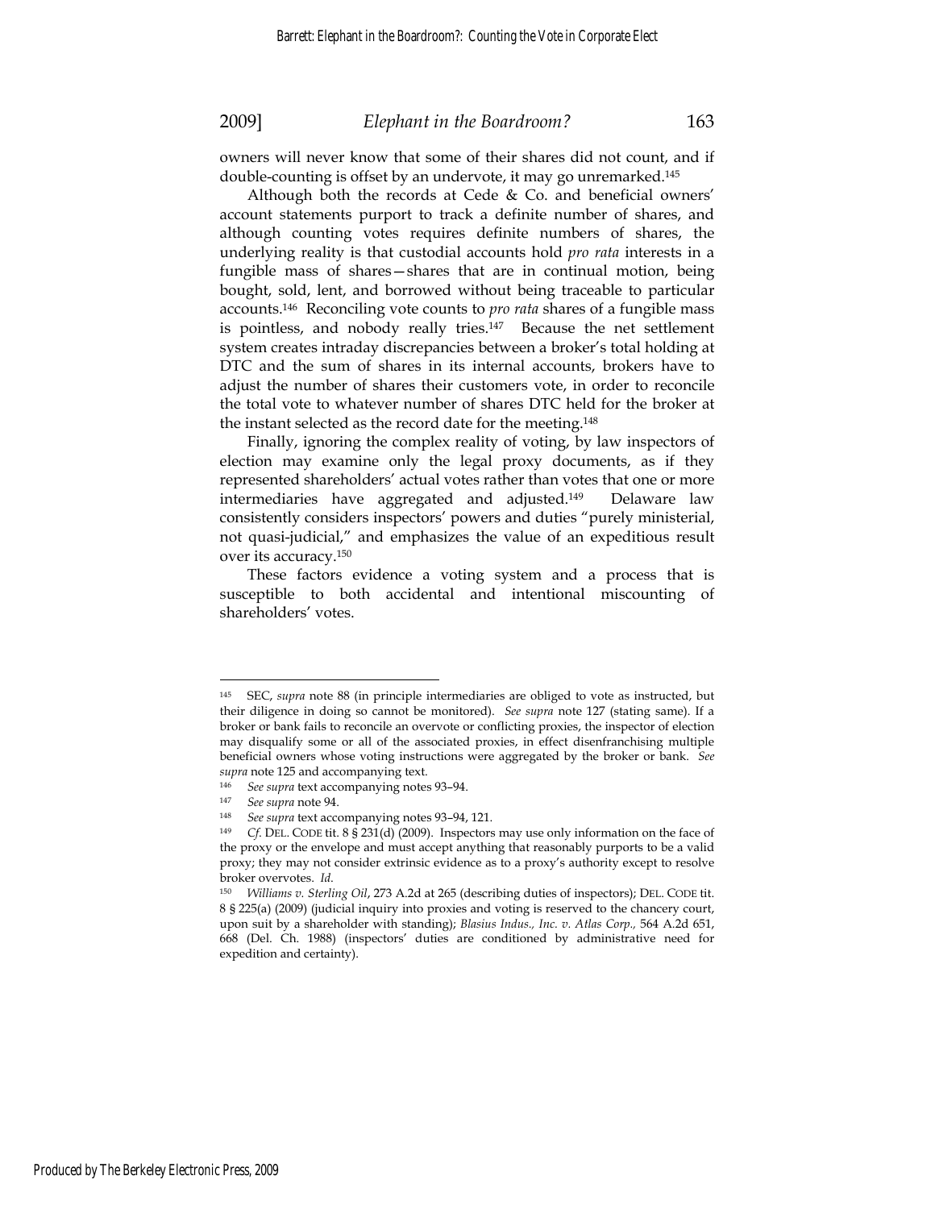owners will never know that some of their shares did not count, and if double-counting is offset by an undervote, it may go unremarked.[145]

Although both the records at Cede & Co. and beneficial owners' account statements purport to track a definite number of shares, and although counting votes requires definite numbers of shares, the underlying reality is that custodial accounts hold *pro rata* interests in a fungible mass of shares—shares that are in continual motion, being bought, sold, lent, and borrowed without being traceable to particular accounts.[146] Reconciling vote counts to *pro rata* shares of a fungible mass is pointless, and nobody really tries.[147] Because the net settlement system creates intraday discrepancies between a broker's total holding at DTC and the sum of shares in its internal accounts, brokers have to adjust the number of shares their customers vote, in order to reconcile the total vote to whatever number of shares DTC held for the broker at the instant selected as the record date for the meeting.[148]

Finally, ignoring the complex reality of voting, by law inspectors of election may examine only the legal proxy documents, as if they represented shareholders' actual votes rather than votes that one or more intermediaries have aggregated and adjusted.[149] Delaware law consistently considers inspectors' powers and duties "purely ministerial, not quasi-judicial," and emphasizes the value of an expeditious result over its accuracy.[150]

These factors evidence a voting system and a process that is susceptible to both accidental and intentional miscounting of shareholders' votes.

---

[145] SEC, *supra* note 88 (in principle intermediaries are obliged to vote as instructed, but their diligence in doing so cannot be monitored). *See supra* note 127 (stating same). If a broker or bank fails to reconcile an overvote or conflicting proxies, the inspector of election may disqualify some or all of the associated proxies, in effect disenfranchising multiple beneficial owners whose voting instructions were aggregated by the broker or bank. *See supra* note 125 and accompanying text.

[146] *See supra* text accompanying notes 93–94.

[147] *See supra* note 94.

[148] *See supra* text accompanying notes 93–94, 121.

[149] *Cf.* DEL. CODE tit. 8 § 231(d) (2009). Inspectors may use only information on the face of the proxy or the envelope and must accept anything that reasonably purports to be a valid proxy; they may not consider extrinsic evidence as to a proxy's authority except to resolve broker overvotes. *Id.*

[150] *Williams v. Sterling Oil*, 273 A.2d at 265 (describing duties of inspectors); DEL. CODE tit. 8 § 225(a) (2009) (judicial inquiry into proxies and voting is reserved to the chancery court, upon suit by a shareholder with standing); *Blasius Indus., Inc. v. Atlas Corp.*, 564 A.2d 651, 668 (Del. Ch. 1988) (inspectors' duties are conditioned by administrative need for expedition and certainty).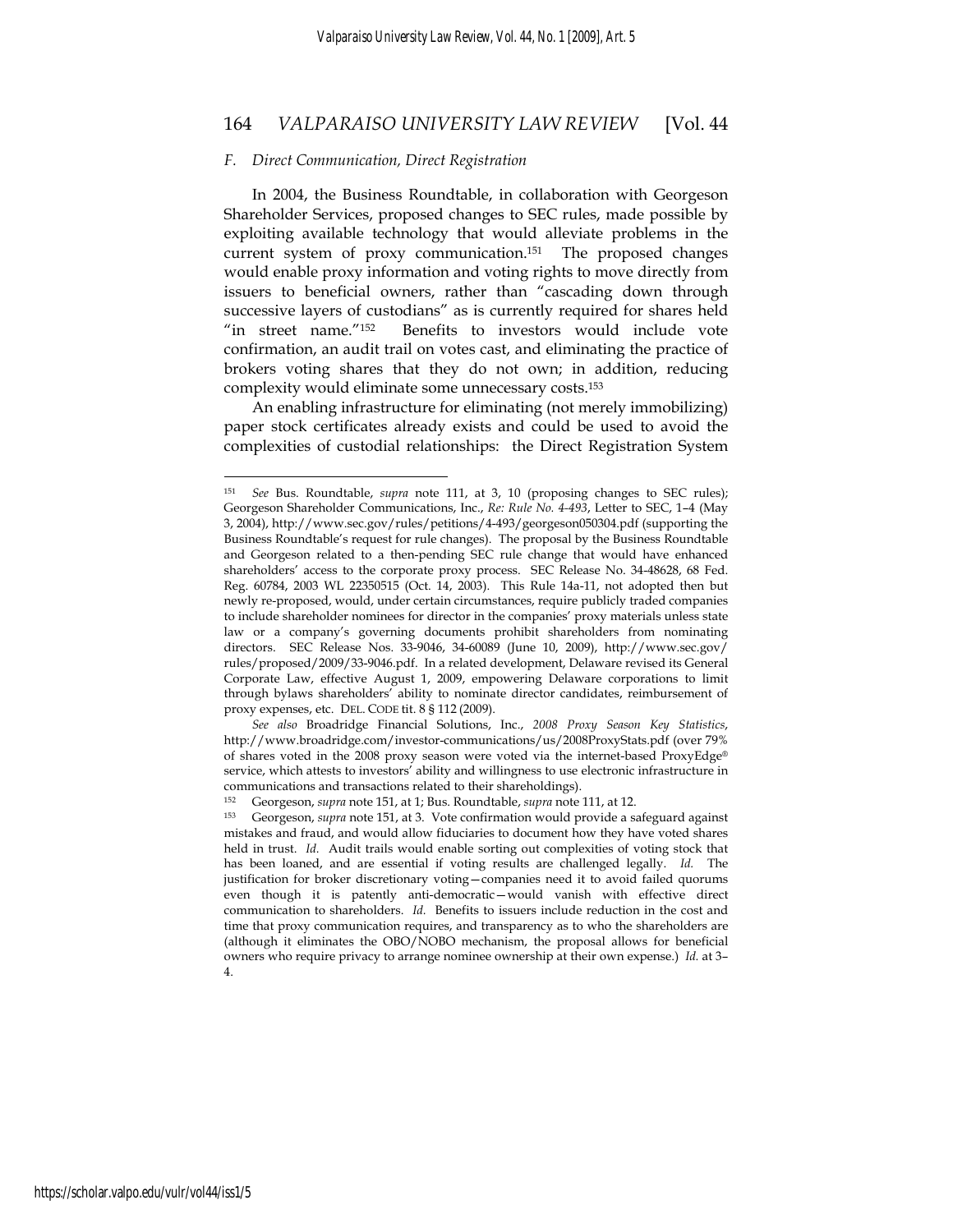### F. Direct Communication, Direct Registration

In 2004, the Business Roundtable, in collaboration with Georgeson Shareholder Services, proposed changes to SEC rules, made possible by exploiting available technology that would alleviate problems in the current system of proxy communication.[151] The proposed changes would enable proxy information and voting rights to move directly from issuers to beneficial owners, rather than "cascading down through successive layers of custodians" as is currently required for shares held "in street name."[152] Benefits to investors would include vote confirmation, an audit trail on votes cast, and eliminating the practice of brokers voting shares that they do not own; in addition, reducing complexity would eliminate some unnecessary costs.[153]

An enabling infrastructure for eliminating (not merely immobilizing) paper stock certificates already exists and could be used to avoid the complexities of custodial relationships: the Direct Registration System

---

[151] *See* Bus. Roundtable, *supra* note 111, at 3, 10 (proposing changes to SEC rules); Georgeson Shareholder Communications, Inc., *Re: Rule No. 4-493*, Letter to SEC, 1–4 (May 3, 2004), http://www.sec.gov/rules/petitions/4-493/georgeson050304.pdf (supporting the Business Roundtable's request for rule changes). The proposal by the Business Roundtable and Georgeson related to a then-pending SEC rule change that would have enhanced shareholders' access to the corporate proxy process. SEC Release No. 34-48628, 68 Fed. Reg. 60784, 2003 WL 22350515 (Oct. 14, 2003). This Rule 14a-11, not adopted then but newly re-proposed, would, under certain circumstances, require publicly traded companies to include shareholder nominees for director in the companies' proxy materials unless state law or a company's governing documents prohibit shareholders from nominating directors. SEC Release Nos. 33-9046, 34-60089 (June 10, 2009), http://www.sec.gov/rules/proposed/2009/33-9046.pdf. In a related development, Delaware revised its General Corporate Law, effective August 1, 2009, empowering Delaware corporations to limit through bylaws shareholders' ability to nominate director candidates, reimbursement of proxy expenses, etc. DEL. CODE tit. 8 § 112 (2009).

*See also* Broadridge Financial Solutions, Inc., *2008 Proxy Season Key Statistics*, http://www.broadridge.com/investor-communications/us/2008ProxyStats.pdf (over 79% of shares voted in the 2008 proxy season were voted via the internet-based ProxyEdge® service, which attests to investors' ability and willingness to use electronic infrastructure in communications and transactions related to their shareholdings).

[152] Georgeson, *supra* note 151, at 1; Bus. Roundtable, *supra* note 111, at 12.

[153] Georgeson, *supra* note 151, at 3. Vote confirmation would provide a safeguard against mistakes and fraud, and would allow fiduciaries to document how they have voted shares held in trust. *Id.* Audit trails would enable sorting out complexities of voting stock that has been loaned, and are essential if voting results are challenged legally. *Id.* The justification for broker discretionary voting—companies need it to avoid failed quorums even though it is patently anti-democratic—would vanish with effective direct communication to shareholders. *Id.* Benefits to issuers include reduction in the cost and time that proxy communication requires, and transparency as to who the shareholders are (although it eliminates the OBO/NOBO mechanism, the proposal allows for beneficial owners who require privacy to arrange nominee ownership at their own expense.) *Id.* at 3–4.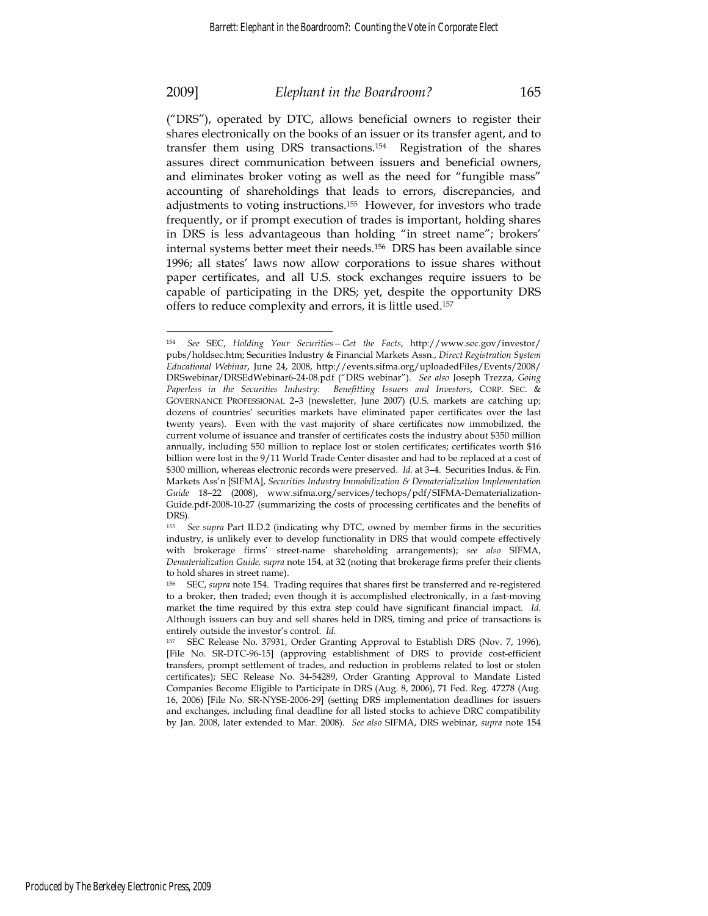("DRS"), operated by DTC, allows beneficial owners to register their shares electronically on the books of an issuer or its transfer agent, and to transfer them using DRS transactions.[154] Registration of the shares assures direct communication between issuers and beneficial owners, and eliminates broker voting as well as the need for "fungible mass" accounting of shareholdings that leads to errors, discrepancies, and adjustments to voting instructions.[155] However, for investors who trade frequently, or if prompt execution of trades is important, holding shares in DRS is less advantageous than holding "in street name"; brokers' internal systems better meet their needs.[156] DRS has been available since 1996; all states' laws now allow corporations to issue shares without paper certificates, and all U.S. stock exchanges require issuers to be capable of participating in the DRS; yet, despite the opportunity DRS offers to reduce complexity and errors, it is little used.[157]

---

[154] *See* SEC, *Holding Your Securities—Get the Facts*, http://www.sec.gov/investor/pubs/holdsec.htm; Securities Industry & Financial Markets Assn., *Direct Registration System Educational Webinar*, June 24, 2008, http://events.sifma.org/uploadedFiles/Events/2008/DRSwebinar/DRSEdWebinar6-24-08.pdf ("DRS webinar"). *See also* Joseph Trezza, *Going Paperless in the Securities Industry: Benefitting Issuers and Investors*, CORP. SEC. & GOVERNANCE PROFESSIONAL 2–3 (newsletter, June 2007) (U.S. markets are catching up; dozens of countries' securities markets have eliminated paper certificates over the last twenty years). Even with the vast majority of share certificates now immobilized, the current volume of issuance and transfer of certificates costs the industry about $350 million annually, including $50 million to replace lost or stolen certificates; certificates worth $16 billion were lost in the 9/11 World Trade Center disaster and had to be replaced at a cost of $300 million, whereas electronic records were preserved. *Id.* at 3–4. Securities Indus. & Fin. Markets Ass'n [SIFMA], *Securities Industry Immobilization & Dematerialization Implementation Guide* 18–22 (2008), www.sifma.org/services/techops/pdf/SIFMA-Dematerialization-Guide.pdf-2008-10-27 (summarizing the costs of processing certificates and the benefits of DRS).

[155] *See supra* Part II.D.2 (indicating why DTC, owned by member firms in the securities industry, is unlikely ever to develop functionality in DRS that would compete effectively with brokerage firms' street-name shareholding arrangements); *see also* SIFMA, *Dematerialization Guide, supra* note 154, at 32 (noting that brokerage firms prefer their clients to hold shares in street name).

[156] SEC, *supra* note 154. Trading requires that shares first be transferred and re-registered to a broker, then traded; even though it is accomplished electronically, in a fast-moving market the time required by this extra step could have significant financial impact. *Id.* Although issuers can buy and sell shares held in DRS, timing and price of transactions is entirely outside the investor's control. *Id.*

[157] SEC Release No. 37931, Order Granting Approval to Establish DRS (Nov. 7, 1996), [File No. SR-DTC-96-15] (approving establishment of DRS to provide cost-efficient transfers, prompt settlement of trades, and reduction in problems related to lost or stolen certificates); SEC Release No. 34-54289, Order Granting Approval to Mandate Listed Companies Become Eligible to Participate in DRS (Aug. 8, 2006), 71 Fed. Reg. 47278 (Aug. 16, 2006) [File No. SR-NYSE-2006-29] (setting DRS implementation deadlines for issuers and exchanges, including final deadline for all listed stocks to achieve DRC compatibility by Jan. 2008, later extended to Mar. 2008). *See also* SIFMA, DRS webinar, *supra* note 154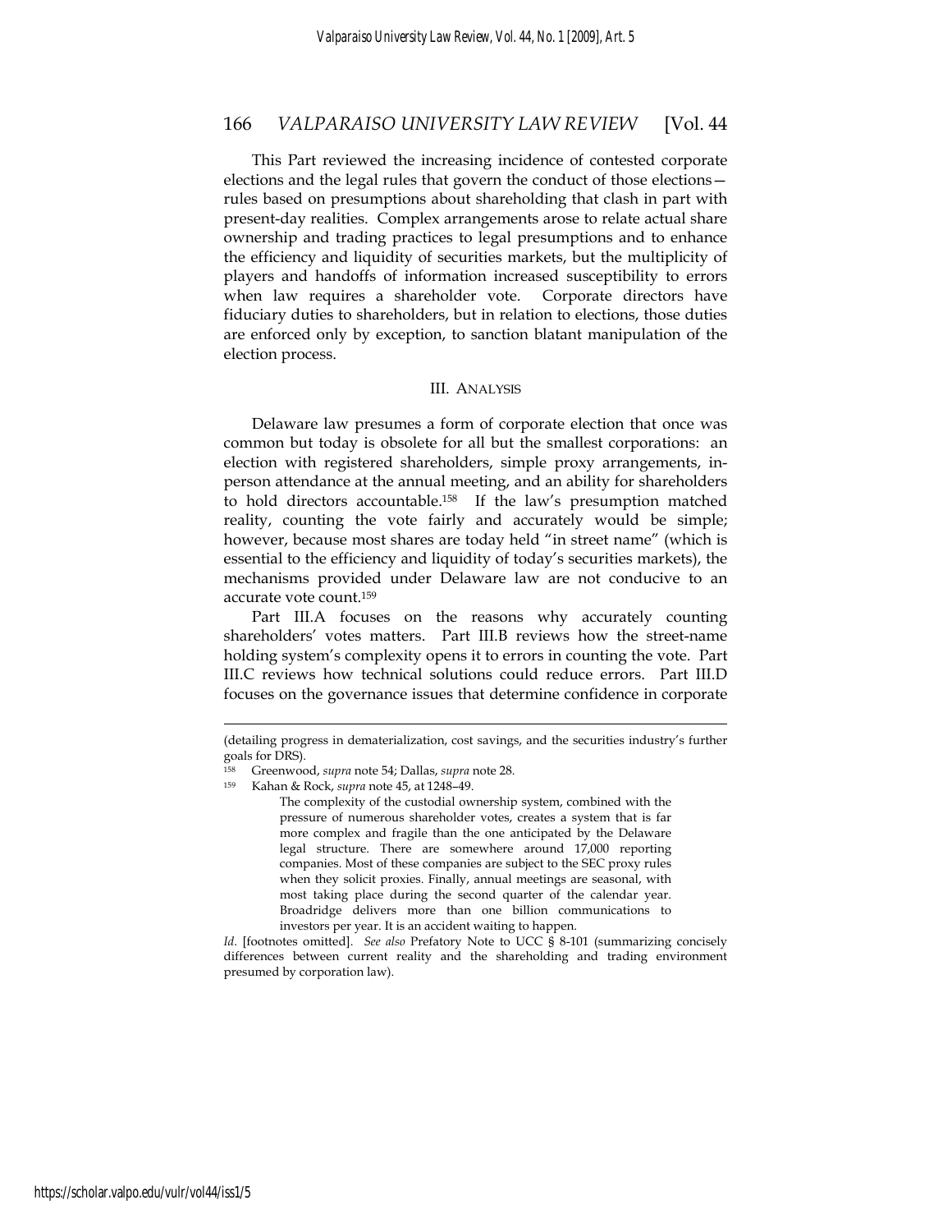This Part reviewed the increasing incidence of contested corporate elections and the legal rules that govern the conduct of those elections—rules based on presumptions about shareholding that clash in part with present-day realities. Complex arrangements arose to relate actual share ownership and trading practices to legal presumptions and to enhance the efficiency and liquidity of securities markets, but the multiplicity of players and handoffs of information increased susceptibility to errors when law requires a shareholder vote. Corporate directors have fiduciary duties to shareholders, but in relation to elections, those duties are enforced only by exception, to sanction blatant manipulation of the election process.

## III. ANALYSIS

Delaware law presumes a form of corporate election that once was common but today is obsolete for all but the smallest corporations: an election with registered shareholders, simple proxy arrangements, in-person attendance at the annual meeting, and an ability for shareholders to hold directors accountable.[158] If the law's presumption matched reality, counting the vote fairly and accurately would be simple; however, because most shares are today held "in street name" (which is essential to the efficiency and liquidity of today's securities markets), the mechanisms provided under Delaware law are not conducive to an accurate vote count.[159]

Part III.A focuses on the reasons why accurately counting shareholders' votes matters. Part III.B reviews how the street-name holding system's complexity opens it to errors in counting the vote. Part III.C reviews how technical solutions could reduce errors. Part III.D focuses on the governance issues that determine confidence in corporate

---

(detailing progress in dematerialization, cost savings, and the securities industry's further goals for DRS).

[158] Greenwood, *supra* note 54; Dallas, *supra* note 28.

[159] Kahan & Rock, *supra* note 45, at 1248–49.

> The complexity of the custodial ownership system, combined with the pressure of numerous shareholder votes, creates a system that is far more complex and fragile than the one anticipated by the Delaware legal structure. There are somewhere around 17,000 reporting companies. Most of these companies are subject to the SEC proxy rules when they solicit proxies. Finally, annual meetings are seasonal, with most taking place during the second quarter of the calendar year. Broadridge delivers more than one billion communications to investors per year. It is an accident waiting to happen.

*Id*. [footnotes omitted]. *See also* Prefatory Note to UCC § 8-101 (summarizing concisely differences between current reality and the shareholding and trading environment presumed by corporation law).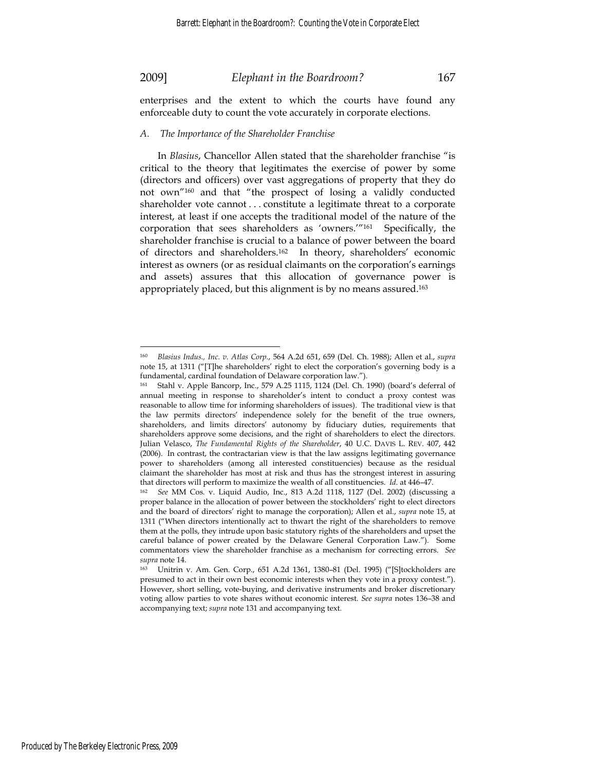enterprises and the extent to which the courts have found any enforceable duty to count the vote accurately in corporate elections.

### *A. The Importance of the Shareholder Franchise*

In *Blasius*, Chancellor Allen stated that the shareholder franchise "is critical to the theory that legitimates the exercise of power by some (directors and officers) over vast aggregations of property that they do not own"[160] and that "the prospect of losing a validly conducted shareholder vote cannot . . . constitute a legitimate threat to a corporate interest, at least if one accepts the traditional model of the nature of the corporation that sees shareholders as 'owners.'"[161] Specifically, the shareholder franchise is crucial to a balance of power between the board of directors and shareholders.[162] In theory, shareholders' economic interest as owners (or as residual claimants on the corporation's earnings and assets) assures that this allocation of governance power is appropriately placed, but this alignment is by no means assured.[163]

---

[160] *Blasius Indus., Inc. v. Atlas Corp.*, 564 A.2d 651, 659 (Del. Ch. 1988); Allen et al., *supra* note 15, at 1311 ("[T]he shareholders' right to elect the corporation's governing body is a fundamental, cardinal foundation of Delaware corporation law.").

[161] Stahl v. Apple Bancorp, Inc., 579 A.25 1115, 1124 (Del. Ch. 1990) (board's deferral of annual meeting in response to shareholder's intent to conduct a proxy contest was reasonable to allow time for informing shareholders of issues). The traditional view is that the law permits directors' independence solely for the benefit of the true owners, shareholders, and limits directors' autonomy by fiduciary duties, requirements that shareholders approve some decisions, and the right of shareholders to elect the directors. Julian Velasco, *The Fundamental Rights of the Shareholder*, 40 U.C. DAVIS L. REV. 407, 442 (2006). In contrast, the contractarian view is that the law assigns legitimating governance power to shareholders (among all interested constituencies) because as the residual claimant the shareholder has most at risk and thus has the strongest interest in assuring that directors will perform to maximize the wealth of all constituencies. *Id.* at 446–47.

[162] *See* MM Cos. v. Liquid Audio, Inc., 813 A.2d 1118, 1127 (Del. 2002) (discussing a proper balance in the allocation of power between the stockholders' right to elect directors and the board of directors' right to manage the corporation); Allen et al., *supra* note 15, at 1311 ("When directors intentionally act to thwart the right of the shareholders to remove them at the polls, they intrude upon basic statutory rights of the shareholders and upset the careful balance of power created by the Delaware General Corporation Law."). Some commentators view the shareholder franchise as a mechanism for correcting errors. *See supra* note 14.

[163] Unitrin v. Am. Gen. Corp., 651 A.2d 1361, 1380–81 (Del. 1995) ("[S]tockholders are presumed to act in their own best economic interests when they vote in a proxy contest."). However, short selling, vote-buying, and derivative instruments and broker discretionary voting allow parties to vote shares without economic interest. *See supra* notes 136–38 and accompanying text; *supra* note 131 and accompanying text.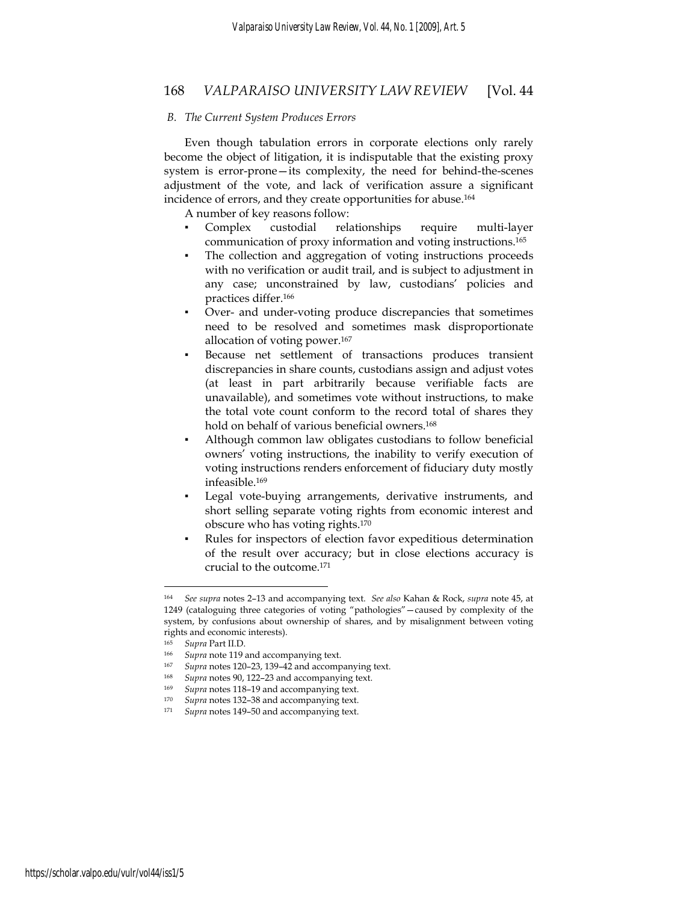### B. *The Current System Produces Errors*

Even though tabulation errors in corporate elections only rarely become the object of litigation, it is indisputable that the existing proxy system is error-prone—its complexity, the need for behind-the-scenes adjustment of the vote, and lack of verification assure a significant incidence of errors, and they create opportunities for abuse.[164]

A number of key reasons follow:

- Complex custodial relationships require multi-layer communication of proxy information and voting instructions.[165]
- The collection and aggregation of voting instructions proceeds with no verification or audit trail, and is subject to adjustment in any case; unconstrained by law, custodians' policies and practices differ.[166]
- Over- and under-voting produce discrepancies that sometimes need to be resolved and sometimes mask disproportionate allocation of voting power.[167]
- Because net settlement of transactions produces transient discrepancies in share counts, custodians assign and adjust votes (at least in part arbitrarily because verifiable facts are unavailable), and sometimes vote without instructions, to make the total vote count conform to the record total of shares they hold on behalf of various beneficial owners.[168]
- Although common law obligates custodians to follow beneficial owners' voting instructions, the inability to verify execution of voting instructions renders enforcement of fiduciary duty mostly infeasible.[169]
- Legal vote-buying arrangements, derivative instruments, and short selling separate voting rights from economic interest and obscure who has voting rights.[170]
- Rules for inspectors of election favor expeditious determination of the result over accuracy; but in close elections accuracy is crucial to the outcome.[171]

---

[164] *See supra* notes 2–13 and accompanying text. *See also* Kahan & Rock, *supra* note 45, at 1249 (cataloguing three categories of voting "pathologies"—caused by complexity of the system, by confusions about ownership of shares, and by misalignment between voting rights and economic interests).

[165] *Supra* Part II.D.

[166] *Supra* note 119 and accompanying text.

[167] *Supra* notes 120–23, 139–42 and accompanying text.

[168] *Supra* notes 90, 122–23 and accompanying text.

[169] *Supra* notes 118–19 and accompanying text.

[170] *Supra* notes 132–38 and accompanying text.

[171] *Supra* notes 149–50 and accompanying text.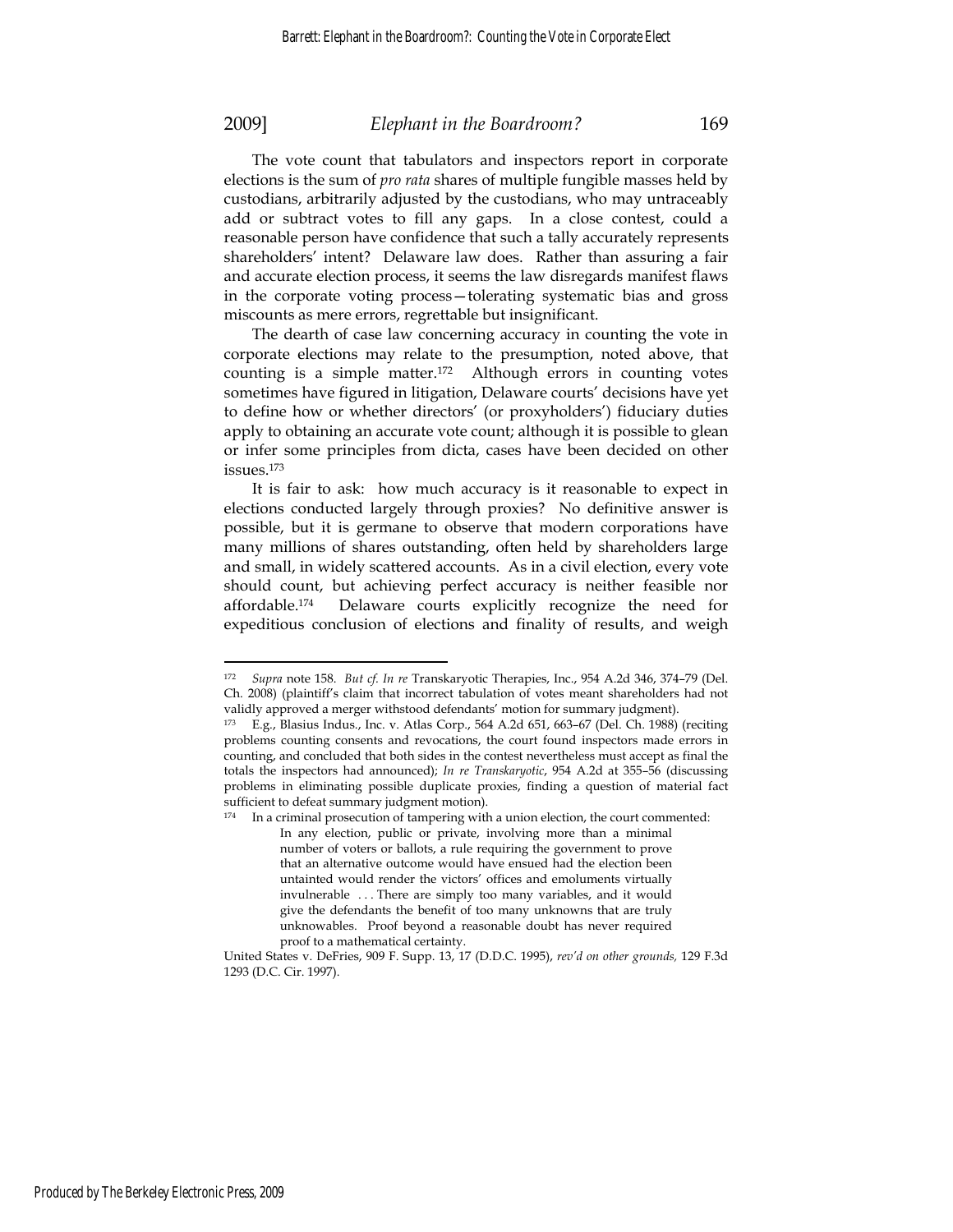The vote count that tabulators and inspectors report in corporate elections is the sum of *pro rata* shares of multiple fungible masses held by custodians, arbitrarily adjusted by the custodians, who may untraceably add or subtract votes to fill any gaps. In a close contest, could a reasonable person have confidence that such a tally accurately represents shareholders' intent? Delaware law does. Rather than assuring a fair and accurate election process, it seems the law disregards manifest flaws in the corporate voting process—tolerating systematic bias and gross miscounts as mere errors, regrettable but insignificant.

The dearth of case law concerning accuracy in counting the vote in corporate elections may relate to the presumption, noted above, that counting is a simple matter.[172] Although errors in counting votes sometimes have figured in litigation, Delaware courts' decisions have yet to define how or whether directors' (or proxyholders') fiduciary duties apply to obtaining an accurate vote count; although it is possible to glean or infer some principles from dicta, cases have been decided on other issues.[173]

It is fair to ask: how much accuracy is it reasonable to expect in elections conducted largely through proxies? No definitive answer is possible, but it is germane to observe that modern corporations have many millions of shares outstanding, often held by shareholders large and small, in widely scattered accounts. As in a civil election, every vote should count, but achieving perfect accuracy is neither feasible nor affordable.[174] Delaware courts explicitly recognize the need for expeditious conclusion of elections and finality of results, and weigh

---

[172] *Supra* note 158. *But cf. In re* Transkaryotic Therapies, Inc., 954 A.2d 346, 374–79 (Del. Ch. 2008) (plaintiff's claim that incorrect tabulation of votes meant shareholders had not validly approved a merger withstood defendants' motion for summary judgment).

[173] E.g., Blasius Indus., Inc. v. Atlas Corp., 564 A.2d 651, 663–67 (Del. Ch. 1988) (reciting problems counting consents and revocations, the court found inspectors made errors in counting, and concluded that both sides in the contest nevertheless must accept as final the totals the inspectors had announced); *In re Transkaryotic*, 954 A.2d at 355–56 (discussing problems in eliminating possible duplicate proxies, finding a question of material fact sufficient to defeat summary judgment motion).

[174] In a criminal prosecution of tampering with a union election, the court commented:

> In any election, public or private, involving more than a minimal number of voters or ballots, a rule requiring the government to prove that an alternative outcome would have ensued had the election been untainted would render the victors' offices and emoluments virtually invulnerable . . . There are simply too many variables, and it would give the defendants the benefit of too many unknowns that are truly unknowables. Proof beyond a reasonable doubt has never required proof to a mathematical certainty.

United States v. DeFries, 909 F. Supp. 13, 17 (D.D.C. 1995), *rev'd on other grounds,* 129 F.3d 1293 (D.C. Cir. 1997).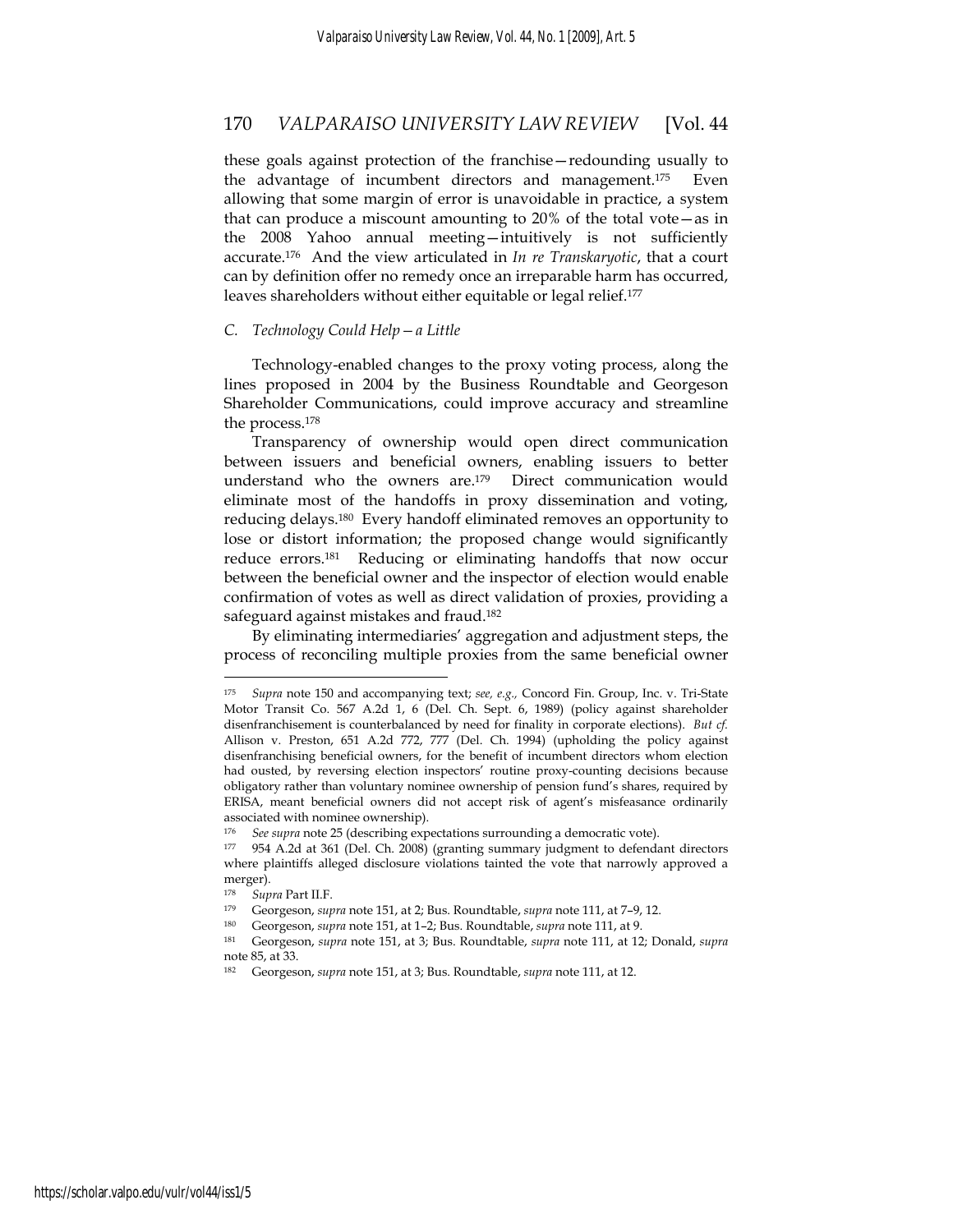these goals against protection of the franchise—redounding usually to the advantage of incumbent directors and management.[175] Even allowing that some margin of error is unavoidable in practice, a system that can produce a miscount amounting to 20% of the total vote—as in the 2008 Yahoo annual meeting—intuitively is not sufficiently accurate.[176] And the view articulated in *In re Transkaryotic*, that a court can by definition offer no remedy once an irreparable harm has occurred, leaves shareholders without either equitable or legal relief.[177]

### C. *Technology Could Help—a Little*

Technology-enabled changes to the proxy voting process, along the lines proposed in 2004 by the Business Roundtable and Georgeson Shareholder Communications, could improve accuracy and streamline the process.[178]

Transparency of ownership would open direct communication between issuers and beneficial owners, enabling issuers to better understand who the owners are.[179] Direct communication would eliminate most of the handoffs in proxy dissemination and voting, reducing delays.[180] Every handoff eliminated removes an opportunity to lose or distort information; the proposed change would significantly reduce errors.[181] Reducing or eliminating handoffs that now occur between the beneficial owner and the inspector of election would enable confirmation of votes as well as direct validation of proxies, providing a safeguard against mistakes and fraud.[182]

By eliminating intermediaries' aggregation and adjustment steps, the process of reconciling multiple proxies from the same beneficial owner

---

[175] *Supra* note 150 and accompanying text; *see, e.g.*, Concord Fin. Group, Inc. v. Tri-State Motor Transit Co. 567 A.2d 1, 6 (Del. Ch. Sept. 6, 1989) (policy against shareholder disenfranchisement is counterbalanced by need for finality in corporate elections). *But cf.* Allison v. Preston, 651 A.2d 772, 777 (Del. Ch. 1994) (upholding the policy against disenfranchising beneficial owners, for the benefit of incumbent directors whom election had ousted, by reversing election inspectors' routine proxy-counting decisions because obligatory rather than voluntary nominee ownership of pension fund's shares, required by ERISA, meant beneficial owners did not accept risk of agent's misfeasance ordinarily associated with nominee ownership).

[176] *See supra* note 25 (describing expectations surrounding a democratic vote).

[177] 954 A.2d at 361 (Del. Ch. 2008) (granting summary judgment to defendant directors where plaintiffs alleged disclosure violations tainted the vote that narrowly approved a merger).

[178] *Supra* Part II.F.

[179] Georgeson, *supra* note 151, at 2; Bus. Roundtable, *supra* note 111, at 7–9, 12.

[180] Georgeson, *supra* note 151, at 1–2; Bus. Roundtable, *supra* note 111, at 9.

[181] Georgeson, *supra* note 151, at 3; Bus. Roundtable, *supra* note 111, at 12; Donald, *supra* note 85, at 33.

[182] Georgeson, *supra* note 151, at 3; Bus. Roundtable, *supra* note 111, at 12.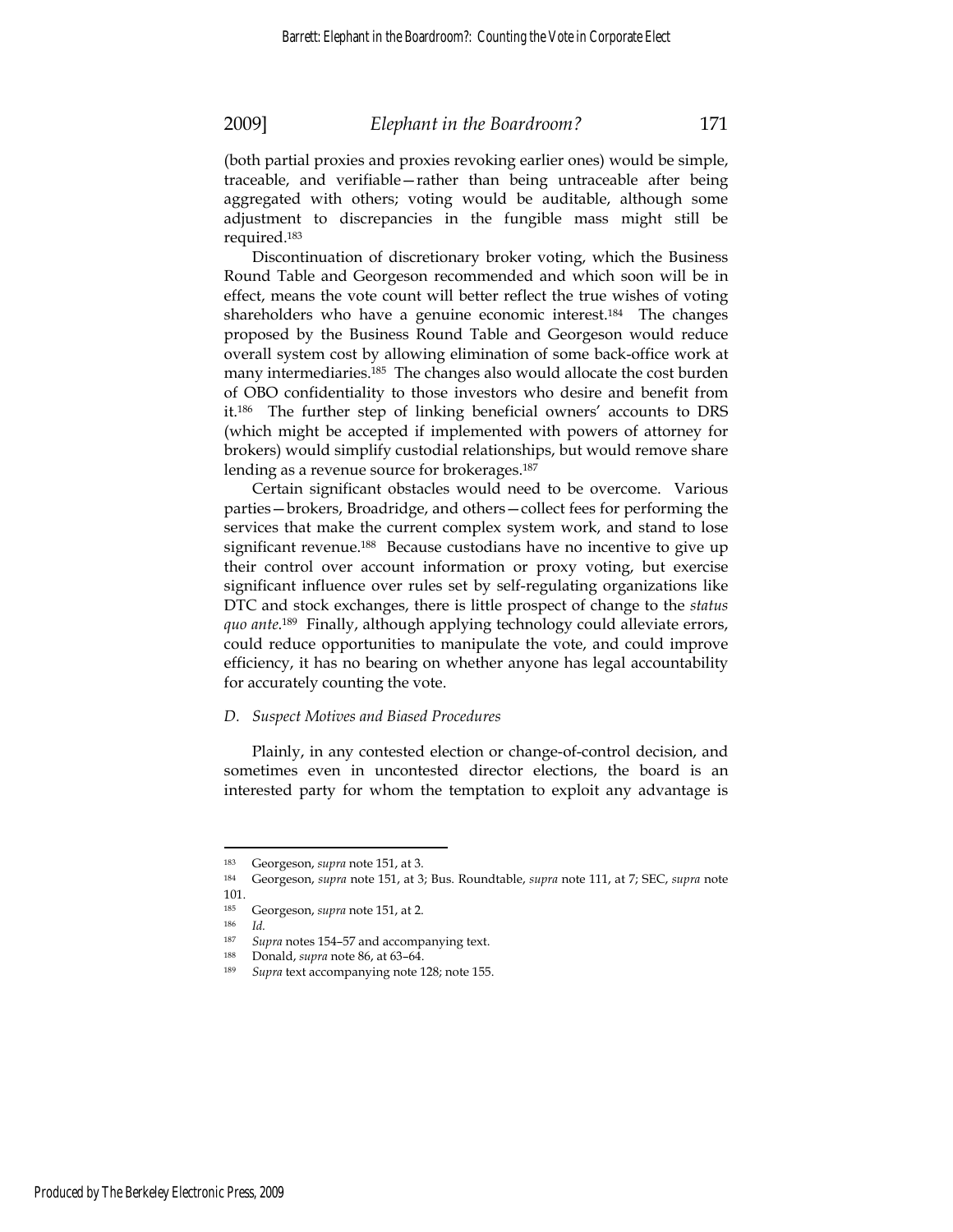(both partial proxies and proxies revoking earlier ones) would be simple, traceable, and verifiable—rather than being untraceable after being aggregated with others; voting would be auditable, although some adjustment to discrepancies in the fungible mass might still be required.[183]

Discontinuation of discretionary broker voting, which the Business Round Table and Georgeson recommended and which soon will be in effect, means the vote count will better reflect the true wishes of voting shareholders who have a genuine economic interest.[184] The changes proposed by the Business Round Table and Georgeson would reduce overall system cost by allowing elimination of some back-office work at many intermediaries.[185] The changes also would allocate the cost burden of OBO confidentiality to those investors who desire and benefit from it.[186] The further step of linking beneficial owners' accounts to DRS (which might be accepted if implemented with powers of attorney for brokers) would simplify custodial relationships, but would remove share lending as a revenue source for brokerages.[187]

Certain significant obstacles would need to be overcome. Various parties—brokers, Broadridge, and others—collect fees for performing the services that make the current complex system work, and stand to lose significant revenue.[188] Because custodians have no incentive to give up their control over account information or proxy voting, but exercise significant influence over rules set by self-regulating organizations like DTC and stock exchanges, there is little prospect of change to the *status quo ante*.[189] Finally, although applying technology could alleviate errors, could reduce opportunities to manipulate the vote, and could improve efficiency, it has no bearing on whether anyone has legal accountability for accurately counting the vote.

*D. Suspect Motives and Biased Procedures*

Plainly, in any contested election or change-of-control decision, and sometimes even in uncontested director elections, the board is an interested party for whom the temptation to exploit any advantage is

---

[183] Georgeson, *supra* note 151, at 3.

[184] Georgeson, *supra* note 151, at 3; Bus. Roundtable, *supra* note 111, at 7; SEC, *supra* note 101.

[185] Georgeson, *supra* note 151, at 2.

[186] *Id.*

[187] *Supra* notes 154–57 and accompanying text.

[188] Donald, *supra* note 86, at 63–64.

[189] *Supra* text accompanying note 128; note 155.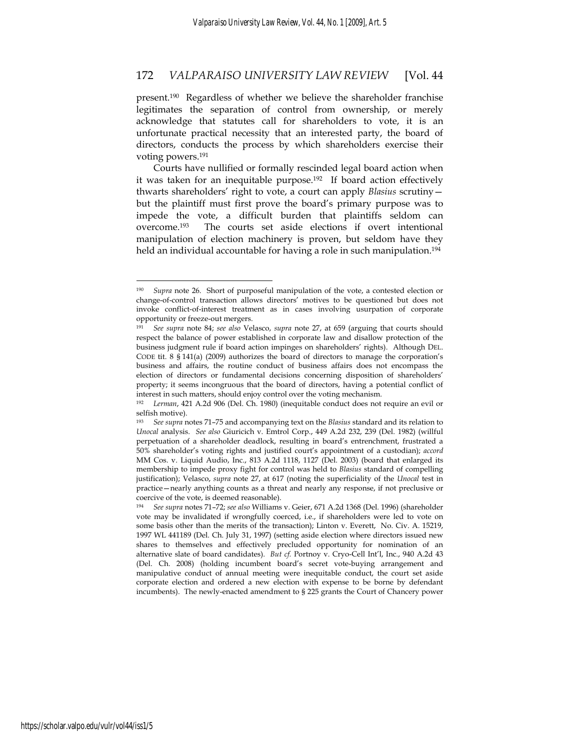present.[190] Regardless of whether we believe the shareholder franchise legitimates the separation of control from ownership, or merely acknowledge that statutes call for shareholders to vote, it is an unfortunate practical necessity that an interested party, the board of directors, conducts the process by which shareholders exercise their voting powers.[191]

Courts have nullified or formally rescinded legal board action when it was taken for an inequitable purpose.[192] If board action effectively thwarts shareholders' right to vote, a court can apply *Blasius* scrutiny—but the plaintiff must first prove the board's primary purpose was to impede the vote, a difficult burden that plaintiffs seldom can overcome.[193] The courts set aside elections if overt intentional manipulation of election machinery is proven, but seldom have they held an individual accountable for having a role in such manipulation.[194]

---

[190] *Supra* note 26. Short of purposeful manipulation of the vote, a contested election or change-of-control transaction allows directors' motives to be questioned but does not invoke conflict-of-interest treatment as in cases involving usurpation of corporate opportunity or freeze-out mergers.

[191] *See supra* note 84; *see also* Velasco, *supra* note 27, at 659 (arguing that courts should respect the balance of power established in corporate law and disallow protection of the business judgment rule if board action impinges on shareholders' rights). Although DEL. CODE tit. 8 § 141(a) (2009) authorizes the board of directors to manage the corporation's business and affairs, the routine conduct of business affairs does not encompass the election of directors or fundamental decisions concerning disposition of shareholders' property; it seems incongruous that the board of directors, having a potential conflict of interest in such matters, should enjoy control over the voting mechanism.

[192] *Lerman*, 421 A.2d 906 (Del. Ch. 1980) (inequitable conduct does not require an evil or selfish motive).

[193] *See supra* notes 71–75 and accompanying text on the *Blasius* standard and its relation to *Unocal* analysis. *See also* Giuricich v. Emtrol Corp., 449 A.2d 232, 239 (Del. 1982) (willful perpetuation of a shareholder deadlock, resulting in board's entrenchment, frustrated a 50% shareholder's voting rights and justified court's appointment of a custodian); *accord* MM Cos. v. Liquid Audio, Inc., 813 A.2d 1118, 1127 (Del. 2003) (board that enlarged its membership to impede proxy fight for control was held to *Blasius* standard of compelling justification); Velasco, *supra* note 27, at 617 (noting the superficiality of the *Unocal* test in practice—nearly anything counts as a threat and nearly any response, if not preclusive or coercive of the vote, is deemed reasonable).

[194] *See supra* notes 71–72; *see also* Williams v. Geier, 671 A.2d 1368 (Del. 1996) (shareholder vote may be invalidated if wrongfully coerced, i.e., if shareholders were led to vote on some basis other than the merits of the transaction); Linton v. Everett, No. Civ. A. 15219, 1997 WL 441189 (Del. Ch. July 31, 1997) (setting aside election where directors issued new shares to themselves and effectively precluded opportunity for nomination of an alternative slate of board candidates). *But cf.* Portnoy v. Cryo-Cell Int'l, Inc., 940 A.2d 43 (Del. Ch. 2008) (holding incumbent board's secret vote-buying arrangement and manipulative conduct of annual meeting were inequitable conduct, the court set aside corporate election and ordered a new election with expense to be borne by defendant incumbents). The newly-enacted amendment to § 225 grants the Court of Chancery power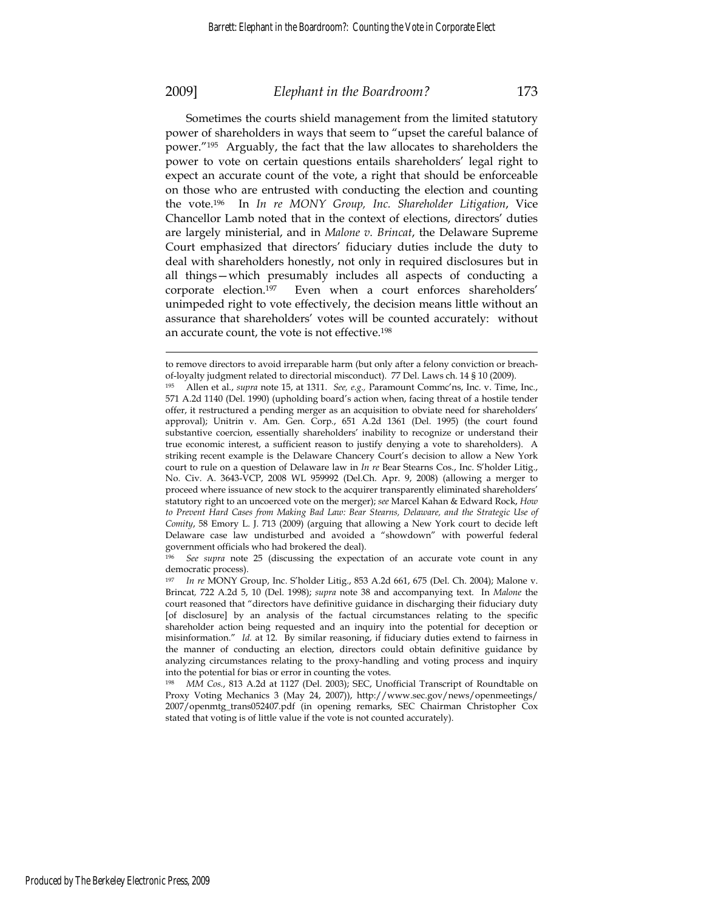Sometimes the courts shield management from the limited statutory power of shareholders in ways that seem to "upset the careful balance of power."[195] Arguably, the fact that the law allocates to shareholders the power to vote on certain questions entails shareholders' legal right to expect an accurate count of the vote, a right that should be enforceable on those who are entrusted with conducting the election and counting the vote.[196] In *In re MONY Group, Inc. Shareholder Litigation*, Vice Chancellor Lamb noted that in the context of elections, directors' duties are largely ministerial, and in *Malone v. Brincat*, the Delaware Supreme Court emphasized that directors' fiduciary duties include the duty to deal with shareholders honestly, not only in required disclosures but in all things—which presumably includes all aspects of conducting a corporate election.[197] Even when a court enforces shareholders' unimpeded right to vote effectively, the decision means little without an assurance that shareholders' votes will be counted accurately: without an accurate count, the vote is not effective.[198]

---

to remove directors to avoid irreparable harm (but only after a felony conviction or breach-of-loyalty judgment related to directorial misconduct). 77 Del. Laws ch. 14 § 10 (2009).

[195] Allen et al., *supra* note 15, at 1311. *See, e.g.,* Paramount Commc'ns, Inc. v. Time, Inc., 571 A.2d 1140 (Del. 1990) (upholding board's action when, facing threat of a hostile tender offer, it restructured a pending merger as an acquisition to obviate need for shareholders' approval); Unitrin v. Am. Gen. Corp., 651 A.2d 1361 (Del. 1995) (the court found substantive coercion, essentially shareholders' inability to recognize or understand their true economic interest, a sufficient reason to justify denying a vote to shareholders). A striking recent example is the Delaware Chancery Court's decision to allow a New York court to rule on a question of Delaware law in *In re* Bear Stearns Cos., Inc. S'holder Litig., No. Civ. A. 3643-VCP, 2008 WL 959992 (Del.Ch. Apr. 9, 2008) (allowing a merger to proceed where issuance of new stock to the acquirer transparently eliminated shareholders' statutory right to an uncoerced vote on the merger); *see* Marcel Kahan & Edward Rock, *How to Prevent Hard Cases from Making Bad Law: Bear Stearns, Delaware, and the Strategic Use of Comity*, 58 Emory L. J. 713 (2009) (arguing that allowing a New York court to decide left Delaware case law undisturbed and avoided a "showdown" with powerful federal government officials who had brokered the deal).

[196] *See supra* note 25 (discussing the expectation of an accurate vote count in any democratic process).

[197] *In re* MONY Group, Inc. S'holder Litig., 853 A.2d 661, 675 (Del. Ch. 2004); Malone v. Brincat*,* 722 A.2d 5, 10 (Del. 1998); *supra* note 38 and accompanying text. In *Malone* the court reasoned that "directors have definitive guidance in discharging their fiduciary duty [of disclosure] by an analysis of the factual circumstances relating to the specific shareholder action being requested and an inquiry into the potential for deception or misinformation." *Id.* at 12. By similar reasoning, if fiduciary duties extend to fairness in the manner of conducting an election, directors could obtain definitive guidance by analyzing circumstances relating to the proxy-handling and voting process and inquiry into the potential for bias or error in counting the votes.

[198] *MM Cos.*, 813 A.2d at 1127 (Del. 2003); SEC, Unofficial Transcript of Roundtable on Proxy Voting Mechanics 3 (May 24, 2007)), http://www.sec.gov/news/openmeetings/2007/openmtg_trans052407.pdf (in opening remarks, SEC Chairman Christopher Cox stated that voting is of little value if the vote is not counted accurately).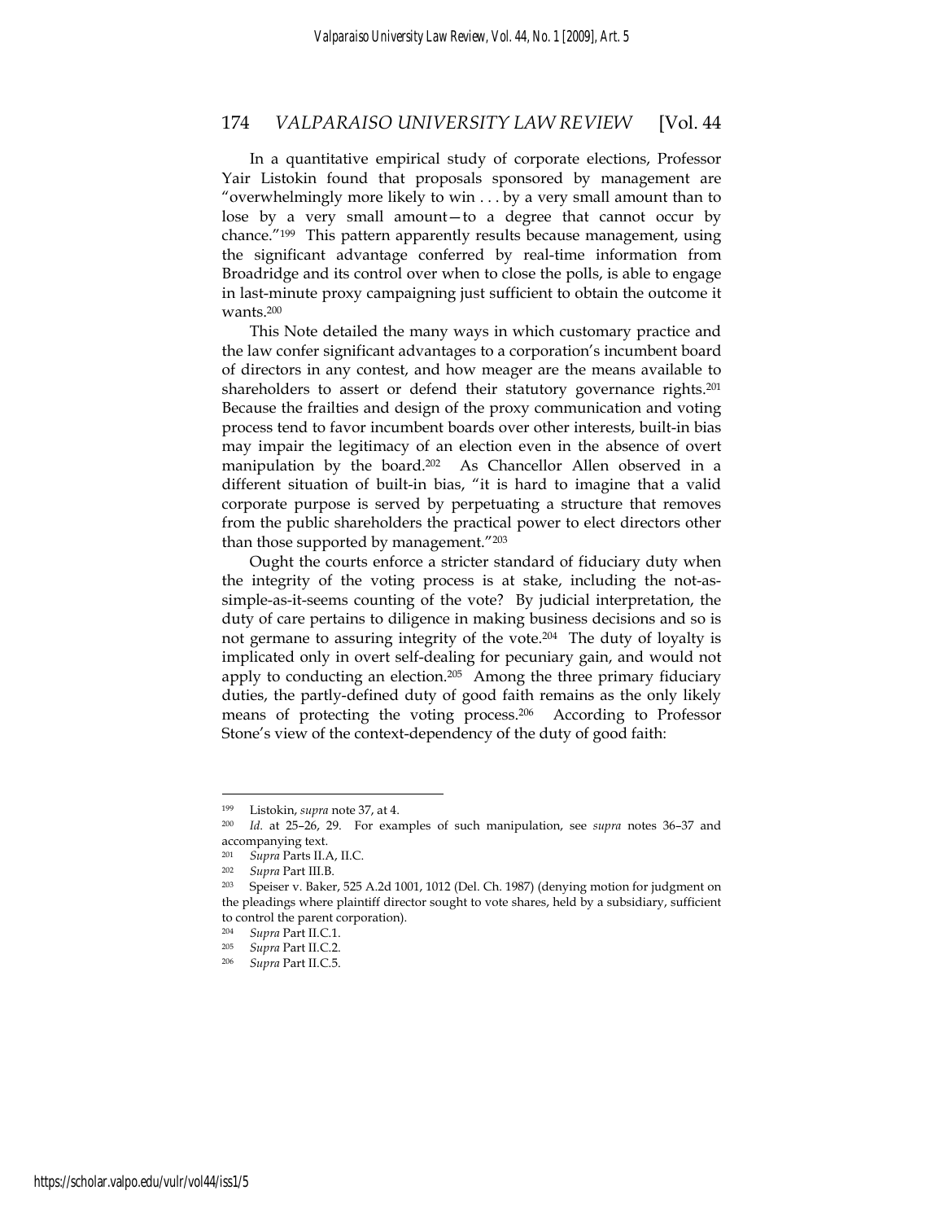In a quantitative empirical study of corporate elections, Professor Yair Listokin found that proposals sponsored by management are "overwhelmingly more likely to win . . . by a very small amount than to lose by a very small amount—to a degree that cannot occur by chance."[199] This pattern apparently results because management, using the significant advantage conferred by real-time information from Broadridge and its control over when to close the polls, is able to engage in last-minute proxy campaigning just sufficient to obtain the outcome it wants.[200]

This Note detailed the many ways in which customary practice and the law confer significant advantages to a corporation's incumbent board of directors in any contest, and how meager are the means available to shareholders to assert or defend their statutory governance rights.[201] Because the frailties and design of the proxy communication and voting process tend to favor incumbent boards over other interests, built-in bias may impair the legitimacy of an election even in the absence of overt manipulation by the board.[202] As Chancellor Allen observed in a different situation of built-in bias, "it is hard to imagine that a valid corporate purpose is served by perpetuating a structure that removes from the public shareholders the practical power to elect directors other than those supported by management."[203]

Ought the courts enforce a stricter standard of fiduciary duty when the integrity of the voting process is at stake, including the not-as-simple-as-it-seems counting of the vote? By judicial interpretation, the duty of care pertains to diligence in making business decisions and so is not germane to assuring integrity of the vote.[204] The duty of loyalty is implicated only in overt self-dealing for pecuniary gain, and would not apply to conducting an election.[205] Among the three primary fiduciary duties, the partly-defined duty of good faith remains as the only likely means of protecting the voting process.[206] According to Professor Stone's view of the context-dependency of the duty of good faith:

---

[199] Listokin, *supra* note 37, at 4.

[200] *Id.* at 25–26, 29. For examples of such manipulation, see *supra* notes 36–37 and accompanying text.

[201] *Supra* Parts II.A, II.C.

[202] *Supra* Part III.B.

[203] Speiser v. Baker, 525 A.2d 1001, 1012 (Del. Ch. 1987) (denying motion for judgment on the pleadings where plaintiff director sought to vote shares, held by a subsidiary, sufficient to control the parent corporation).

[204] *Supra* Part II.C.1.

[205] *Supra* Part II.C.2.

[206] *Supra* Part II.C.5.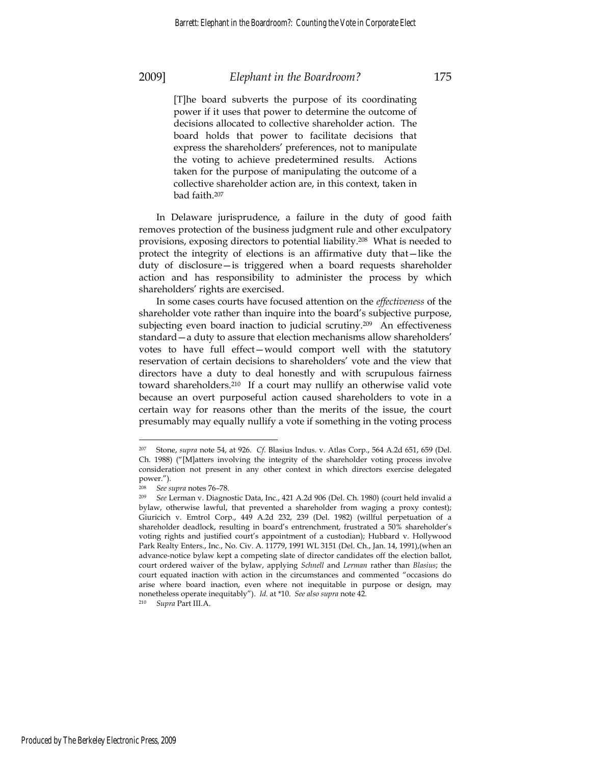> [T]he board subverts the purpose of its coordinating power if it uses that power to determine the outcome of decisions allocated to collective shareholder action. The board holds that power to facilitate decisions that express the shareholders' preferences, not to manipulate the voting to achieve predetermined results. Actions taken for the purpose of manipulating the outcome of a collective shareholder action are, in this context, taken in bad faith.[207]

In Delaware jurisprudence, a failure in the duty of good faith removes protection of the business judgment rule and other exculpatory provisions, exposing directors to potential liability.[208] What is needed to protect the integrity of elections is an affirmative duty that—like the duty of disclosure—is triggered when a board requests shareholder action and has responsibility to administer the process by which shareholders' rights are exercised.

In some cases courts have focused attention on the *effectiveness* of the shareholder vote rather than inquire into the board's subjective purpose, subjecting even board inaction to judicial scrutiny.[209] An effectiveness standard—a duty to assure that election mechanisms allow shareholders' votes to have full effect—would comport well with the statutory reservation of certain decisions to shareholders' vote and the view that directors have a duty to deal honestly and with scrupulous fairness toward shareholders.[210] If a court may nullify an otherwise valid vote because an overt purposeful action caused shareholders to vote in a certain way for reasons other than the merits of the issue, the court presumably may equally nullify a vote if something in the voting process

---

[207] Stone, *supra* note 54, at 926. *Cf.* Blasius Indus. v. Atlas Corp., 564 A.2d 651, 659 (Del. Ch. 1988) ("[M]atters involving the integrity of the shareholder voting process involve consideration not present in any other context in which directors exercise delegated power.").

[208] *See supra* notes 76–78.

[209] *See* Lerman v. Diagnostic Data, Inc., 421 A.2d 906 (Del. Ch. 1980) (court held invalid a bylaw, otherwise lawful, that prevented a shareholder from waging a proxy contest); Giuricich v. Emtrol Corp., 449 A.2d 232, 239 (Del. 1982) (willful perpetuation of a shareholder deadlock, resulting in board's entrenchment, frustrated a 50% shareholder's voting rights and justified court's appointment of a custodian); Hubbard v. Hollywood Park Realty Enters., Inc., No. Civ. A. 11779, 1991 WL 3151 (Del. Ch., Jan. 14, 1991),(when an advance-notice bylaw kept a competing slate of director candidates off the election ballot, court ordered waiver of the bylaw, applying *Schnell* and *Lerman* rather than *Blasius*; the court equated inaction with action in the circumstances and commented "occasions do arise where board inaction, even where not inequitable in purpose or design, may nonetheless operate inequitably"). *Id.* at *10. *See also supra* note 42.

[210] *Supra* Part III.A.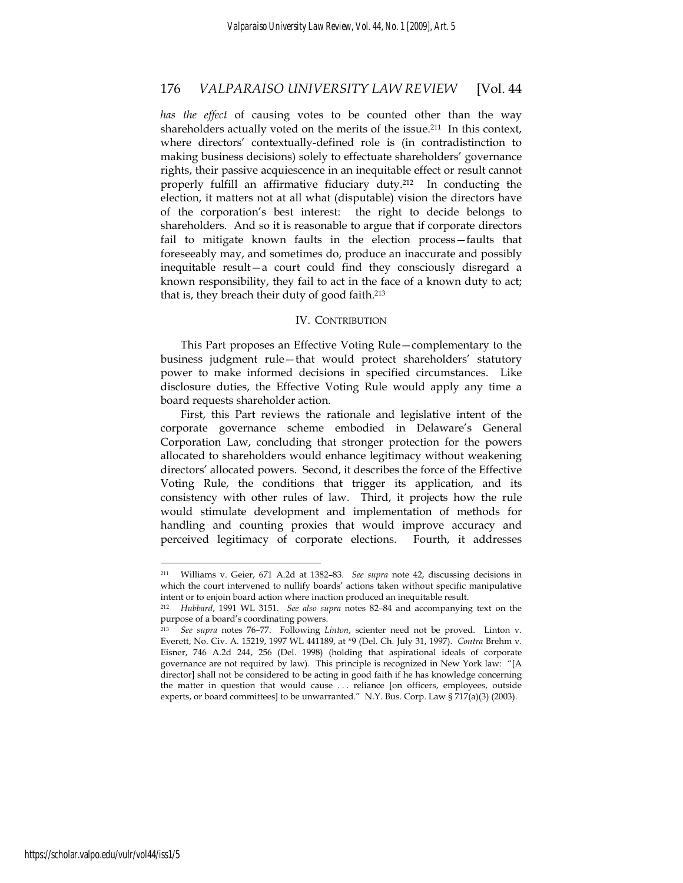*has the effect* of causing votes to be counted other than the way shareholders actually voted on the merits of the issue.[211] In this context, where directors' contextually-defined role is (in contradistinction to making business decisions) solely to effectuate shareholders' governance rights, their passive acquiescence in an inequitable effect or result cannot properly fulfill an affirmative fiduciary duty.[212] In conducting the election, it matters not at all what (disputable) vision the directors have of the corporation's best interest: the right to decide belongs to shareholders. And so it is reasonable to argue that if corporate directors fail to mitigate known faults in the election process—faults that foreseeably may, and sometimes do, produce an inaccurate and possibly inequitable result—a court could find they consciously disregard a known responsibility, they fail to act in the face of a known duty to act; that is, they breach their duty of good faith.[213]

## IV. CONTRIBUTION

This Part proposes an Effective Voting Rule—complementary to the business judgment rule—that would protect shareholders' statutory power to make informed decisions in specified circumstances. Like disclosure duties, the Effective Voting Rule would apply any time a board requests shareholder action.

First, this Part reviews the rationale and legislative intent of the corporate governance scheme embodied in Delaware's General Corporation Law, concluding that stronger protection for the powers allocated to shareholders would enhance legitimacy without weakening directors' allocated powers. Second, it describes the force of the Effective Voting Rule, the conditions that trigger its application, and its consistency with other rules of law. Third, it projects how the rule would stimulate development and implementation of methods for handling and counting proxies that would improve accuracy and perceived legitimacy of corporate elections. Fourth, it addresses

---

[211] Williams v. Geier, 671 A.2d at 1382–83. *See supra* note 42, discussing decisions in which the court intervened to nullify boards' actions taken without specific manipulative intent or to enjoin board action where inaction produced an inequitable result.

[212] *Hubbard*, 1991 WL 3151. *See also supra* notes 82–84 and accompanying text on the purpose of a board's coordinating powers.

[213] *See supra* notes 76–77. Following *Linton*, scienter need not be proved. Linton v. Everett, No. Civ. A. 15219, 1997 WL 441189, at *9 (Del. Ch. July 31, 1997). *Contra* Brehm v. Eisner, 746 A.2d 244, 256 (Del. 1998) (holding that aspirational ideals of corporate governance are not required by law). This principle is recognized in New York law: "[A director] shall not be considered to be acting in good faith if he has knowledge concerning the matter in question that would cause . . . reliance [on officers, employees, outside experts, or board committees] to be unwarranted." N.Y. Bus. Corp. Law § 717(a)(3) (2003).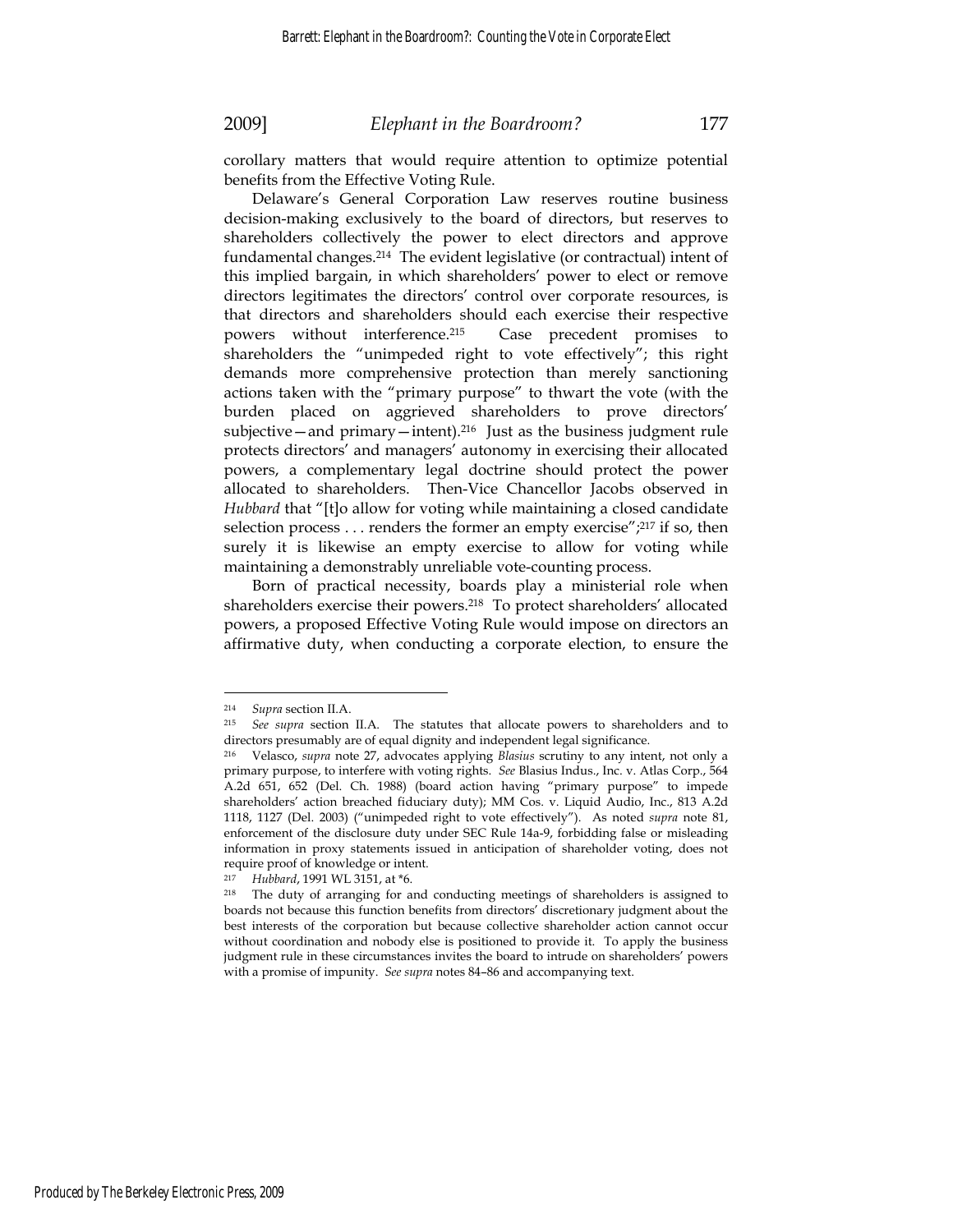corollary matters that would require attention to optimize potential benefits from the Effective Voting Rule.

Delaware's General Corporation Law reserves routine business decision-making exclusively to the board of directors, but reserves to shareholders collectively the power to elect directors and approve fundamental changes.[214] The evident legislative (or contractual) intent of this implied bargain, in which shareholders' power to elect or remove directors legitimates the directors' control over corporate resources, is that directors and shareholders should each exercise their respective powers without interference.[215] Case precedent promises to shareholders the "unimpeded right to vote effectively"; this right demands more comprehensive protection than merely sanctioning actions taken with the "primary purpose" to thwart the vote (with the burden placed on aggrieved shareholders to prove directors' subjective—and primary—intent).[216] Just as the business judgment rule protects directors' and managers' autonomy in exercising their allocated powers, a complementary legal doctrine should protect the power allocated to shareholders. Then-Vice Chancellor Jacobs observed in *Hubbard* that "[t]o allow for voting while maintaining a closed candidate selection process . . . renders the former an empty exercise";[217] if so, then surely it is likewise an empty exercise to allow for voting while maintaining a demonstrably unreliable vote-counting process.

Born of practical necessity, boards play a ministerial role when shareholders exercise their powers.[218] To protect shareholders' allocated powers, a proposed Effective Voting Rule would impose on directors an affirmative duty, when conducting a corporate election, to ensure the

---

[214] *Supra* section II.A.

[215] *See supra* section II.A. The statutes that allocate powers to shareholders and to directors presumably are of equal dignity and independent legal significance.

[216] Velasco, *supra* note 27, advocates applying *Blasius* scrutiny to any intent, not only a primary purpose, to interfere with voting rights. *See* Blasius Indus., Inc. v. Atlas Corp., 564 A.2d 651, 652 (Del. Ch. 1988) (board action having "primary purpose" to impede shareholders' action breached fiduciary duty); MM Cos. v. Liquid Audio, Inc., 813 A.2d 1118, 1127 (Del. 2003) ("unimpeded right to vote effectively"). As noted *supra* note 81, enforcement of the disclosure duty under SEC Rule 14a-9, forbidding false or misleading information in proxy statements issued in anticipation of shareholder voting, does not require proof of knowledge or intent.

[217] *Hubbard*, 1991 WL 3151, at *6.

[218] The duty of arranging for and conducting meetings of shareholders is assigned to boards not because this function benefits from directors' discretionary judgment about the best interests of the corporation but because collective shareholder action cannot occur without coordination and nobody else is positioned to provide it. To apply the business judgment rule in these circumstances invites the board to intrude on shareholders' powers with a promise of impunity. *See supra* notes 84–86 and accompanying text.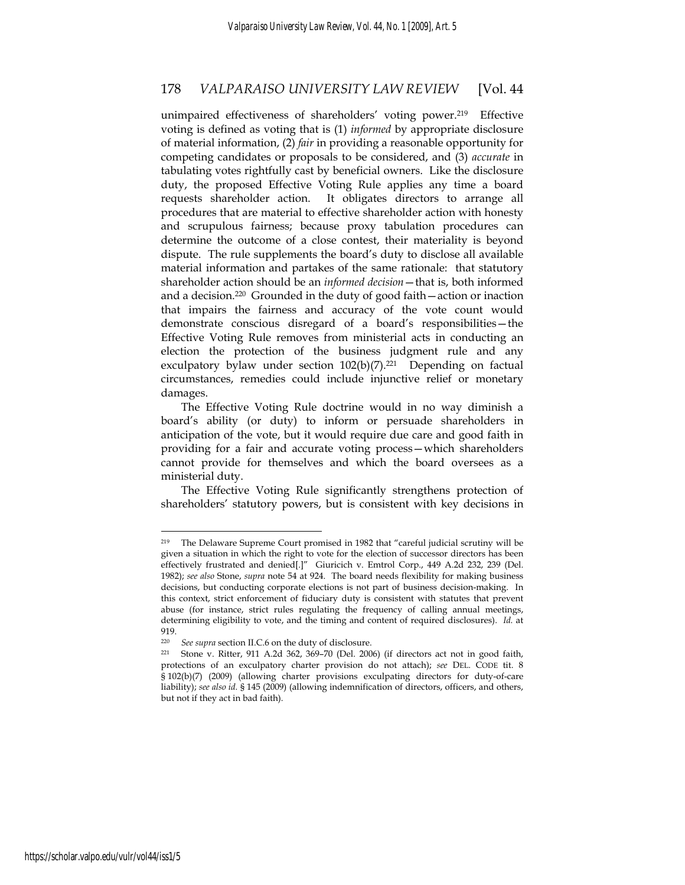unimpaired effectiveness of shareholders' voting power.[219] Effective voting is defined as voting that is (1) *informed* by appropriate disclosure of material information, (2) *fair* in providing a reasonable opportunity for competing candidates or proposals to be considered, and (3) *accurate* in tabulating votes rightfully cast by beneficial owners. Like the disclosure duty, the proposed Effective Voting Rule applies any time a board requests shareholder action. It obligates directors to arrange all procedures that are material to effective shareholder action with honesty and scrupulous fairness; because proxy tabulation procedures can determine the outcome of a close contest, their materiality is beyond dispute. The rule supplements the board's duty to disclose all available material information and partakes of the same rationale: that statutory shareholder action should be an *informed decision*—that is, both informed and a decision.[220] Grounded in the duty of good faith—action or inaction that impairs the fairness and accuracy of the vote count would demonstrate conscious disregard of a board's responsibilities—the Effective Voting Rule removes from ministerial acts in conducting an election the protection of the business judgment rule and any exculpatory bylaw under section 102(b)(7).[221] Depending on factual circumstances, remedies could include injunctive relief or monetary damages.

The Effective Voting Rule doctrine would in no way diminish a board's ability (or duty) to inform or persuade shareholders in anticipation of the vote, but it would require due care and good faith in providing for a fair and accurate voting process—which shareholders cannot provide for themselves and which the board oversees as a ministerial duty.

The Effective Voting Rule significantly strengthens protection of shareholders' statutory powers, but is consistent with key decisions in

---

[219] The Delaware Supreme Court promised in 1982 that "careful judicial scrutiny will be given a situation in which the right to vote for the election of successor directors has been effectively frustrated and denied[.]" Giuricich v. Emtrol Corp., 449 A.2d 232, 239 (Del. 1982); *see also* Stone, *supra* note 54 at 924. The board needs flexibility for making business decisions, but conducting corporate elections is not part of business decision-making. In this context, strict enforcement of fiduciary duty is consistent with statutes that prevent abuse (for instance, strict rules regulating the frequency of calling annual meetings, determining eligibility to vote, and the timing and content of required disclosures). *Id.* at 919.

[220] *See supra* section II.C.6 on the duty of disclosure.

[221] Stone v. Ritter, 911 A.2d 362, 369–70 (Del. 2006) (if directors act not in good faith, protections of an exculpatory charter provision do not attach); *see* DEL. CODE tit. 8 § 102(b)(7) (2009) (allowing charter provisions exculpating directors for duty-of-care liability); *see also id.* § 145 (2009) (allowing indemnification of directors, officers, and others, but not if they act in bad faith).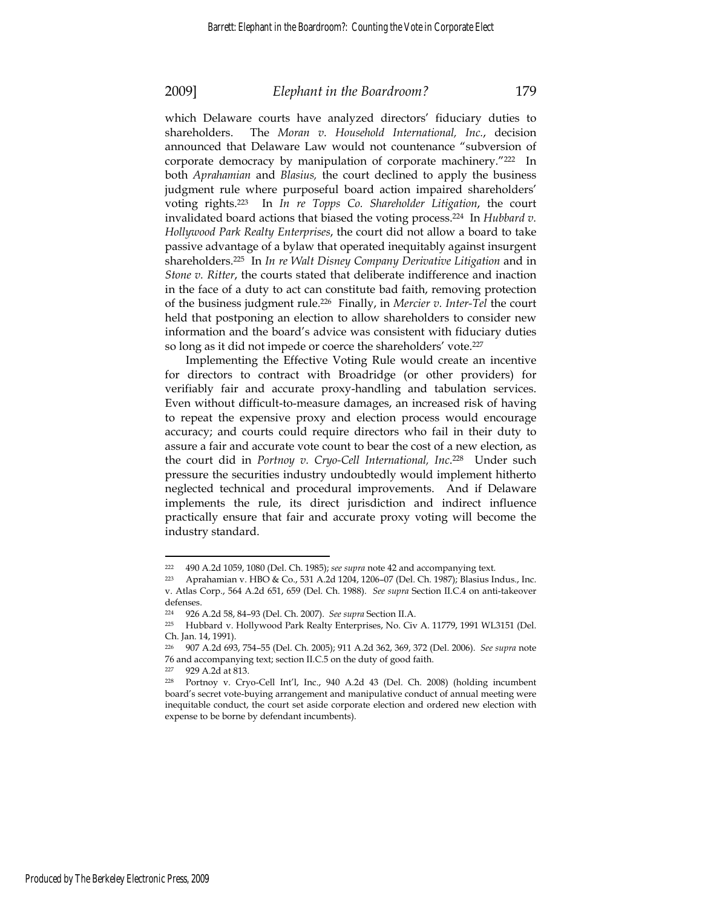which Delaware courts have analyzed directors' fiduciary duties to shareholders. The *Moran v. Household International, Inc.*, decision announced that Delaware Law would not countenance "subversion of corporate democracy by manipulation of corporate machinery."[222] In both *Aprahamian* and *Blasius,* the court declined to apply the business judgment rule where purposeful board action impaired shareholders' voting rights.[223] In *In re Topps Co. Shareholder Litigation*, the court invalidated board actions that biased the voting process.[224] In *Hubbard v. Hollywood Park Realty Enterprises*, the court did not allow a board to take passive advantage of a bylaw that operated inequitably against insurgent shareholders.[225] In *In re Walt Disney Company Derivative Litigation* and in *Stone v. Ritter*, the courts stated that deliberate indifference and inaction in the face of a duty to act can constitute bad faith, removing protection of the business judgment rule.[226] Finally, in *Mercier v. Inter-Tel* the court held that postponing an election to allow shareholders to consider new information and the board's advice was consistent with fiduciary duties so long as it did not impede or coerce the shareholders' vote.[227]

Implementing the Effective Voting Rule would create an incentive for directors to contract with Broadridge (or other providers) for verifiably fair and accurate proxy-handling and tabulation services. Even without difficult-to-measure damages, an increased risk of having to repeat the expensive proxy and election process would encourage accuracy; and courts could require directors who fail in their duty to assure a fair and accurate vote count to bear the cost of a new election, as the court did in *Portnoy v. Cryo-Cell International, Inc*.[228] Under such pressure the securities industry undoubtedly would implement hitherto neglected technical and procedural improvements. And if Delaware implements the rule, its direct jurisdiction and indirect influence practically ensure that fair and accurate proxy voting will become the industry standard.

---

[222] 490 A.2d 1059, 1080 (Del. Ch. 1985); *see supra* note 42 and accompanying text.

[223] Aprahamian v. HBO & Co., 531 A.2d 1204, 1206–07 (Del. Ch. 1987); Blasius Indus., Inc. v. Atlas Corp., 564 A.2d 651, 659 (Del. Ch. 1988). *See supra* Section II.C.4 on anti-takeover defenses.

[224] 926 A.2d 58, 84–93 (Del. Ch. 2007). *See supra* Section II.A.

[225] Hubbard v. Hollywood Park Realty Enterprises, No. Civ A. 11779, 1991 WL3151 (Del. Ch. Jan. 14, 1991).

[226] 907 A.2d 693, 754–55 (Del. Ch. 2005); 911 A.2d 362, 369, 372 (Del. 2006). *See supra* note 76 and accompanying text; section II.C.5 on the duty of good faith.

[227] 929 A.2d at 813.

[228] Portnoy v. Cryo-Cell Int'l, Inc., 940 A.2d 43 (Del. Ch. 2008) (holding incumbent board's secret vote-buying arrangement and manipulative conduct of annual meeting were inequitable conduct, the court set aside corporate election and ordered new election with expense to be borne by defendant incumbents).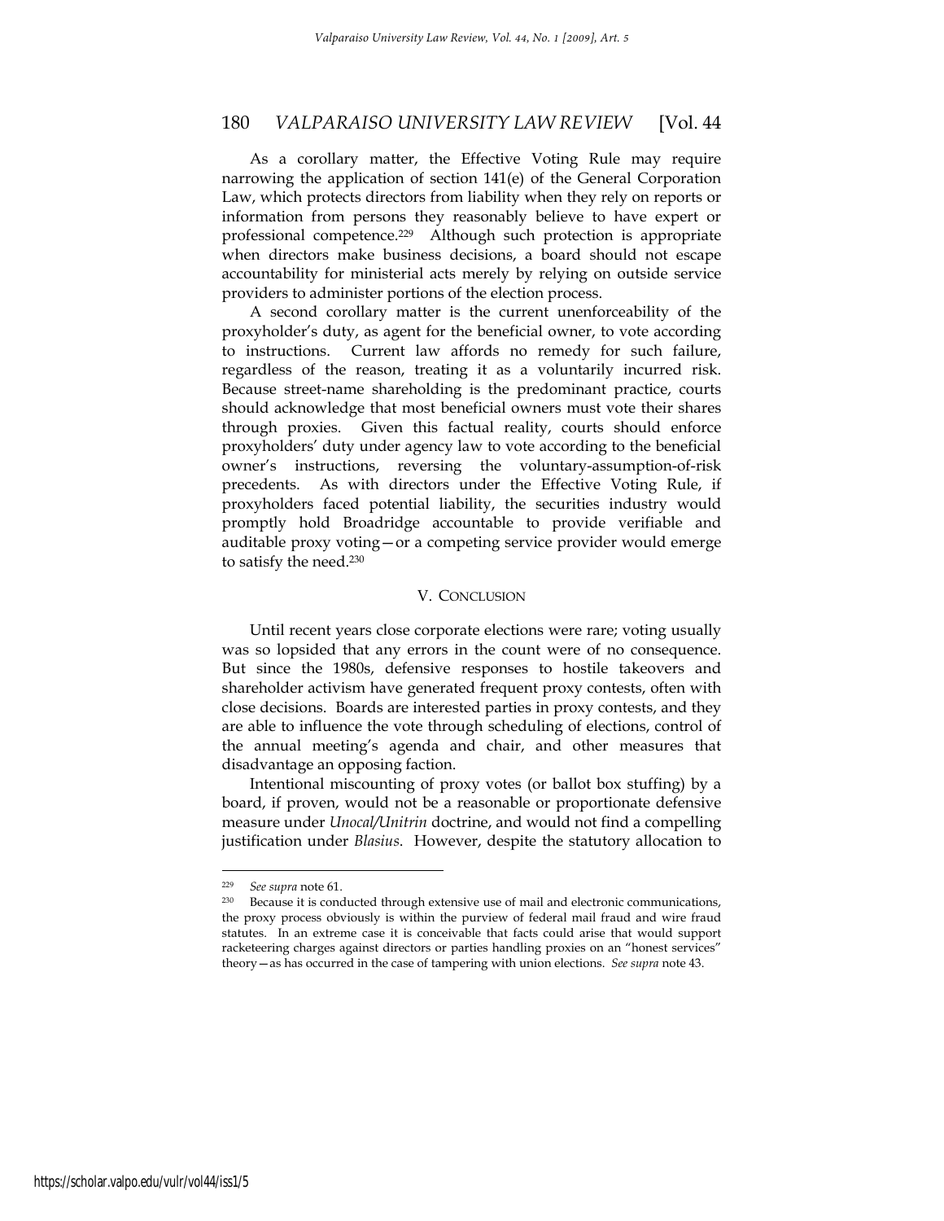As a corollary matter, the Effective Voting Rule may require narrowing the application of section 141(e) of the General Corporation Law, which protects directors from liability when they rely on reports or information from persons they reasonably believe to have expert or professional competence.[229] Although such protection is appropriate when directors make business decisions, a board should not escape accountability for ministerial acts merely by relying on outside service providers to administer portions of the election process.

A second corollary matter is the current unenforceability of the proxyholder's duty, as agent for the beneficial owner, to vote according to instructions. Current law affords no remedy for such failure, regardless of the reason, treating it as a voluntarily incurred risk. Because street-name shareholding is the predominant practice, courts should acknowledge that most beneficial owners must vote their shares through proxies. Given this factual reality, courts should enforce proxyholders' duty under agency law to vote according to the beneficial owner's instructions, reversing the voluntary-assumption-of-risk precedents. As with directors under the Effective Voting Rule, if proxyholders faced potential liability, the securities industry would promptly hold Broadridge accountable to provide verifiable and auditable proxy voting—or a competing service provider would emerge to satisfy the need.[230]

## V. CONCLUSION

Until recent years close corporate elections were rare; voting usually was so lopsided that any errors in the count were of no consequence. But since the 1980s, defensive responses to hostile takeovers and shareholder activism have generated frequent proxy contests, often with close decisions. Boards are interested parties in proxy contests, and they are able to influence the vote through scheduling of elections, control of the annual meeting's agenda and chair, and other measures that disadvantage an opposing faction.

Intentional miscounting of proxy votes (or ballot box stuffing) by a board, if proven, would not be a reasonable or proportionate defensive measure under *Unocal/Unitrin* doctrine, and would not find a compelling justification under *Blasius*. However, despite the statutory allocation to

---

[229] *See supra* note 61.

[230] Because it is conducted through extensive use of mail and electronic communications, the proxy process obviously is within the purview of federal mail fraud and wire fraud statutes. In an extreme case it is conceivable that facts could arise that would support racketeering charges against directors or parties handling proxies on an "honest services" theory—as has occurred in the case of tampering with union elections. *See supra* note 43.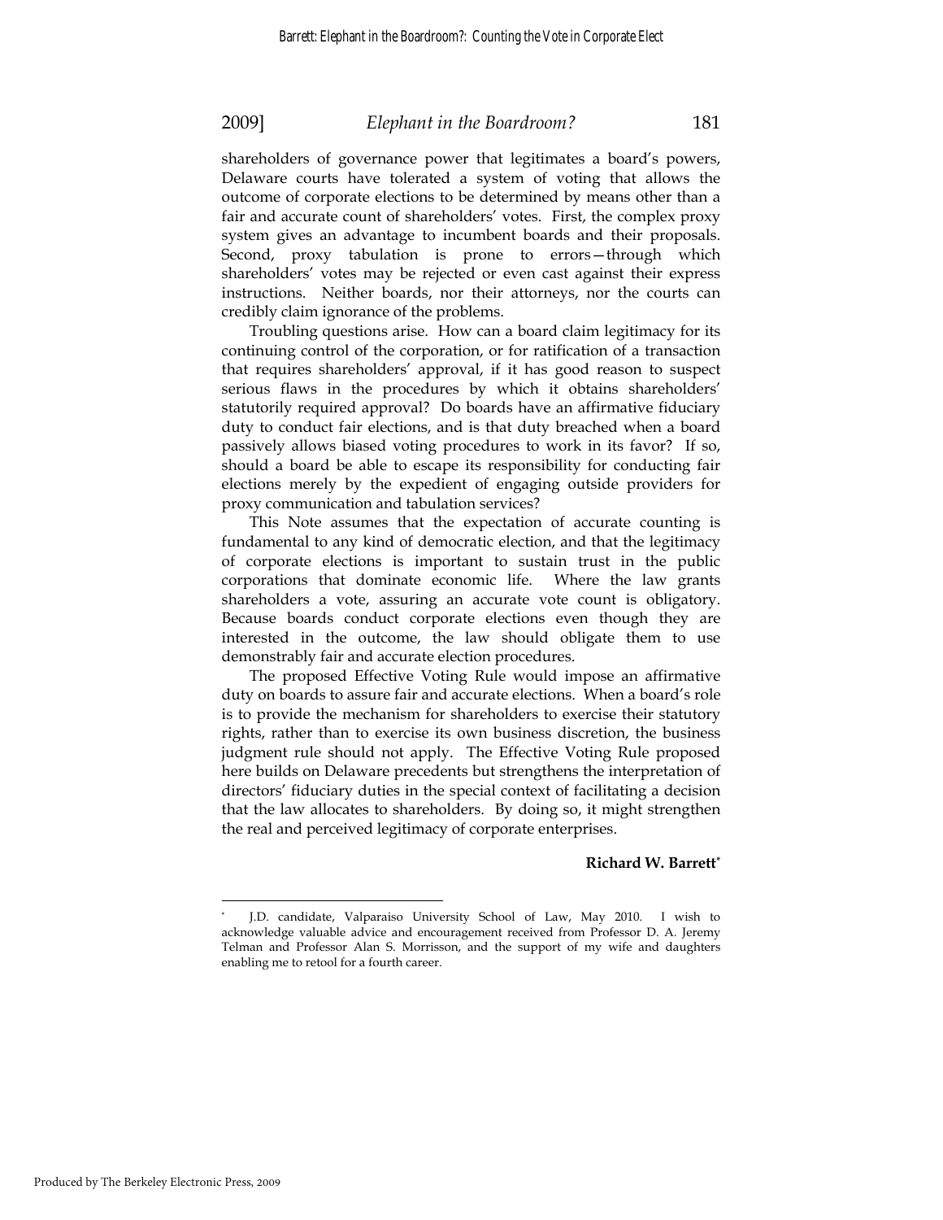shareholders of governance power that legitimates a board's powers, Delaware courts have tolerated a system of voting that allows the outcome of corporate elections to be determined by means other than a fair and accurate count of shareholders' votes. First, the complex proxy system gives an advantage to incumbent boards and their proposals. Second, proxy tabulation is prone to errors—through which shareholders' votes may be rejected or even cast against their express instructions. Neither boards, nor their attorneys, nor the courts can credibly claim ignorance of the problems.

Troubling questions arise. How can a board claim legitimacy for its continuing control of the corporation, or for ratification of a transaction that requires shareholders' approval, if it has good reason to suspect serious flaws in the procedures by which it obtains shareholders' statutorily required approval? Do boards have an affirmative fiduciary duty to conduct fair elections, and is that duty breached when a board passively allows biased voting procedures to work in its favor? If so, should a board be able to escape its responsibility for conducting fair elections merely by the expedient of engaging outside providers for proxy communication and tabulation services?

This Note assumes that the expectation of accurate counting is fundamental to any kind of democratic election, and that the legitimacy of corporate elections is important to sustain trust in the public corporations that dominate economic life. Where the law grants shareholders a vote, assuring an accurate vote count is obligatory. Because boards conduct corporate elections even though they are interested in the outcome, the law should obligate them to use demonstrably fair and accurate election procedures.

The proposed Effective Voting Rule would impose an affirmative duty on boards to assure fair and accurate elections. When a board's role is to provide the mechanism for shareholders to exercise their statutory rights, rather than to exercise its own business discretion, the business judgment rule should not apply. The Effective Voting Rule proposed here builds on Delaware precedents but strengthens the interpretation of directors' fiduciary duties in the special context of facilitating a decision that the law allocates to shareholders. By doing so, it might strengthen the real and perceived legitimacy of corporate enterprises.

**Richard W. Barrett***

---

\* J.D. candidate, Valparaiso University School of Law, May 2010. I wish to acknowledge valuable advice and encouragement received from Professor D. A. Jeremy Telman and Professor Alan S. Morrisson, and the support of my wife and daughters enabling me to retool for a fourth career.